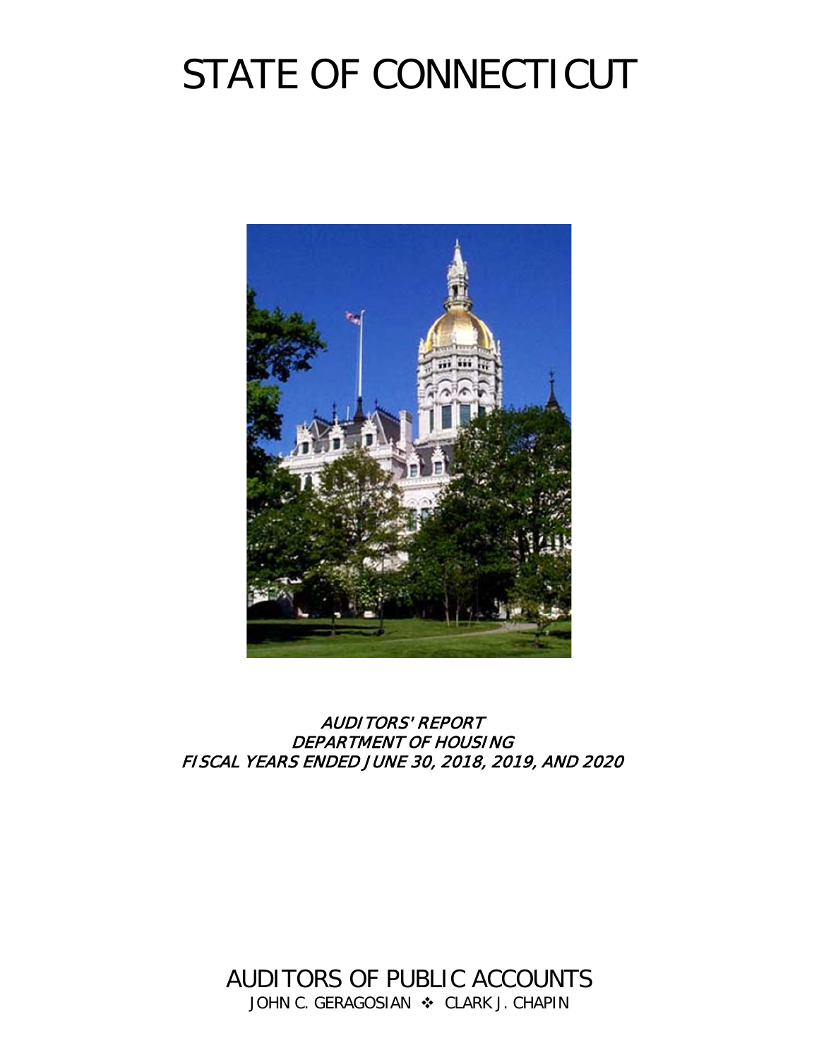# STATE OF CONNECTICUT

*AUDITORS' REPORT*
*DEPARTMENT OF HOUSING*
*FISCAL YEARS ENDED JUNE 30, 2018, 2019, AND 2020*

AUDITORS OF PUBLIC ACCOUNTS

JOHN C. GERAGOSIAN ❖ CLARK J. CHAPIN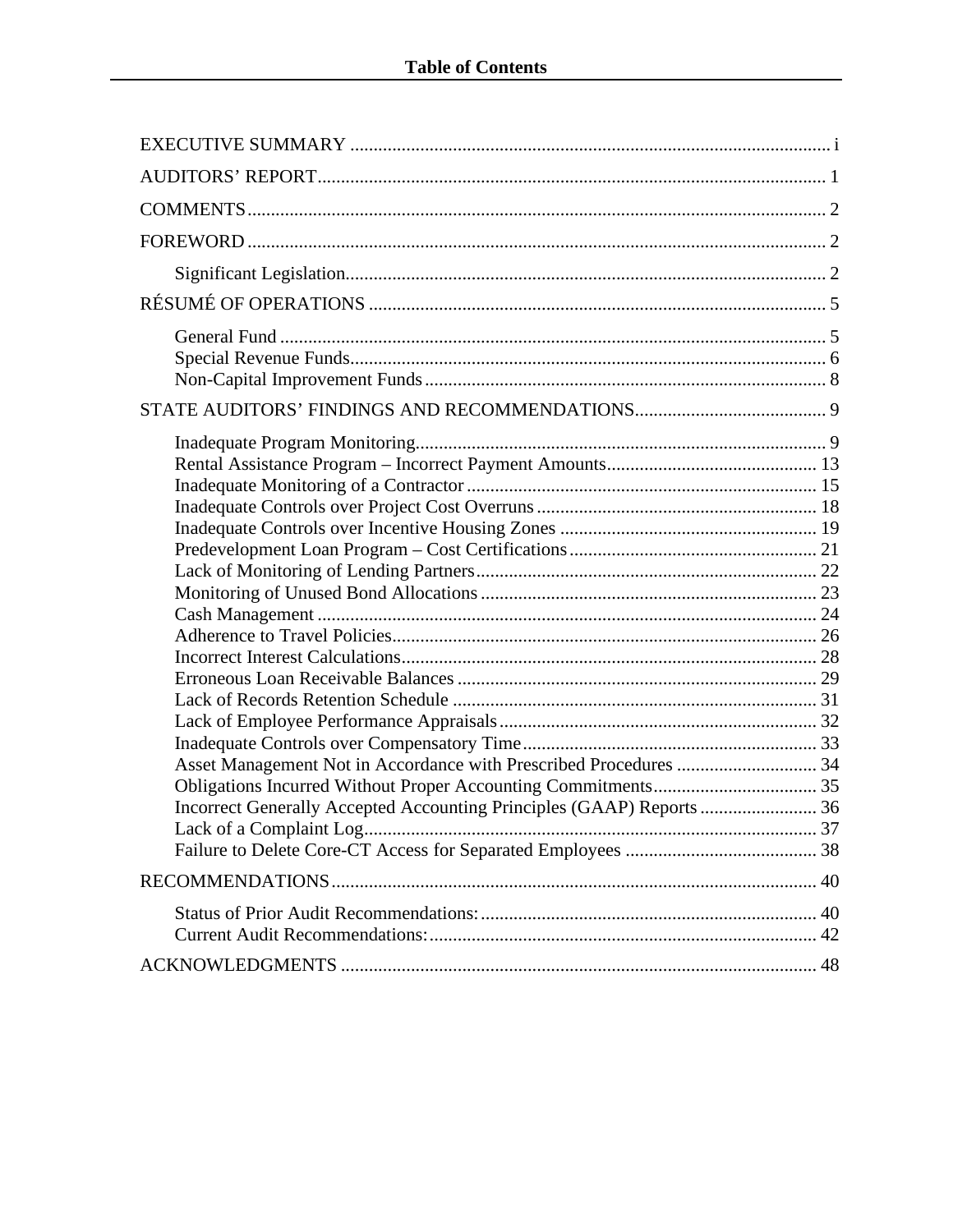# Table of Contents

EXECUTIVE SUMMARY ..... i

AUDITORS' REPORT ..... 1

COMMENTS ..... 2

FOREWORD ..... 2

- Significant Legislation ..... 2

RÉSUMÉ OF OPERATIONS ..... 5

- General Fund ..... 5
- Special Revenue Funds ..... 6
- Non-Capital Improvement Funds ..... 8

STATE AUDITORS' FINDINGS AND RECOMMENDATIONS ..... 9

- Inadequate Program Monitoring ..... 9
- Rental Assistance Program – Incorrect Payment Amounts ..... 13
- Inadequate Monitoring of a Contractor ..... 15
- Inadequate Controls over Project Cost Overruns ..... 18
- Inadequate Controls over Incentive Housing Zones ..... 19
- Predevelopment Loan Program – Cost Certifications ..... 21
- Lack of Monitoring of Lending Partners ..... 22
- Monitoring of Unused Bond Allocations ..... 23
- Cash Management ..... 24
- Adherence to Travel Policies ..... 26
- Incorrect Interest Calculations ..... 28
- Erroneous Loan Receivable Balances ..... 29
- Lack of Records Retention Schedule ..... 31
- Lack of Employee Performance Appraisals ..... 32
- Inadequate Controls over Compensatory Time ..... 33
- Asset Management Not in Accordance with Prescribed Procedures ..... 34
- Obligations Incurred Without Proper Accounting Commitments ..... 35
- Incorrect Generally Accepted Accounting Principles (GAAP) Reports ..... 36
- Lack of a Complaint Log ..... 37
- Failure to Delete Core-CT Access for Separated Employees ..... 38

RECOMMENDATIONS ..... 40

- Status of Prior Audit Recommendations: ..... 40
- Current Audit Recommendations: ..... 42

ACKNOWLEDGMENTS ..... 48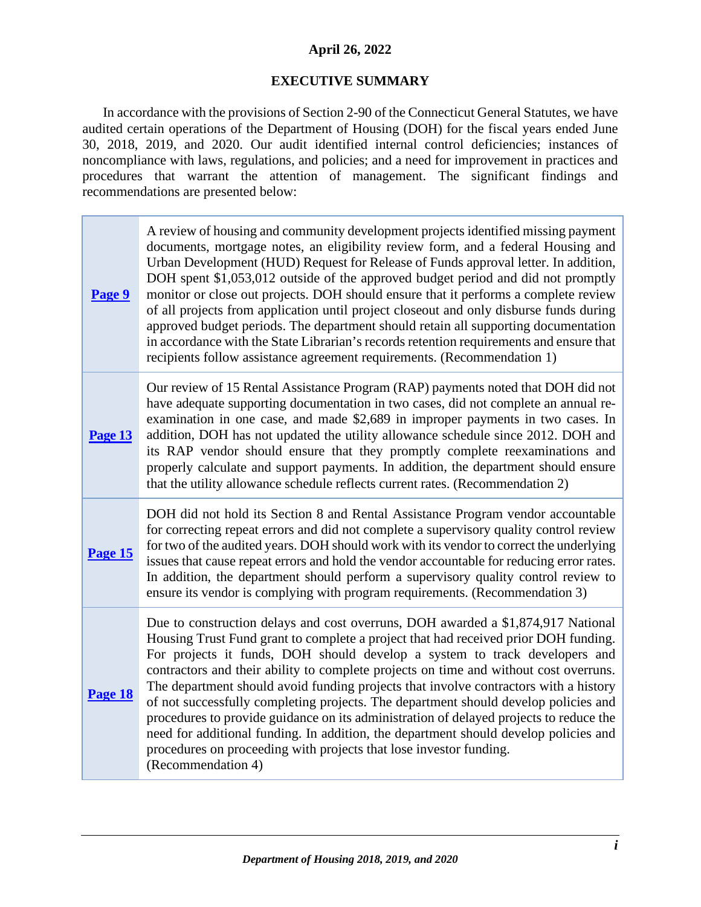**April 26, 2022**

## EXECUTIVE SUMMARY

In accordance with the provisions of Section 2-90 of the Connecticut General Statutes, we have audited certain operations of the Department of Housing (DOH) for the fiscal years ended June 30, 2018, 2019, and 2020. Our audit identified internal control deficiencies; instances of noncompliance with laws, regulations, and policies; and a need for improvement in practices and procedures that warrant the attention of management. The significant findings and recommendations are presented below:

| | |
|---|---|
| **Page 9** | A review of housing and community development projects identified missing payment documents, mortgage notes, an eligibility review form, and a federal Housing and Urban Development (HUD) Request for Release of Funds approval letter. In addition, DOH spent $1,053,012 outside of the approved budget period and did not promptly monitor or close out projects. DOH should ensure that it performs a complete review of all projects from application until project closeout and only disburse funds during approved budget periods. The department should retain all supporting documentation in accordance with the State Librarian's records retention requirements and ensure that recipients follow assistance agreement requirements. (Recommendation 1) |
| **Page 13** | Our review of 15 Rental Assistance Program (RAP) payments noted that DOH did not have adequate supporting documentation in two cases, did not complete an annual re-examination in one case, and made $2,689 in improper payments in two cases. In addition, DOH has not updated the utility allowance schedule since 2012. DOH and its RAP vendor should ensure that they promptly complete reexaminations and properly calculate and support payments. In addition, the department should ensure that the utility allowance schedule reflects current rates. (Recommendation 2) |
| **Page 15** | DOH did not hold its Section 8 and Rental Assistance Program vendor accountable for correcting repeat errors and did not complete a supervisory quality control review for two of the audited years. DOH should work with its vendor to correct the underlying issues that cause repeat errors and hold the vendor accountable for reducing error rates. In addition, the department should perform a supervisory quality control review to ensure its vendor is complying with program requirements. (Recommendation 3) |
| **Page 18** | Due to construction delays and cost overruns, DOH awarded a $1,874,917 National Housing Trust Fund grant to complete a project that had received prior DOH funding. For projects it funds, DOH should develop a system to track developers and contractors and their ability to complete projects on time and without cost overruns. The department should avoid funding projects that involve contractors with a history of not successfully completing projects. The department should develop policies and procedures to provide guidance on its administration of delayed projects to reduce the need for additional funding. In addition, the department should develop policies and procedures on proceeding with projects that lose investor funding. (Recommendation 4) |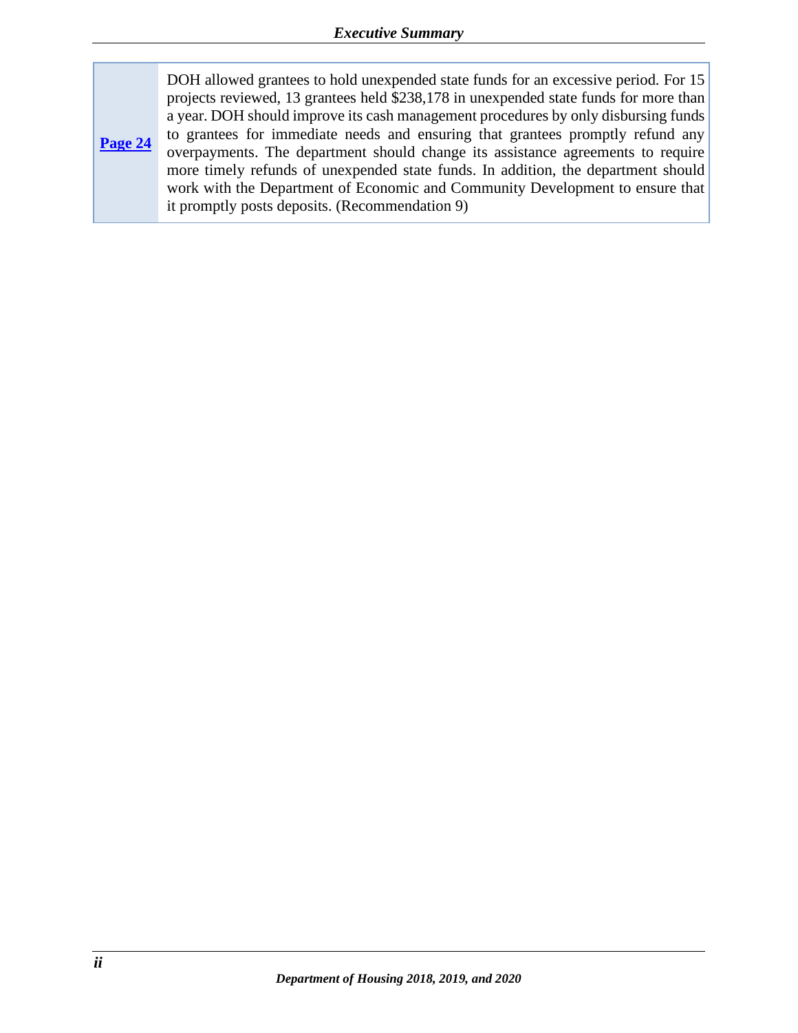| | |
|---|---|
| **Page 24** | DOH allowed grantees to hold unexpended state funds for an excessive period. For 15 projects reviewed, 13 grantees held $238,178 in unexpended state funds for more than a year. DOH should improve its cash management procedures by only disbursing funds to grantees for immediate needs and ensuring that grantees promptly refund any overpayments. The department should change its assistance agreements to require more timely refunds of unexpended state funds. In addition, the department should work with the Department of Economic and Community Development to ensure that it promptly posts deposits. (Recommendation 9) |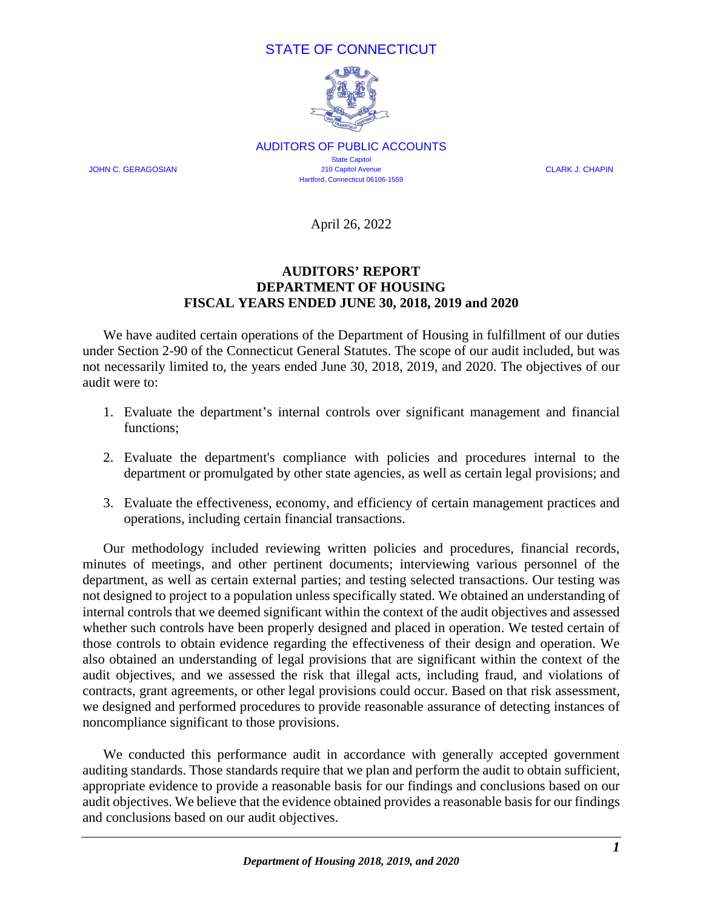STATE OF CONNECTICUT

AUDITORS OF PUBLIC ACCOUNTS

JOHN C. GERAGOSIAN

State Capitol
210 Capitol Avenue
Hartford, Connecticut 06106-1559

CLARK J. CHAPIN

April 26, 2022

**AUDITORS' REPORT**
**DEPARTMENT OF HOUSING**
**FISCAL YEARS ENDED JUNE 30, 2018, 2019 and 2020**

We have audited certain operations of the Department of Housing in fulfillment of our duties under Section 2-90 of the Connecticut General Statutes. The scope of our audit included, but was not necessarily limited to, the years ended June 30, 2018, 2019, and 2020. The objectives of our audit were to:

1. Evaluate the department's internal controls over significant management and financial functions;

2. Evaluate the department's compliance with policies and procedures internal to the department or promulgated by other state agencies, as well as certain legal provisions; and

3. Evaluate the effectiveness, economy, and efficiency of certain management practices and operations, including certain financial transactions.

Our methodology included reviewing written policies and procedures, financial records, minutes of meetings, and other pertinent documents; interviewing various personnel of the department, as well as certain external parties; and testing selected transactions. Our testing was not designed to project to a population unless specifically stated. We obtained an understanding of internal controls that we deemed significant within the context of the audit objectives and assessed whether such controls have been properly designed and placed in operation. We tested certain of those controls to obtain evidence regarding the effectiveness of their design and operation. We also obtained an understanding of legal provisions that are significant within the context of the audit objectives, and we assessed the risk that illegal acts, including fraud, and violations of contracts, grant agreements, or other legal provisions could occur. Based on that risk assessment, we designed and performed procedures to provide reasonable assurance of detecting instances of noncompliance significant to those provisions.

We conducted this performance audit in accordance with generally accepted government auditing standards. Those standards require that we plan and perform the audit to obtain sufficient, appropriate evidence to provide a reasonable basis for our findings and conclusions based on our audit objectives. We believe that the evidence obtained provides a reasonable basis for our findings and conclusions based on our audit objectives.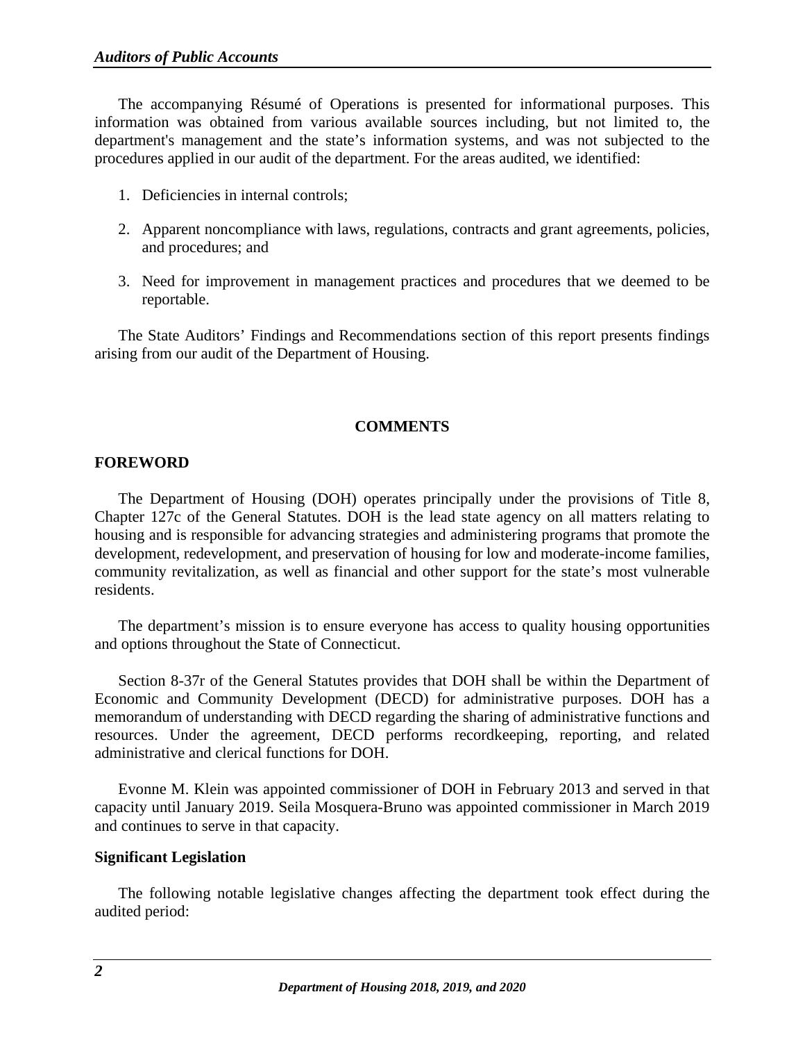The accompanying Résumé of Operations is presented for informational purposes. This information was obtained from various available sources including, but not limited to, the department's management and the state's information systems, and was not subjected to the procedures applied in our audit of the department. For the areas audited, we identified:

1. Deficiencies in internal controls;

2. Apparent noncompliance with laws, regulations, contracts and grant agreements, policies, and procedures; and

3. Need for improvement in management practices and procedures that we deemed to be reportable.

The State Auditors' Findings and Recommendations section of this report presents findings arising from our audit of the Department of Housing.

## COMMENTS

### FOREWORD

The Department of Housing (DOH) operates principally under the provisions of Title 8, Chapter 127c of the General Statutes. DOH is the lead state agency on all matters relating to housing and is responsible for advancing strategies and administering programs that promote the development, redevelopment, and preservation of housing for low and moderate-income families, community revitalization, as well as financial and other support for the state's most vulnerable residents.

The department's mission is to ensure everyone has access to quality housing opportunities and options throughout the State of Connecticut.

Section 8-37r of the General Statutes provides that DOH shall be within the Department of Economic and Community Development (DECD) for administrative purposes. DOH has a memorandum of understanding with DECD regarding the sharing of administrative functions and resources. Under the agreement, DECD performs recordkeeping, reporting, and related administrative and clerical functions for DOH.

Evonne M. Klein was appointed commissioner of DOH in February 2013 and served in that capacity until January 2019. Seila Mosquera-Bruno was appointed commissioner in March 2019 and continues to serve in that capacity.

#### Significant Legislation

The following notable legislative changes affecting the department took effect during the audited period: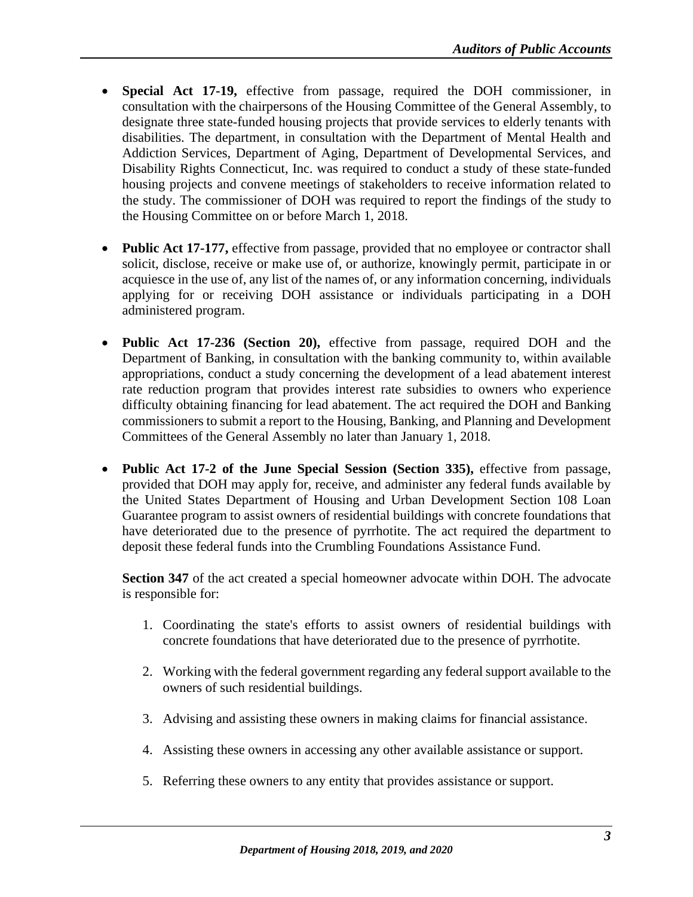- **Special Act 17-19,** effective from passage, required the DOH commissioner, in consultation with the chairpersons of the Housing Committee of the General Assembly, to designate three state-funded housing projects that provide services to elderly tenants with disabilities. The department, in consultation with the Department of Mental Health and Addiction Services, Department of Aging, Department of Developmental Services, and Disability Rights Connecticut, Inc. was required to conduct a study of these state-funded housing projects and convene meetings of stakeholders to receive information related to the study. The commissioner of DOH was required to report the findings of the study to the Housing Committee on or before March 1, 2018.

- **Public Act 17-177,** effective from passage, provided that no employee or contractor shall solicit, disclose, receive or make use of, or authorize, knowingly permit, participate in or acquiesce in the use of, any list of the names of, or any information concerning, individuals applying for or receiving DOH assistance or individuals participating in a DOH administered program.

- **Public Act 17-236 (Section 20),** effective from passage, required DOH and the Department of Banking, in consultation with the banking community to, within available appropriations, conduct a study concerning the development of a lead abatement interest rate reduction program that provides interest rate subsidies to owners who experience difficulty obtaining financing for lead abatement. The act required the DOH and Banking commissioners to submit a report to the Housing, Banking, and Planning and Development Committees of the General Assembly no later than January 1, 2018.

- **Public Act 17-2 of the June Special Session (Section 335),** effective from passage, provided that DOH may apply for, receive, and administer any federal funds available by the United States Department of Housing and Urban Development Section 108 Loan Guarantee program to assist owners of residential buildings with concrete foundations that have deteriorated due to the presence of pyrrhotite. The act required the department to deposit these federal funds into the Crumbling Foundations Assistance Fund.

  **Section 347** of the act created a special homeowner advocate within DOH. The advocate is responsible for:

  1. Coordinating the state's efforts to assist owners of residential buildings with concrete foundations that have deteriorated due to the presence of pyrrhotite.

  2. Working with the federal government regarding any federal support available to the owners of such residential buildings.

  3. Advising and assisting these owners in making claims for financial assistance.

  4. Assisting these owners in accessing any other available assistance or support.

  5. Referring these owners to any entity that provides assistance or support.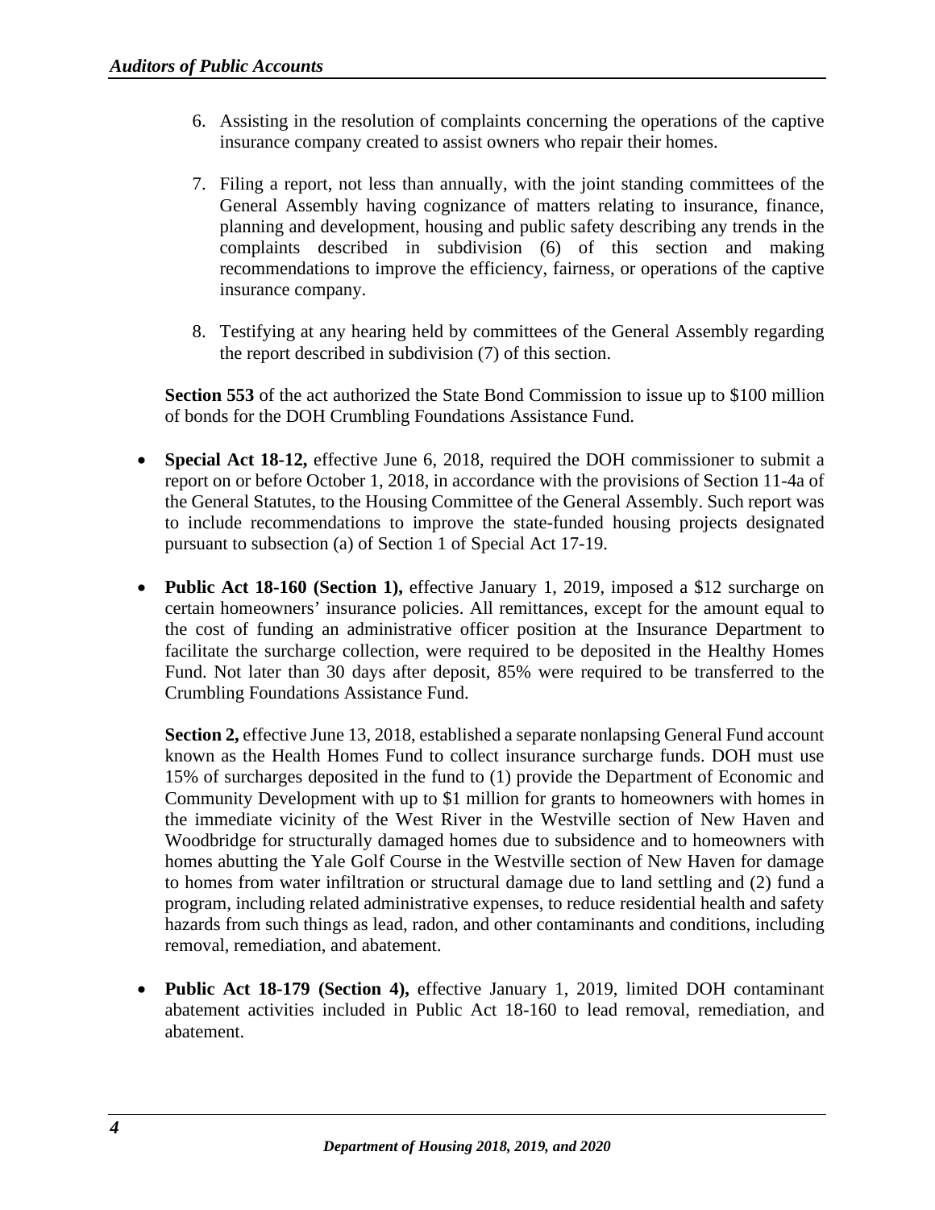6. Assisting in the resolution of complaints concerning the operations of the captive insurance company created to assist owners who repair their homes.

7. Filing a report, not less than annually, with the joint standing committees of the General Assembly having cognizance of matters relating to insurance, finance, planning and development, housing and public safety describing any trends in the complaints described in subdivision (6) of this section and making recommendations to improve the efficiency, fairness, or operations of the captive insurance company.

8. Testifying at any hearing held by committees of the General Assembly regarding the report described in subdivision (7) of this section.

**Section 553** of the act authorized the State Bond Commission to issue up to $100 million of bonds for the DOH Crumbling Foundations Assistance Fund.

- **Special Act 18-12,** effective June 6, 2018, required the DOH commissioner to submit a report on or before October 1, 2018, in accordance with the provisions of Section 11-4a of the General Statutes, to the Housing Committee of the General Assembly. Such report was to include recommendations to improve the state-funded housing projects designated pursuant to subsection (a) of Section 1 of Special Act 17-19.

- **Public Act 18-160 (Section 1),** effective January 1, 2019, imposed a $12 surcharge on certain homeowners' insurance policies. All remittances, except for the amount equal to the cost of funding an administrative officer position at the Insurance Department to facilitate the surcharge collection, were required to be deposited in the Healthy Homes Fund. Not later than 30 days after deposit, 85% were required to be transferred to the Crumbling Foundations Assistance Fund.

  **Section 2,** effective June 13, 2018, established a separate nonlapsing General Fund account known as the Health Homes Fund to collect insurance surcharge funds. DOH must use 15% of surcharges deposited in the fund to (1) provide the Department of Economic and Community Development with up to $1 million for grants to homeowners with homes in the immediate vicinity of the West River in the Westville section of New Haven and Woodbridge for structurally damaged homes due to subsidence and to homeowners with homes abutting the Yale Golf Course in the Westville section of New Haven for damage to homes from water infiltration or structural damage due to land settling and (2) fund a program, including related administrative expenses, to reduce residential health and safety hazards from such things as lead, radon, and other contaminants and conditions, including removal, remediation, and abatement.

- **Public Act 18-179 (Section 4),** effective January 1, 2019, limited DOH contaminant abatement activities included in Public Act 18-160 to lead removal, remediation, and abatement.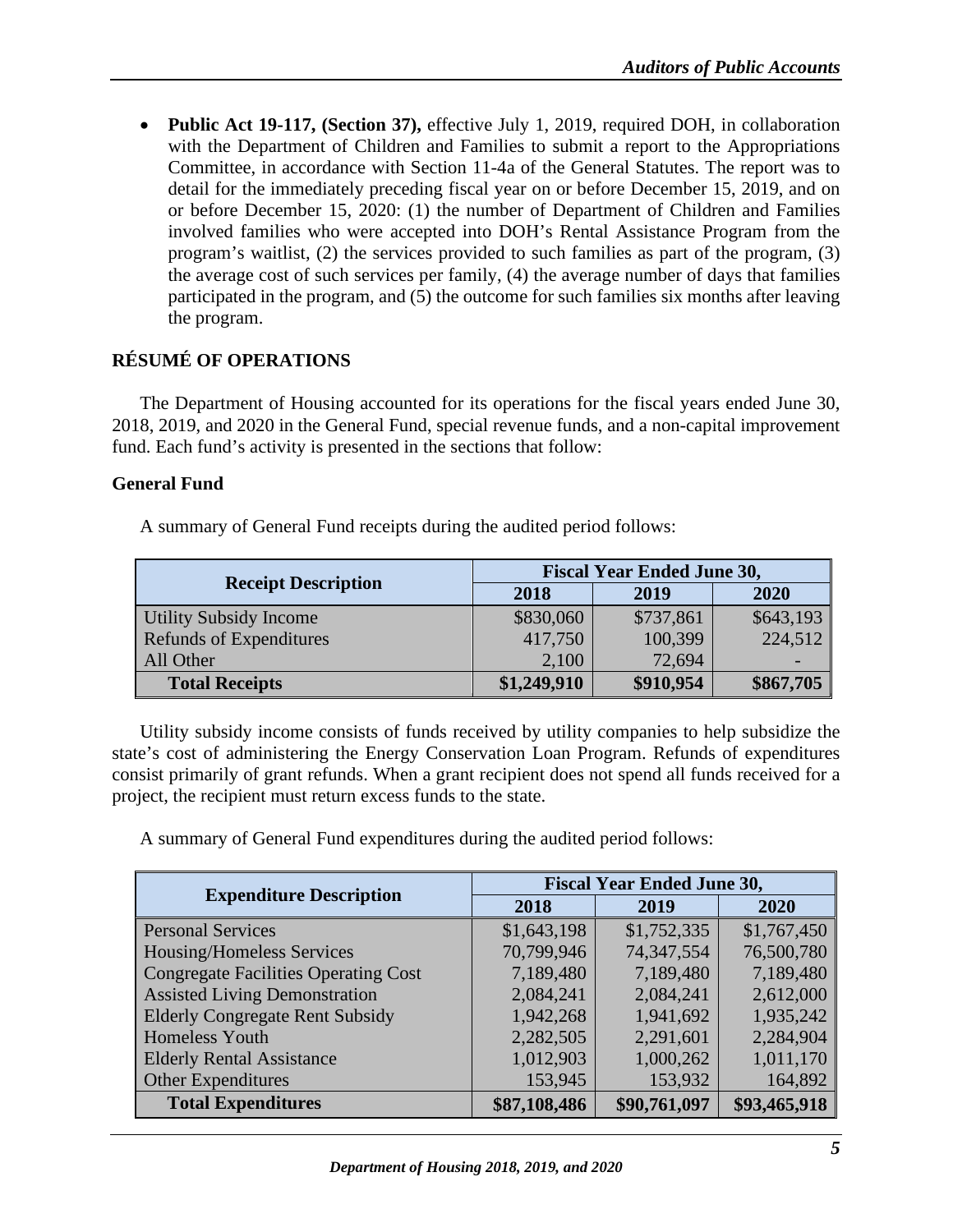- **Public Act 19-117, (Section 37),** effective July 1, 2019, required DOH, in collaboration with the Department of Children and Families to submit a report to the Appropriations Committee, in accordance with Section 11-4a of the General Statutes. The report was to detail for the immediately preceding fiscal year on or before December 15, 2019, and on or before December 15, 2020: (1) the number of Department of Children and Families involved families who were accepted into DOH's Rental Assistance Program from the program's waitlist, (2) the services provided to such families as part of the program, (3) the average cost of such services per family, (4) the average number of days that families participated in the program, and (5) the outcome for such families six months after leaving the program.

## RÉSUMÉ OF OPERATIONS

The Department of Housing accounted for its operations for the fiscal years ended June 30, 2018, 2019, and 2020 in the General Fund, special revenue funds, and a non-capital improvement fund. Each fund's activity is presented in the sections that follow:

### General Fund

A summary of General Fund receipts during the audited period follows:

| Receipt Description | Fiscal Year Ended June 30, | | |
|---|---|---|---|
| | 2018 | 2019 | 2020 |
| Utility Subsidy Income | $830,060 | $737,861 | $643,193 |
| Refunds of Expenditures | 417,750 | 100,399 | 224,512 |
| All Other | 2,100 | 72,694 | - |
| **Total Receipts** | **$1,249,910** | **$910,954** | **$867,705** |

Utility subsidy income consists of funds received by utility companies to help subsidize the state's cost of administering the Energy Conservation Loan Program. Refunds of expenditures consist primarily of grant refunds. When a grant recipient does not spend all funds received for a project, the recipient must return excess funds to the state.

A summary of General Fund expenditures during the audited period follows:

| Expenditure Description | Fiscal Year Ended June 30, | | |
|---|---|---|---|
| | 2018 | 2019 | 2020 |
| Personal Services | $1,643,198 | $1,752,335 | $1,767,450 |
| Housing/Homeless Services | 70,799,946 | 74,347,554 | 76,500,780 |
| Congregate Facilities Operating Cost | 7,189,480 | 7,189,480 | 7,189,480 |
| Assisted Living Demonstration | 2,084,241 | 2,084,241 | 2,612,000 |
| Elderly Congregate Rent Subsidy | 1,942,268 | 1,941,692 | 1,935,242 |
| Homeless Youth | 2,282,505 | 2,291,601 | 2,284,904 |
| Elderly Rental Assistance | 1,012,903 | 1,000,262 | 1,011,170 |
| Other Expenditures | 153,945 | 153,932 | 164,892 |
| **Total Expenditures** | **$87,108,486** | **$90,761,097** | **$93,465,918** |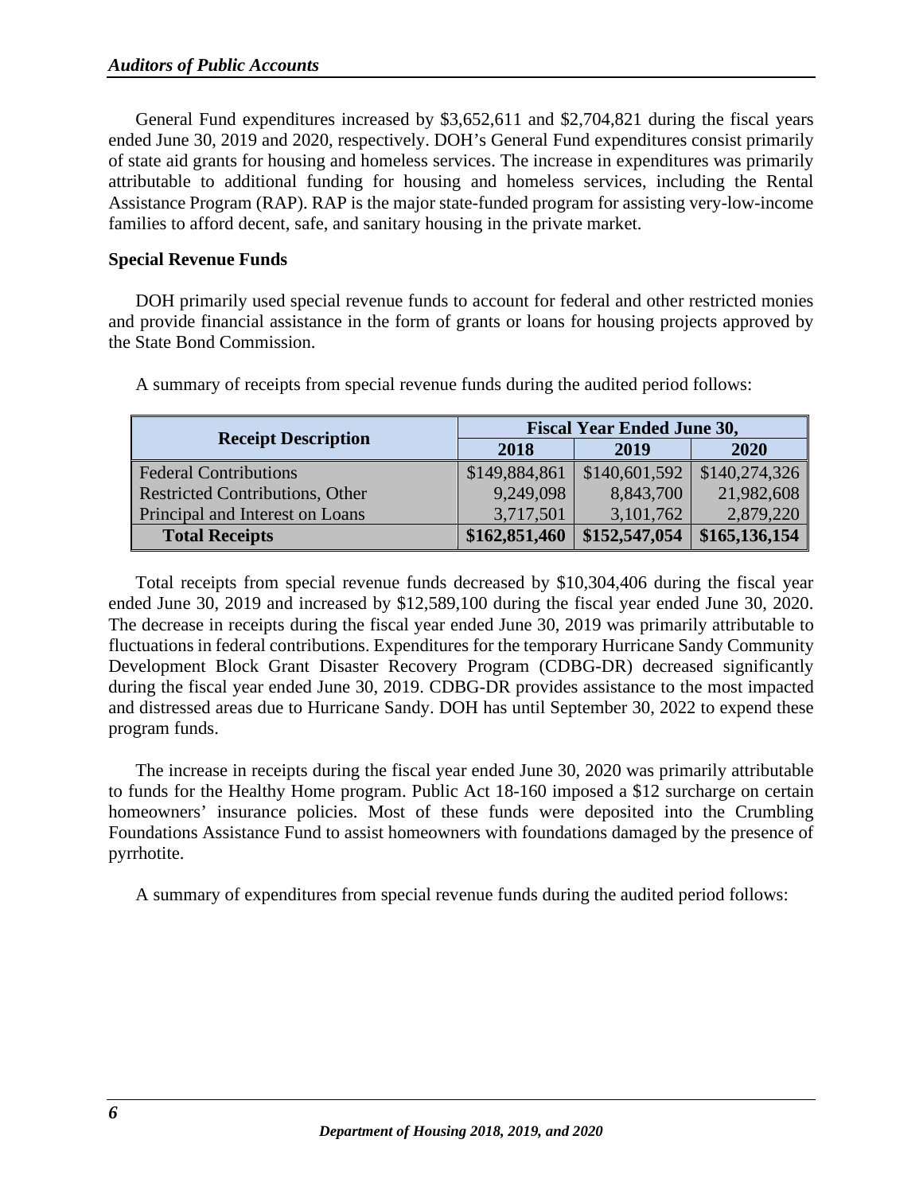General Fund expenditures increased by $3,652,611 and $2,704,821 during the fiscal years ended June 30, 2019 and 2020, respectively. DOH's General Fund expenditures consist primarily of state aid grants for housing and homeless services. The increase in expenditures was primarily attributable to additional funding for housing and homeless services, including the Rental Assistance Program (RAP). RAP is the major state-funded program for assisting very-low-income families to afford decent, safe, and sanitary housing in the private market.

**Special Revenue Funds**

DOH primarily used special revenue funds to account for federal and other restricted monies and provide financial assistance in the form of grants or loans for housing projects approved by the State Bond Commission.

A summary of receipts from special revenue funds during the audited period follows:

| Receipt Description | Fiscal Year Ended June 30, | | |
|---|---|---|---|
| | 2018 | 2019 | 2020 |
| Federal Contributions | $149,884,861 | $140,601,592 | $140,274,326 |
| Restricted Contributions, Other | 9,249,098 | 8,843,700 | 21,982,608 |
| Principal and Interest on Loans | 3,717,501 | 3,101,762 | 2,879,220 |
| **Total Receipts** | **$162,851,460** | **$152,547,054** | **$165,136,154** |

Total receipts from special revenue funds decreased by $10,304,406 during the fiscal year ended June 30, 2019 and increased by $12,589,100 during the fiscal year ended June 30, 2020. The decrease in receipts during the fiscal year ended June 30, 2019 was primarily attributable to fluctuations in federal contributions. Expenditures for the temporary Hurricane Sandy Community Development Block Grant Disaster Recovery Program (CDBG-DR) decreased significantly during the fiscal year ended June 30, 2019. CDBG-DR provides assistance to the most impacted and distressed areas due to Hurricane Sandy. DOH has until September 30, 2022 to expend these program funds.

The increase in receipts during the fiscal year ended June 30, 2020 was primarily attributable to funds for the Healthy Home program. Public Act 18-160 imposed a $12 surcharge on certain homeowners' insurance policies. Most of these funds were deposited into the Crumbling Foundations Assistance Fund to assist homeowners with foundations damaged by the presence of pyrrhotite.

A summary of expenditures from special revenue funds during the audited period follows: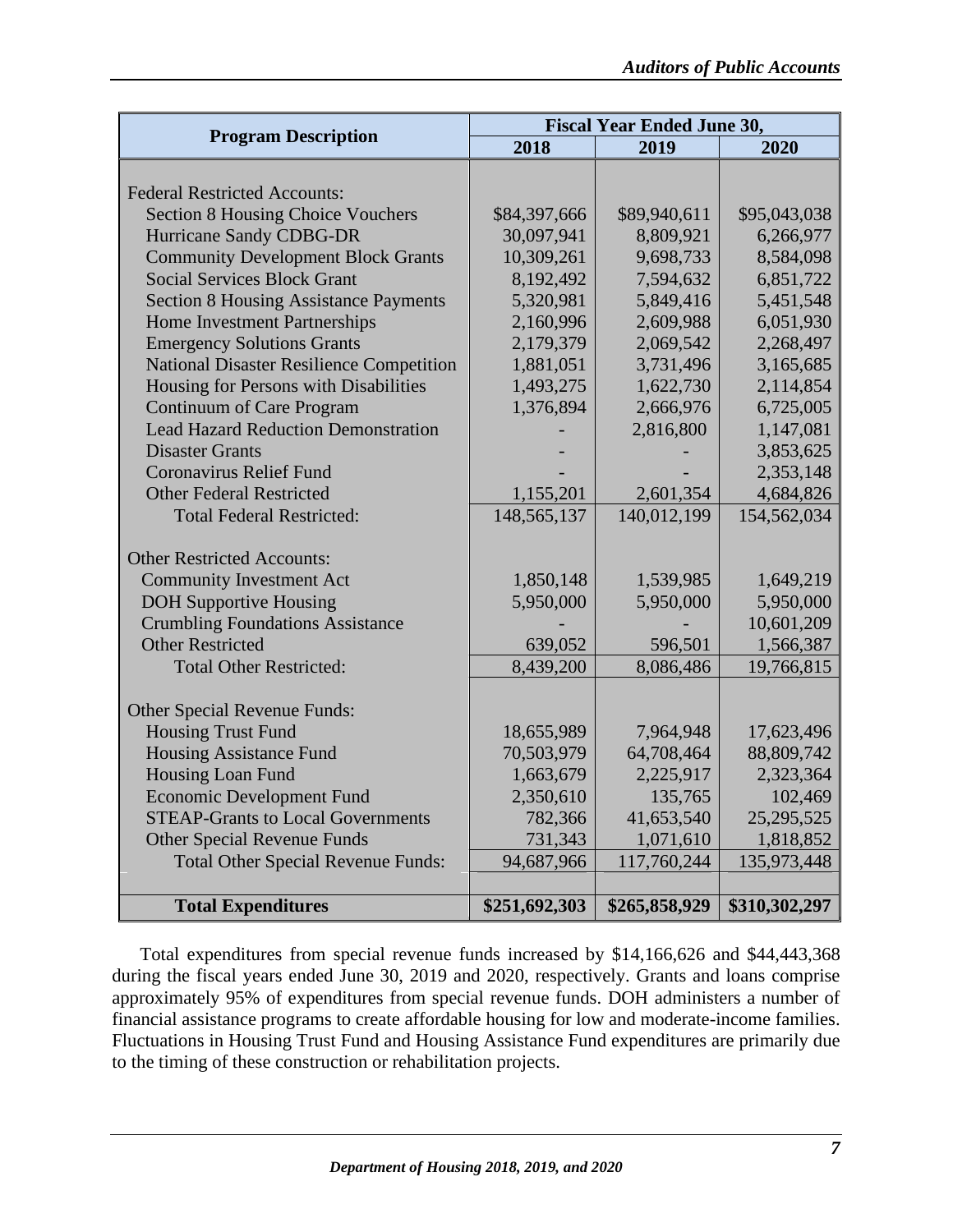| Program Description | Fiscal Year Ended June 30, | | |
|---|---|---|---|
| | 2018 | 2019 | 2020 |
| Federal Restricted Accounts: | | | |
| Section 8 Housing Choice Vouchers | $84,397,666 | $89,940,611 | $95,043,038 |
| Hurricane Sandy CDBG-DR | 30,097,941 | 8,809,921 | 6,266,977 |
| Community Development Block Grants | 10,309,261 | 9,698,733 | 8,584,098 |
| Social Services Block Grant | 8,192,492 | 7,594,632 | 6,851,722 |
| Section 8 Housing Assistance Payments | 5,320,981 | 5,849,416 | 5,451,548 |
| Home Investment Partnerships | 2,160,996 | 2,609,988 | 6,051,930 |
| Emergency Solutions Grants | 2,179,379 | 2,069,542 | 2,268,497 |
| National Disaster Resilience Competition | 1,881,051 | 3,731,496 | 3,165,685 |
| Housing for Persons with Disabilities | 1,493,275 | 1,622,730 | 2,114,854 |
| Continuum of Care Program | 1,376,894 | 2,666,976 | 6,725,005 |
| Lead Hazard Reduction Demonstration | - | 2,816,800 | 1,147,081 |
| Disaster Grants | - | - | 3,853,625 |
| Coronavirus Relief Fund | - | - | 2,353,148 |
| Other Federal Restricted | 1,155,201 | 2,601,354 | 4,684,826 |
| Total Federal Restricted: | 148,565,137 | 140,012,199 | 154,562,034 |
| Other Restricted Accounts: | | | |
| Community Investment Act | 1,850,148 | 1,539,985 | 1,649,219 |
| DOH Supportive Housing | 5,950,000 | 5,950,000 | 5,950,000 |
| Crumbling Foundations Assistance | - | - | 10,601,209 |
| Other Restricted | 639,052 | 596,501 | 1,566,387 |
| Total Other Restricted: | 8,439,200 | 8,086,486 | 19,766,815 |
| Other Special Revenue Funds: | | | |
| Housing Trust Fund | 18,655,989 | 7,964,948 | 17,623,496 |
| Housing Assistance Fund | 70,503,979 | 64,708,464 | 88,809,742 |
| Housing Loan Fund | 1,663,679 | 2,225,917 | 2,323,364 |
| Economic Development Fund | 2,350,610 | 135,765 | 102,469 |
| STEAP-Grants to Local Governments | 782,366 | 41,653,540 | 25,295,525 |
| Other Special Revenue Funds | 731,343 | 1,071,610 | 1,818,852 |
| Total Other Special Revenue Funds: | 94,687,966 | 117,760,244 | 135,973,448 |
| **Total Expenditures** | **$251,692,303** | **$265,858,929** | **$310,302,297** |

Total expenditures from special revenue funds increased by $14,166,626 and $44,443,368 during the fiscal years ended June 30, 2019 and 2020, respectively. Grants and loans comprise approximately 95% of expenditures from special revenue funds. DOH administers a number of financial assistance programs to create affordable housing for low and moderate-income families. Fluctuations in Housing Trust Fund and Housing Assistance Fund expenditures are primarily due to the timing of these construction or rehabilitation projects.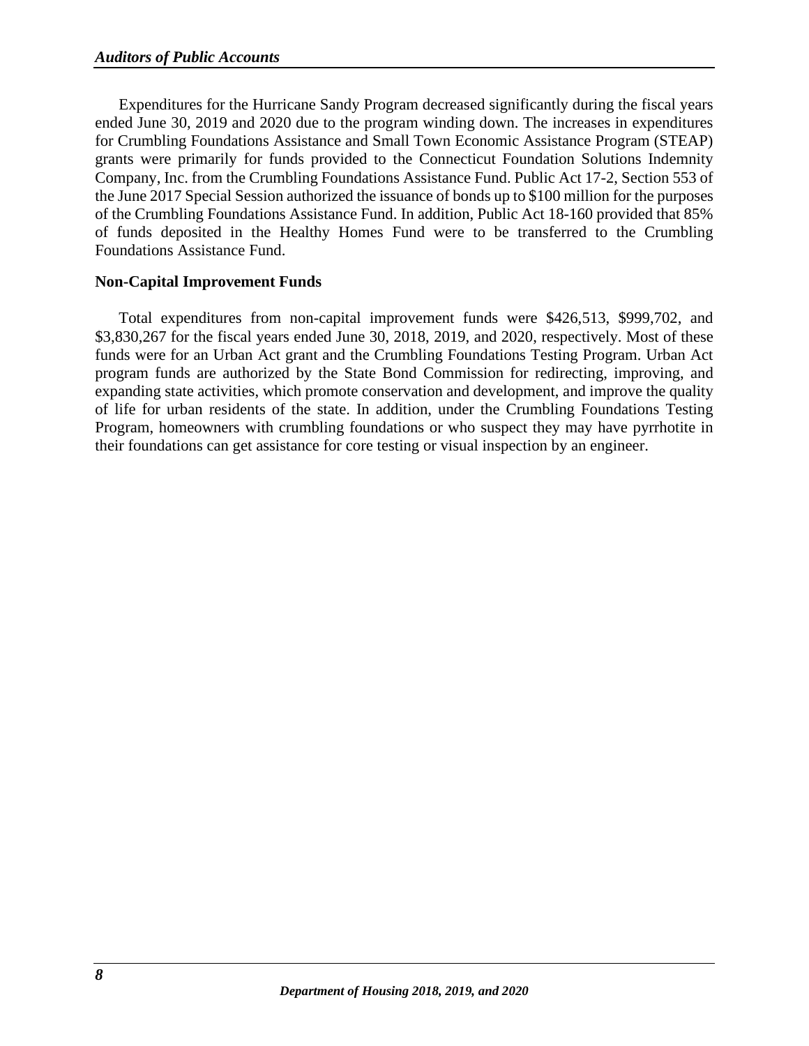Expenditures for the Hurricane Sandy Program decreased significantly during the fiscal years ended June 30, 2019 and 2020 due to the program winding down. The increases in expenditures for Crumbling Foundations Assistance and Small Town Economic Assistance Program (STEAP) grants were primarily for funds provided to the Connecticut Foundation Solutions Indemnity Company, Inc. from the Crumbling Foundations Assistance Fund. Public Act 17-2, Section 553 of the June 2017 Special Session authorized the issuance of bonds up to $100 million for the purposes of the Crumbling Foundations Assistance Fund. In addition, Public Act 18-160 provided that 85% of funds deposited in the Healthy Homes Fund were to be transferred to the Crumbling Foundations Assistance Fund.

**Non-Capital Improvement Funds**

Total expenditures from non-capital improvement funds were $426,513, $999,702, and $3,830,267 for the fiscal years ended June 30, 2018, 2019, and 2020, respectively. Most of these funds were for an Urban Act grant and the Crumbling Foundations Testing Program. Urban Act program funds are authorized by the State Bond Commission for redirecting, improving, and expanding state activities, which promote conservation and development, and improve the quality of life for urban residents of the state. In addition, under the Crumbling Foundations Testing Program, homeowners with crumbling foundations or who suspect they may have pyrrhotite in their foundations can get assistance for core testing or visual inspection by an engineer.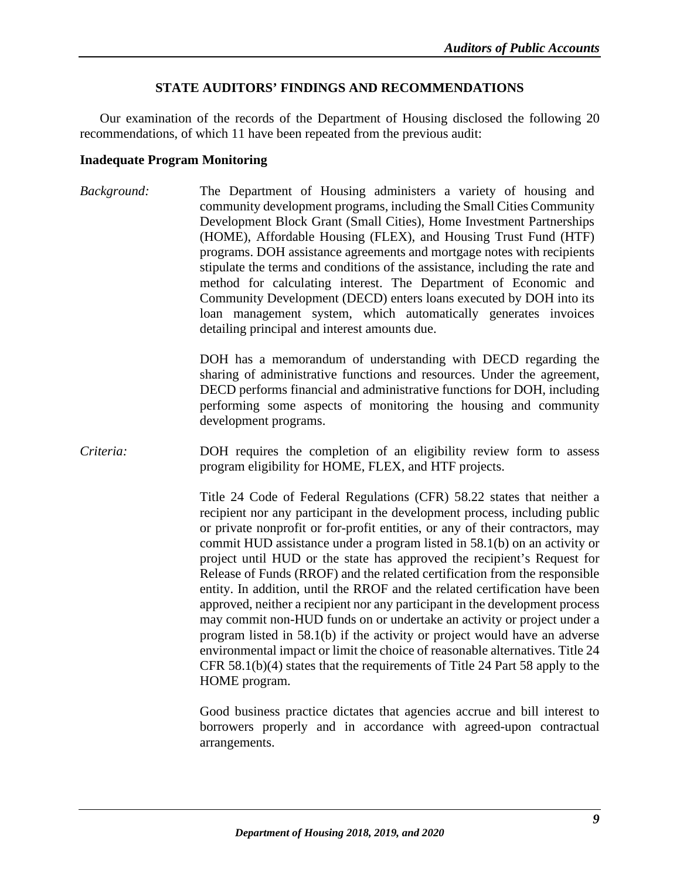## STATE AUDITORS' FINDINGS AND RECOMMENDATIONS

Our examination of the records of the Department of Housing disclosed the following 20 recommendations, of which 11 have been repeated from the previous audit:

### Inadequate Program Monitoring

*Background:* The Department of Housing administers a variety of housing and community development programs, including the Small Cities Community Development Block Grant (Small Cities), Home Investment Partnerships (HOME), Affordable Housing (FLEX), and Housing Trust Fund (HTF) programs. DOH assistance agreements and mortgage notes with recipients stipulate the terms and conditions of the assistance, including the rate and method for calculating interest. The Department of Economic and Community Development (DECD) enters loans executed by DOH into its loan management system, which automatically generates invoices detailing principal and interest amounts due.

DOH has a memorandum of understanding with DECD regarding the sharing of administrative functions and resources. Under the agreement, DECD performs financial and administrative functions for DOH, including performing some aspects of monitoring the housing and community development programs.

*Criteria:* DOH requires the completion of an eligibility review form to assess program eligibility for HOME, FLEX, and HTF projects.

Title 24 Code of Federal Regulations (CFR) 58.22 states that neither a recipient nor any participant in the development process, including public or private nonprofit or for-profit entities, or any of their contractors, may commit HUD assistance under a program listed in 58.1(b) on an activity or project until HUD or the state has approved the recipient's Request for Release of Funds (RROF) and the related certification from the responsible entity. In addition, until the RROF and the related certification have been approved, neither a recipient nor any participant in the development process may commit non-HUD funds on or undertake an activity or project under a program listed in 58.1(b) if the activity or project would have an adverse environmental impact or limit the choice of reasonable alternatives. Title 24 CFR 58.1(b)(4) states that the requirements of Title 24 Part 58 apply to the HOME program.

Good business practice dictates that agencies accrue and bill interest to borrowers properly and in accordance with agreed-upon contractual arrangements.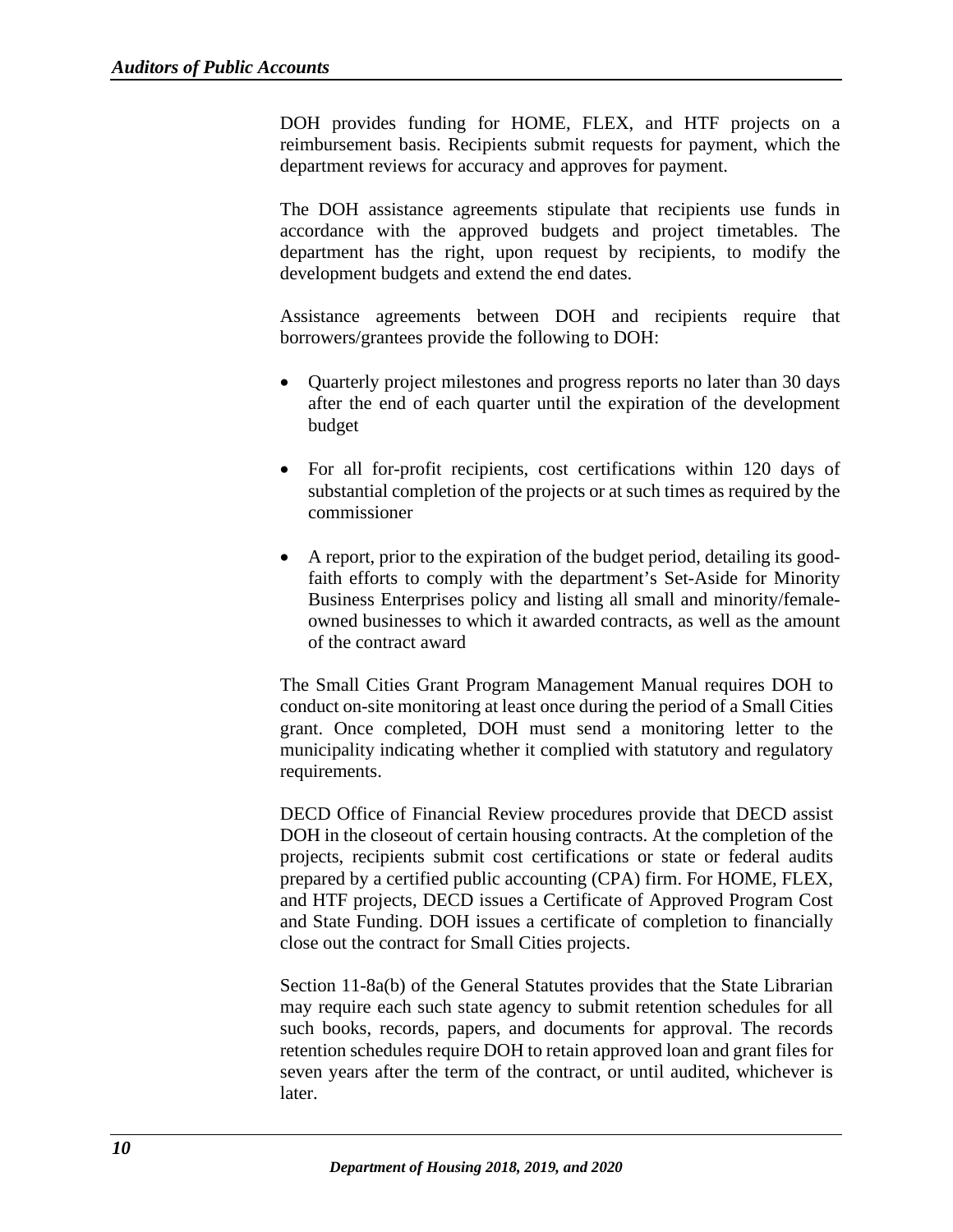DOH provides funding for HOME, FLEX, and HTF projects on a reimbursement basis. Recipients submit requests for payment, which the department reviews for accuracy and approves for payment.

The DOH assistance agreements stipulate that recipients use funds in accordance with the approved budgets and project timetables. The department has the right, upon request by recipients, to modify the development budgets and extend the end dates.

Assistance agreements between DOH and recipients require that borrowers/grantees provide the following to DOH:

- Quarterly project milestones and progress reports no later than 30 days after the end of each quarter until the expiration of the development budget
- For all for-profit recipients, cost certifications within 120 days of substantial completion of the projects or at such times as required by the commissioner
- A report, prior to the expiration of the budget period, detailing its good-faith efforts to comply with the department's Set-Aside for Minority Business Enterprises policy and listing all small and minority/female-owned businesses to which it awarded contracts, as well as the amount of the contract award

The Small Cities Grant Program Management Manual requires DOH to conduct on-site monitoring at least once during the period of a Small Cities grant. Once completed, DOH must send a monitoring letter to the municipality indicating whether it complied with statutory and regulatory requirements.

DECD Office of Financial Review procedures provide that DECD assist DOH in the closeout of certain housing contracts. At the completion of the projects, recipients submit cost certifications or state or federal audits prepared by a certified public accounting (CPA) firm. For HOME, FLEX, and HTF projects, DECD issues a Certificate of Approved Program Cost and State Funding. DOH issues a certificate of completion to financially close out the contract for Small Cities projects.

Section 11-8a(b) of the General Statutes provides that the State Librarian may require each such state agency to submit retention schedules for all such books, records, papers, and documents for approval. The records retention schedules require DOH to retain approved loan and grant files for seven years after the term of the contract, or until audited, whichever is later.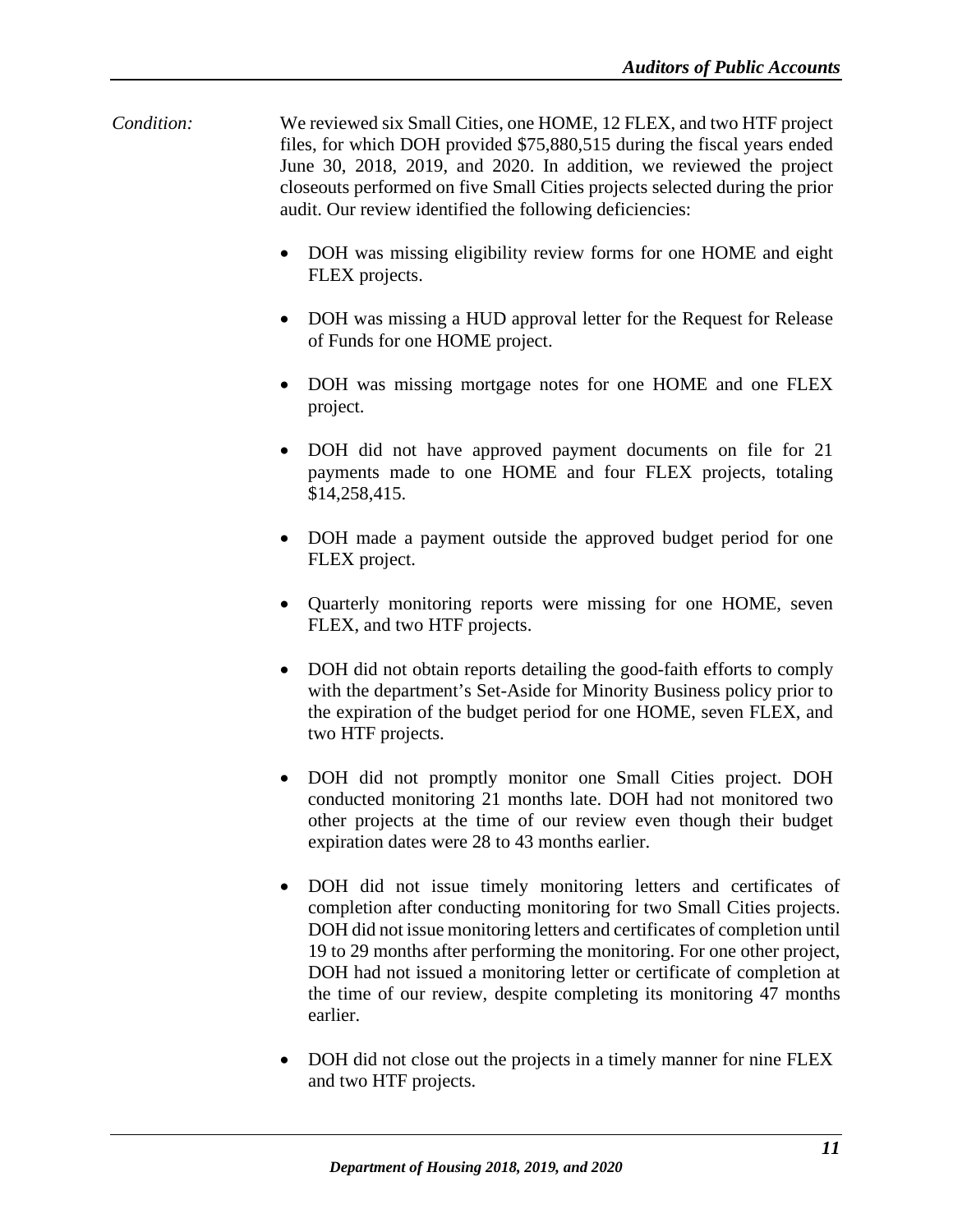*Condition:* We reviewed six Small Cities, one HOME, 12 FLEX, and two HTF project files, for which DOH provided $75,880,515 during the fiscal years ended June 30, 2018, 2019, and 2020. In addition, we reviewed the project closeouts performed on five Small Cities projects selected during the prior audit. Our review identified the following deficiencies:

- DOH was missing eligibility review forms for one HOME and eight FLEX projects.

- DOH was missing a HUD approval letter for the Request for Release of Funds for one HOME project.

- DOH was missing mortgage notes for one HOME and one FLEX project.

- DOH did not have approved payment documents on file for 21 payments made to one HOME and four FLEX projects, totaling $14,258,415.

- DOH made a payment outside the approved budget period for one FLEX project.

- Quarterly monitoring reports were missing for one HOME, seven FLEX, and two HTF projects.

- DOH did not obtain reports detailing the good-faith efforts to comply with the department's Set-Aside for Minority Business policy prior to the expiration of the budget period for one HOME, seven FLEX, and two HTF projects.

- DOH did not promptly monitor one Small Cities project. DOH conducted monitoring 21 months late. DOH had not monitored two other projects at the time of our review even though their budget expiration dates were 28 to 43 months earlier.

- DOH did not issue timely monitoring letters and certificates of completion after conducting monitoring for two Small Cities projects. DOH did not issue monitoring letters and certificates of completion until 19 to 29 months after performing the monitoring. For one other project, DOH had not issued a monitoring letter or certificate of completion at the time of our review, despite completing its monitoring 47 months earlier.

- DOH did not close out the projects in a timely manner for nine FLEX and two HTF projects.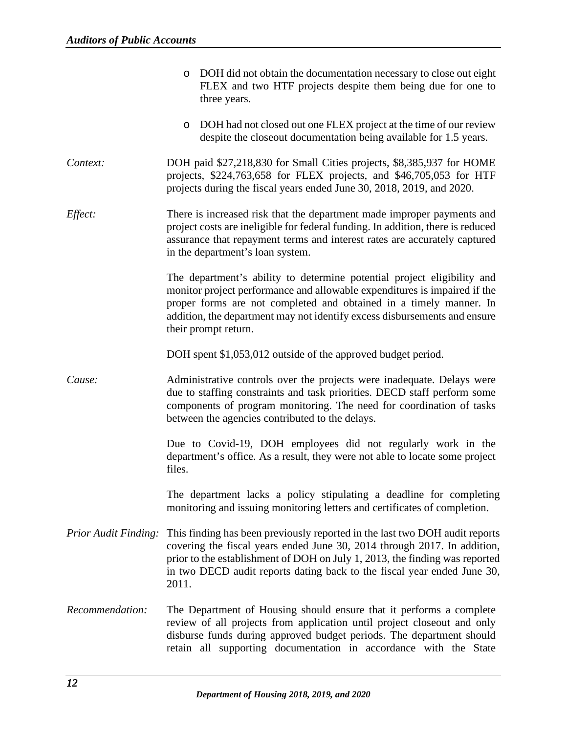- DOH did not obtain the documentation necessary to close out eight FLEX and two HTF projects despite them being due for one to three years.

- DOH had not closed out one FLEX project at the time of our review despite the closeout documentation being available for 1.5 years.

*Context:* DOH paid $27,218,830 for Small Cities projects, $8,385,937 for HOME projects, $224,763,658 for FLEX projects, and $46,705,053 for HTF projects during the fiscal years ended June 30, 2018, 2019, and 2020.

*Effect:* There is increased risk that the department made improper payments and project costs are ineligible for federal funding. In addition, there is reduced assurance that repayment terms and interest rates are accurately captured in the department's loan system.

The department's ability to determine potential project eligibility and monitor project performance and allowable expenditures is impaired if the proper forms are not completed and obtained in a timely manner. In addition, the department may not identify excess disbursements and ensure their prompt return.

DOH spent $1,053,012 outside of the approved budget period.

*Cause:* Administrative controls over the projects were inadequate. Delays were due to staffing constraints and task priorities. DECD staff perform some components of program monitoring. The need for coordination of tasks between the agencies contributed to the delays.

Due to Covid-19, DOH employees did not regularly work in the department's office. As a result, they were not able to locate some project files.

The department lacks a policy stipulating a deadline for completing monitoring and issuing monitoring letters and certificates of completion.

*Prior Audit Finding:* This finding has been previously reported in the last two DOH audit reports covering the fiscal years ended June 30, 2014 through 2017. In addition, prior to the establishment of DOH on July 1, 2013, the finding was reported in two DECD audit reports dating back to the fiscal year ended June 30, 2011.

*Recommendation:* The Department of Housing should ensure that it performs a complete review of all projects from application until project closeout and only disburse funds during approved budget periods. The department should retain all supporting documentation in accordance with the State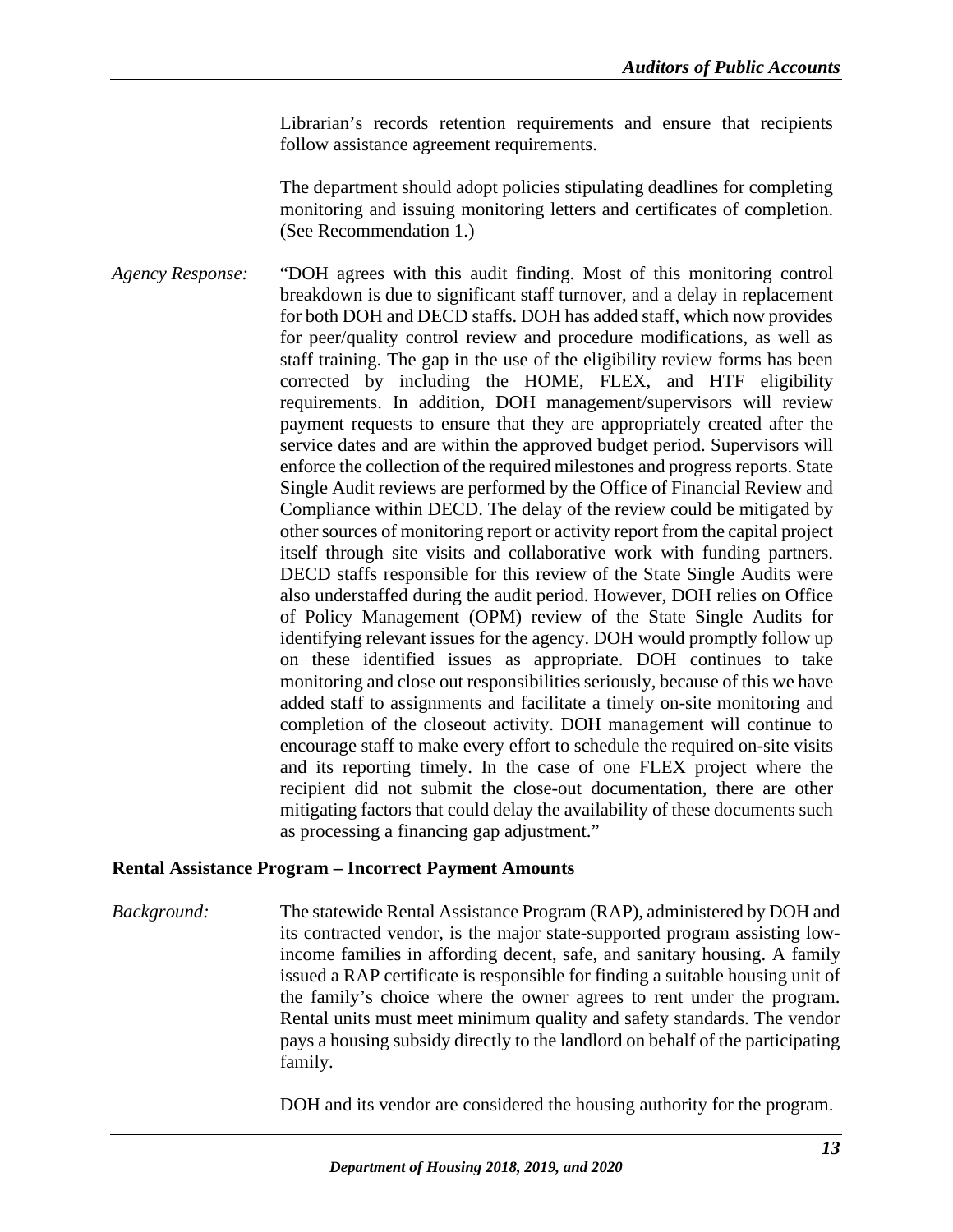Librarian's records retention requirements and ensure that recipients follow assistance agreement requirements.

The department should adopt policies stipulating deadlines for completing monitoring and issuing monitoring letters and certificates of completion. (See Recommendation 1.)

*Agency Response:* "DOH agrees with this audit finding. Most of this monitoring control breakdown is due to significant staff turnover, and a delay in replacement for both DOH and DECD staffs. DOH has added staff, which now provides for peer/quality control review and procedure modifications, as well as staff training. The gap in the use of the eligibility review forms has been corrected by including the HOME, FLEX, and HTF eligibility requirements. In addition, DOH management/supervisors will review payment requests to ensure that they are appropriately created after the service dates and are within the approved budget period. Supervisors will enforce the collection of the required milestones and progress reports. State Single Audit reviews are performed by the Office of Financial Review and Compliance within DECD. The delay of the review could be mitigated by other sources of monitoring report or activity report from the capital project itself through site visits and collaborative work with funding partners. DECD staffs responsible for this review of the State Single Audits were also understaffed during the audit period. However, DOH relies on Office of Policy Management (OPM) review of the State Single Audits for identifying relevant issues for the agency. DOH would promptly follow up on these identified issues as appropriate. DOH continues to take monitoring and close out responsibilities seriously, because of this we have added staff to assignments and facilitate a timely on-site monitoring and completion of the closeout activity. DOH management will continue to encourage staff to make every effort to schedule the required on-site visits and its reporting timely. In the case of one FLEX project where the recipient did not submit the close-out documentation, there are other mitigating factors that could delay the availability of these documents such as processing a financing gap adjustment."

**Rental Assistance Program – Incorrect Payment Amounts**

*Background:* The statewide Rental Assistance Program (RAP), administered by DOH and its contracted vendor, is the major state-supported program assisting low-income families in affording decent, safe, and sanitary housing. A family issued a RAP certificate is responsible for finding a suitable housing unit of the family's choice where the owner agrees to rent under the program. Rental units must meet minimum quality and safety standards. The vendor pays a housing subsidy directly to the landlord on behalf of the participating family.

DOH and its vendor are considered the housing authority for the program.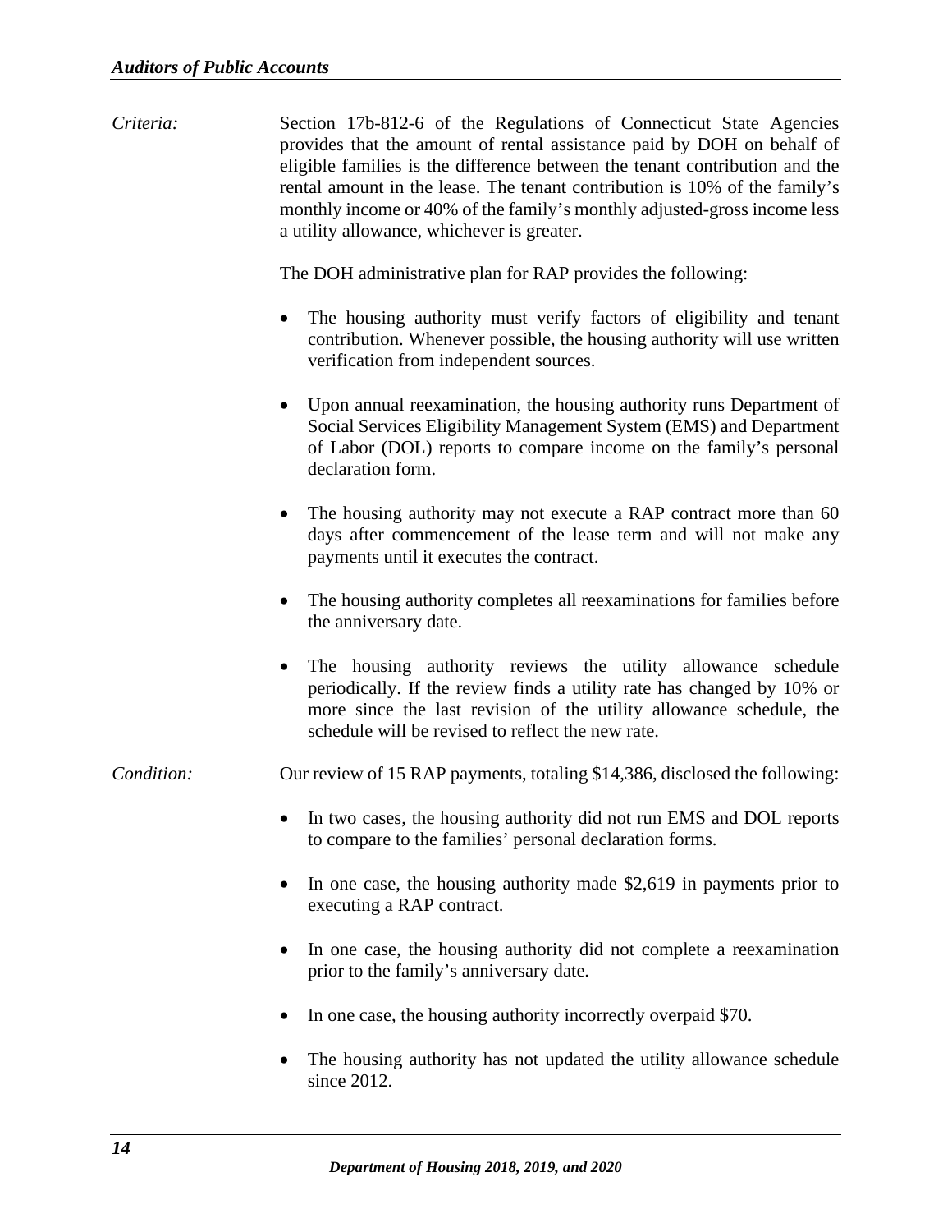*Criteria:* Section 17b-812-6 of the Regulations of Connecticut State Agencies provides that the amount of rental assistance paid by DOH on behalf of eligible families is the difference between the tenant contribution and the rental amount in the lease. The tenant contribution is 10% of the family's monthly income or 40% of the family's monthly adjusted-gross income less a utility allowance, whichever is greater.

The DOH administrative plan for RAP provides the following:

- The housing authority must verify factors of eligibility and tenant contribution. Whenever possible, the housing authority will use written verification from independent sources.
- Upon annual reexamination, the housing authority runs Department of Social Services Eligibility Management System (EMS) and Department of Labor (DOL) reports to compare income on the family's personal declaration form.
- The housing authority may not execute a RAP contract more than 60 days after commencement of the lease term and will not make any payments until it executes the contract.
- The housing authority completes all reexaminations for families before the anniversary date.
- The housing authority reviews the utility allowance schedule periodically. If the review finds a utility rate has changed by 10% or more since the last revision of the utility allowance schedule, the schedule will be revised to reflect the new rate.

*Condition:* Our review of 15 RAP payments, totaling $14,386, disclosed the following:

- In two cases, the housing authority did not run EMS and DOL reports to compare to the families' personal declaration forms.
- In one case, the housing authority made $2,619 in payments prior to executing a RAP contract.
- In one case, the housing authority did not complete a reexamination prior to the family's anniversary date.
- In one case, the housing authority incorrectly overpaid $70.
- The housing authority has not updated the utility allowance schedule since 2012.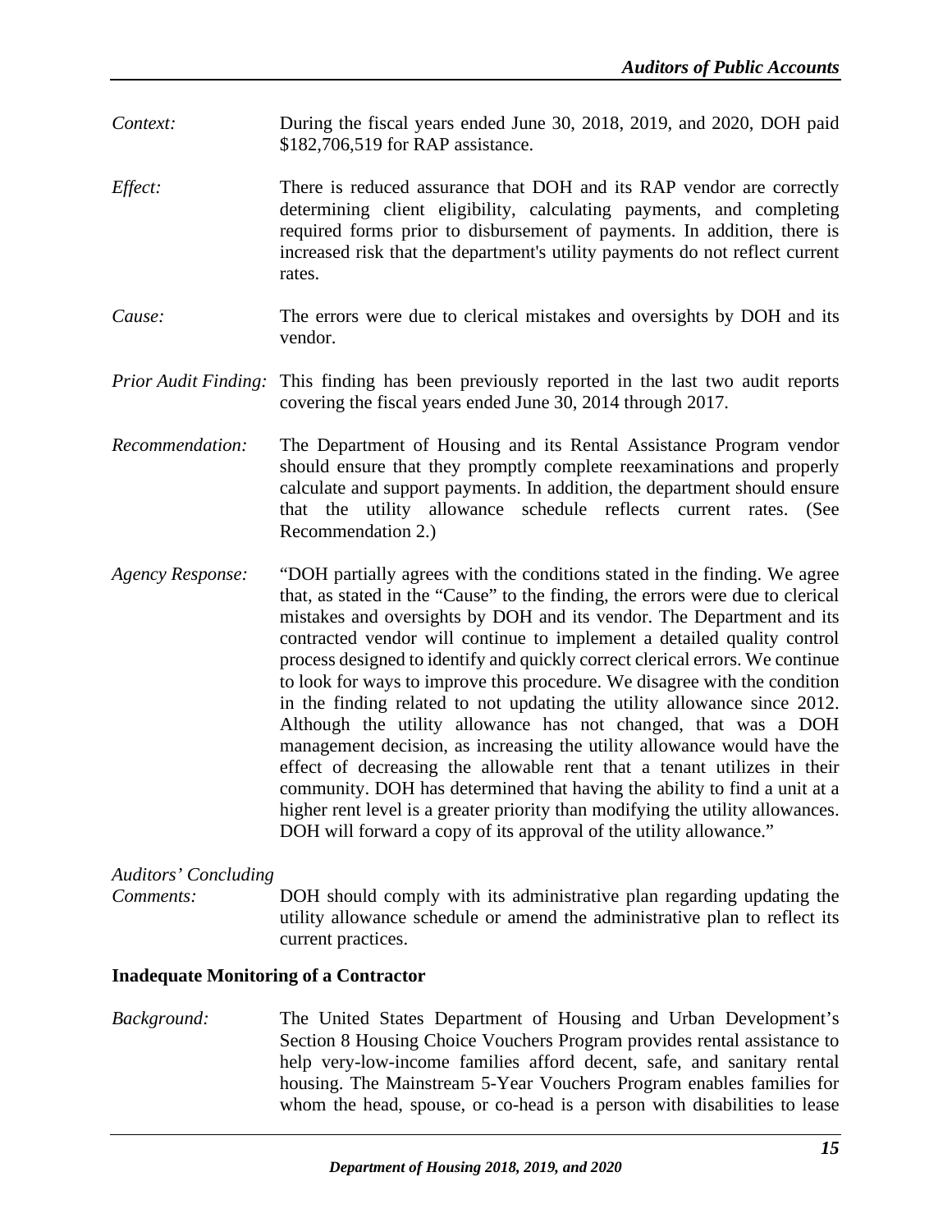*Context:* During the fiscal years ended June 30, 2018, 2019, and 2020, DOH paid $182,706,519 for RAP assistance.

*Effect:* There is reduced assurance that DOH and its RAP vendor are correctly determining client eligibility, calculating payments, and completing required forms prior to disbursement of payments. In addition, there is increased risk that the department's utility payments do not reflect current rates.

*Cause:* The errors were due to clerical mistakes and oversights by DOH and its vendor.

*Prior Audit Finding:* This finding has been previously reported in the last two audit reports covering the fiscal years ended June 30, 2014 through 2017.

*Recommendation:* The Department of Housing and its Rental Assistance Program vendor should ensure that they promptly complete reexaminations and properly calculate and support payments. In addition, the department should ensure that the utility allowance schedule reflects current rates. (See Recommendation 2.)

*Agency Response:* "DOH partially agrees with the conditions stated in the finding. We agree that, as stated in the "Cause" to the finding, the errors were due to clerical mistakes and oversights by DOH and its vendor. The Department and its contracted vendor will continue to implement a detailed quality control process designed to identify and quickly correct clerical errors. We continue to look for ways to improve this procedure. We disagree with the condition in the finding related to not updating the utility allowance since 2012. Although the utility allowance has not changed, that was a DOH management decision, as increasing the utility allowance would have the effect of decreasing the allowable rent that a tenant utilizes in their community. DOH has determined that having the ability to find a unit at a higher rent level is a greater priority than modifying the utility allowances. DOH will forward a copy of its approval of the utility allowance."

*Auditors' Concluding Comments:* DOH should comply with its administrative plan regarding updating the utility allowance schedule or amend the administrative plan to reflect its current practices.

### Inadequate Monitoring of a Contractor

*Background:* The United States Department of Housing and Urban Development's Section 8 Housing Choice Vouchers Program provides rental assistance to help very-low-income families afford decent, safe, and sanitary rental housing. The Mainstream 5-Year Vouchers Program enables families for whom the head, spouse, or co-head is a person with disabilities to lease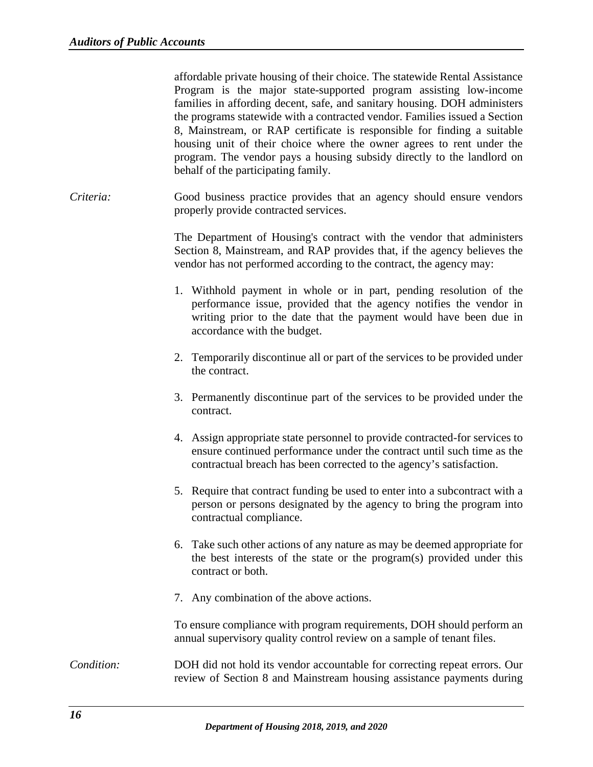affordable private housing of their choice. The statewide Rental Assistance Program is the major state-supported program assisting low-income families in affording decent, safe, and sanitary housing. DOH administers the programs statewide with a contracted vendor. Families issued a Section 8, Mainstream, or RAP certificate is responsible for finding a suitable housing unit of their choice where the owner agrees to rent under the program. The vendor pays a housing subsidy directly to the landlord on behalf of the participating family.

*Criteria:* Good business practice provides that an agency should ensure vendors properly provide contracted services.

The Department of Housing's contract with the vendor that administers Section 8, Mainstream, and RAP provides that, if the agency believes the vendor has not performed according to the contract, the agency may:

1. Withhold payment in whole or in part, pending resolution of the performance issue, provided that the agency notifies the vendor in writing prior to the date that the payment would have been due in accordance with the budget.

2. Temporarily discontinue all or part of the services to be provided under the contract.

3. Permanently discontinue part of the services to be provided under the contract.

4. Assign appropriate state personnel to provide contracted-for services to ensure continued performance under the contract until such time as the contractual breach has been corrected to the agency's satisfaction.

5. Require that contract funding be used to enter into a subcontract with a person or persons designated by the agency to bring the program into contractual compliance.

6. Take such other actions of any nature as may be deemed appropriate for the best interests of the state or the program(s) provided under this contract or both.

7. Any combination of the above actions.

To ensure compliance with program requirements, DOH should perform an annual supervisory quality control review on a sample of tenant files.

*Condition:* DOH did not hold its vendor accountable for correcting repeat errors. Our review of Section 8 and Mainstream housing assistance payments during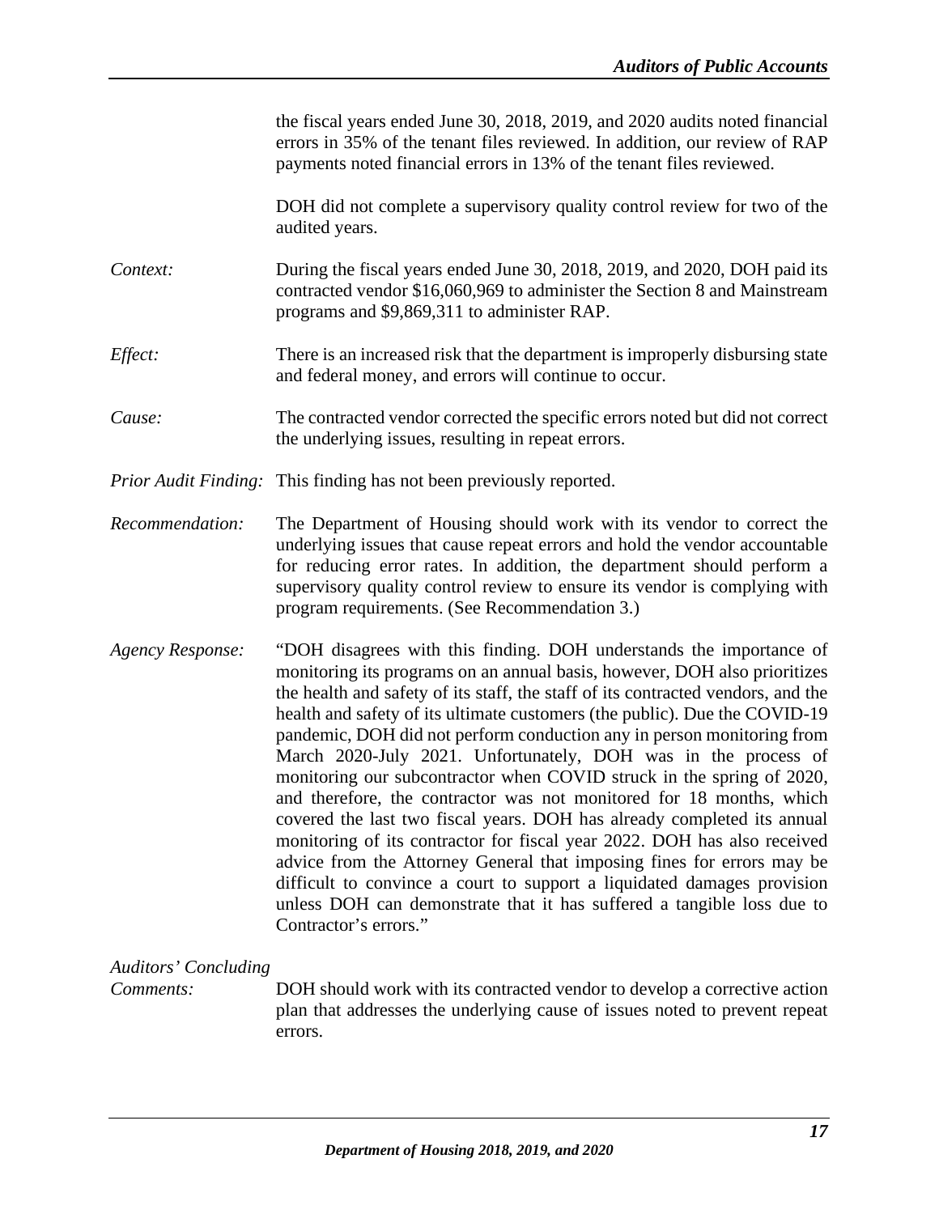the fiscal years ended June 30, 2018, 2019, and 2020 audits noted financial errors in 35% of the tenant files reviewed. In addition, our review of RAP payments noted financial errors in 13% of the tenant files reviewed.

DOH did not complete a supervisory quality control review for two of the audited years.

*Context:* During the fiscal years ended June 30, 2018, 2019, and 2020, DOH paid its contracted vendor $16,060,969 to administer the Section 8 and Mainstream programs and $9,869,311 to administer RAP.

*Effect:* There is an increased risk that the department is improperly disbursing state and federal money, and errors will continue to occur.

*Cause:* The contracted vendor corrected the specific errors noted but did not correct the underlying issues, resulting in repeat errors.

*Prior Audit Finding:* This finding has not been previously reported.

*Recommendation:* The Department of Housing should work with its vendor to correct the underlying issues that cause repeat errors and hold the vendor accountable for reducing error rates. In addition, the department should perform a supervisory quality control review to ensure its vendor is complying with program requirements. (See Recommendation 3.)

*Agency Response:* "DOH disagrees with this finding. DOH understands the importance of monitoring its programs on an annual basis, however, DOH also prioritizes the health and safety of its staff, the staff of its contracted vendors, and the health and safety of its ultimate customers (the public). Due the COVID-19 pandemic, DOH did not perform conduction any in person monitoring from March 2020-July 2021. Unfortunately, DOH was in the process of monitoring our subcontractor when COVID struck in the spring of 2020, and therefore, the contractor was not monitored for 18 months, which covered the last two fiscal years. DOH has already completed its annual monitoring of its contractor for fiscal year 2022. DOH has also received advice from the Attorney General that imposing fines for errors may be difficult to convince a court to support a liquidated damages provision unless DOH can demonstrate that it has suffered a tangible loss due to Contractor's errors."

*Auditors' Concluding Comments:* DOH should work with its contracted vendor to develop a corrective action plan that addresses the underlying cause of issues noted to prevent repeat errors.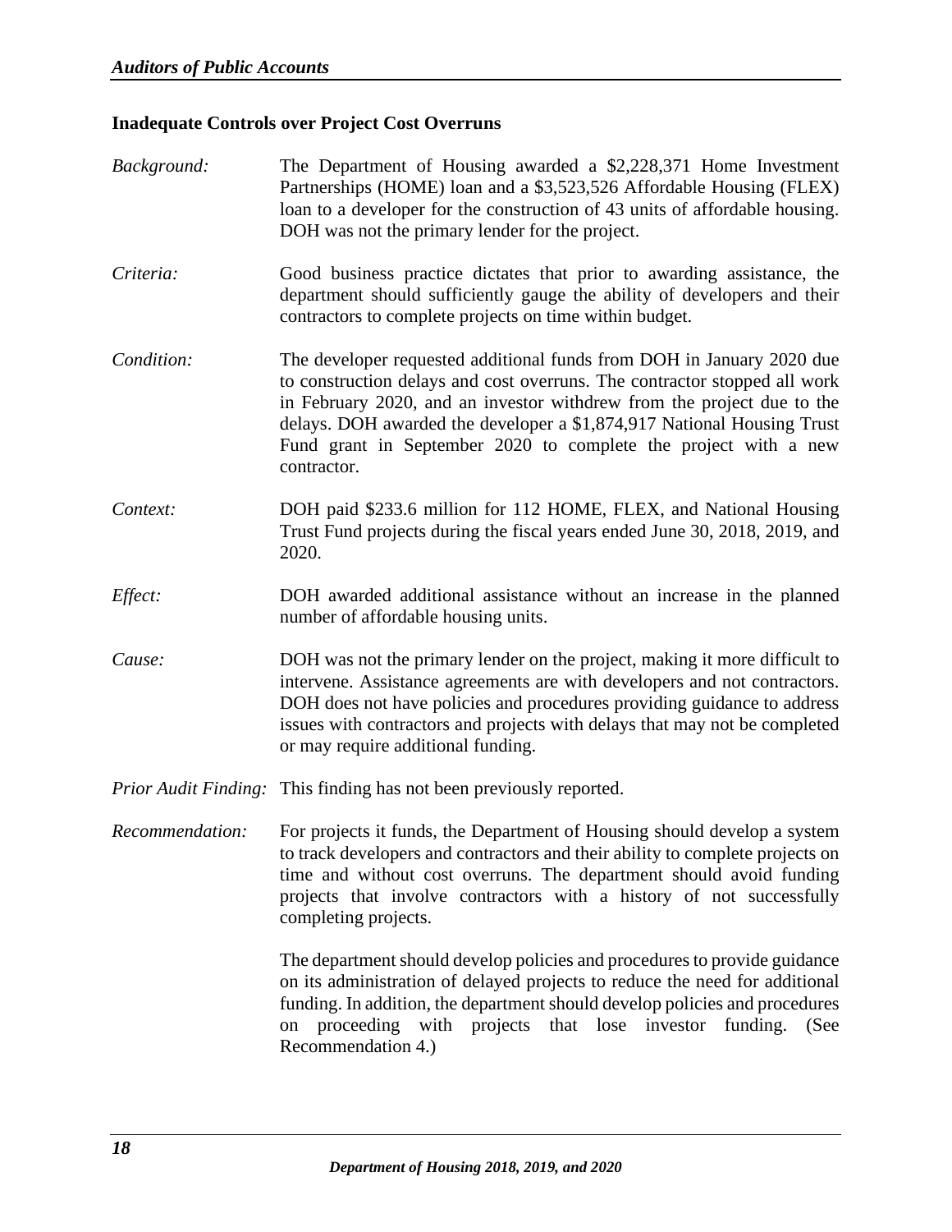### Inadequate Controls over Project Cost Overruns

*Background:* The Department of Housing awarded a $2,228,371 Home Investment Partnerships (HOME) loan and a $3,523,526 Affordable Housing (FLEX) loan to a developer for the construction of 43 units of affordable housing. DOH was not the primary lender for the project.

*Criteria:* Good business practice dictates that prior to awarding assistance, the department should sufficiently gauge the ability of developers and their contractors to complete projects on time within budget.

*Condition:* The developer requested additional funds from DOH in January 2020 due to construction delays and cost overruns. The contractor stopped all work in February 2020, and an investor withdrew from the project due to the delays. DOH awarded the developer a $1,874,917 National Housing Trust Fund grant in September 2020 to complete the project with a new contractor.

*Context:* DOH paid $233.6 million for 112 HOME, FLEX, and National Housing Trust Fund projects during the fiscal years ended June 30, 2018, 2019, and 2020.

*Effect:* DOH awarded additional assistance without an increase in the planned number of affordable housing units.

*Cause:* DOH was not the primary lender on the project, making it more difficult to intervene. Assistance agreements are with developers and not contractors. DOH does not have policies and procedures providing guidance to address issues with contractors and projects with delays that may not be completed or may require additional funding.

*Prior Audit Finding:* This finding has not been previously reported.

*Recommendation:* For projects it funds, the Department of Housing should develop a system to track developers and contractors and their ability to complete projects on time and without cost overruns. The department should avoid funding projects that involve contractors with a history of not successfully completing projects.

The department should develop policies and procedures to provide guidance on its administration of delayed projects to reduce the need for additional funding. In addition, the department should develop policies and procedures on proceeding with projects that lose investor funding. (See Recommendation 4.)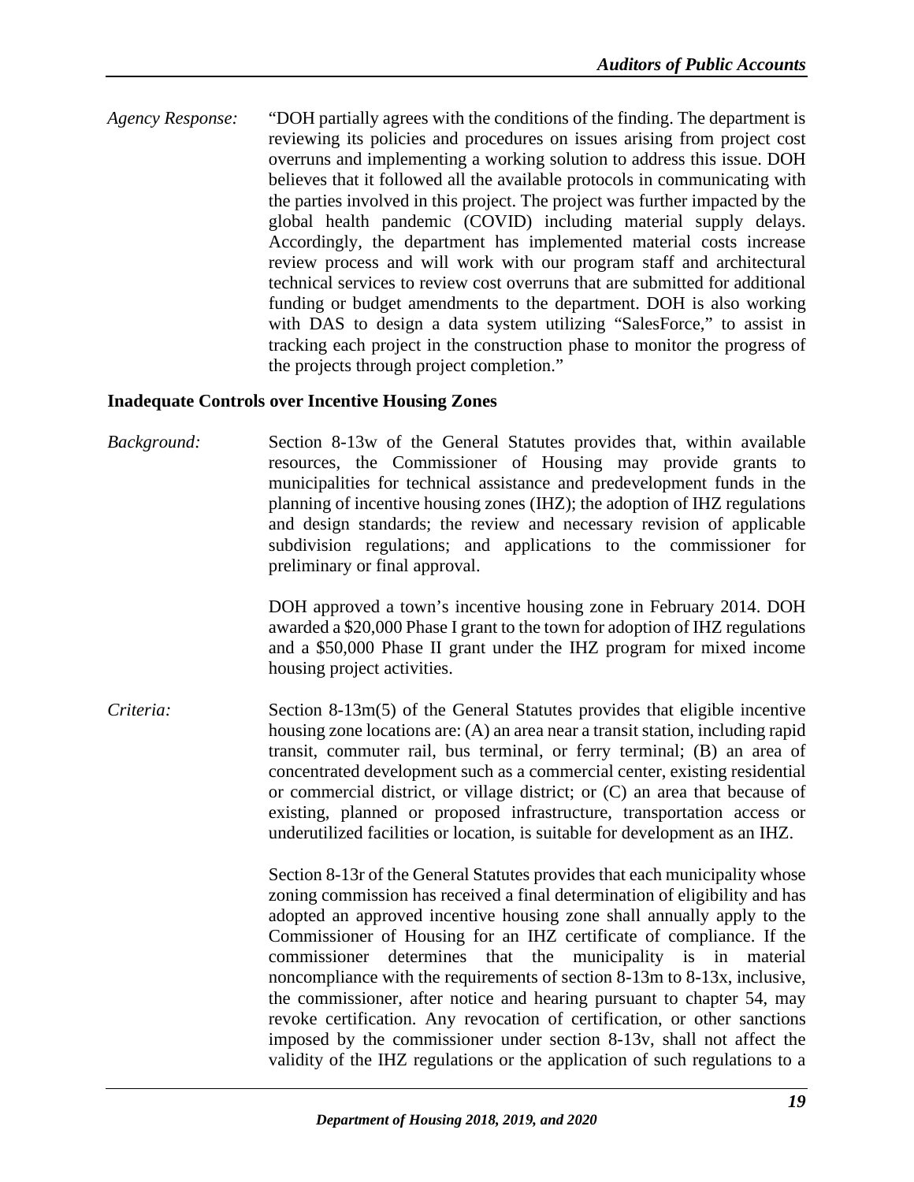*Agency Response:* "DOH partially agrees with the conditions of the finding. The department is reviewing its policies and procedures on issues arising from project cost overruns and implementing a working solution to address this issue. DOH believes that it followed all the available protocols in communicating with the parties involved in this project. The project was further impacted by the global health pandemic (COVID) including material supply delays. Accordingly, the department has implemented material costs increase review process and will work with our program staff and architectural technical services to review cost overruns that are submitted for additional funding or budget amendments to the department. DOH is also working with DAS to design a data system utilizing "SalesForce," to assist in tracking each project in the construction phase to monitor the progress of the projects through project completion."

**Inadequate Controls over Incentive Housing Zones**

*Background:* Section 8-13w of the General Statutes provides that, within available resources, the Commissioner of Housing may provide grants to municipalities for technical assistance and predevelopment funds in the planning of incentive housing zones (IHZ); the adoption of IHZ regulations and design standards; the review and necessary revision of applicable subdivision regulations; and applications to the commissioner for preliminary or final approval.

DOH approved a town's incentive housing zone in February 2014. DOH awarded a $20,000 Phase I grant to the town for adoption of IHZ regulations and a $50,000 Phase II grant under the IHZ program for mixed income housing project activities.

*Criteria:* Section 8-13m(5) of the General Statutes provides that eligible incentive housing zone locations are: (A) an area near a transit station, including rapid transit, commuter rail, bus terminal, or ferry terminal; (B) an area of concentrated development such as a commercial center, existing residential or commercial district, or village district; or (C) an area that because of existing, planned or proposed infrastructure, transportation access or underutilized facilities or location, is suitable for development as an IHZ.

Section 8-13r of the General Statutes provides that each municipality whose zoning commission has received a final determination of eligibility and has adopted an approved incentive housing zone shall annually apply to the Commissioner of Housing for an IHZ certificate of compliance. If the commissioner determines that the municipality is in material noncompliance with the requirements of section 8-13m to 8-13x, inclusive, the commissioner, after notice and hearing pursuant to chapter 54, may revoke certification. Any revocation of certification, or other sanctions imposed by the commissioner under section 8-13v, shall not affect the validity of the IHZ regulations or the application of such regulations to a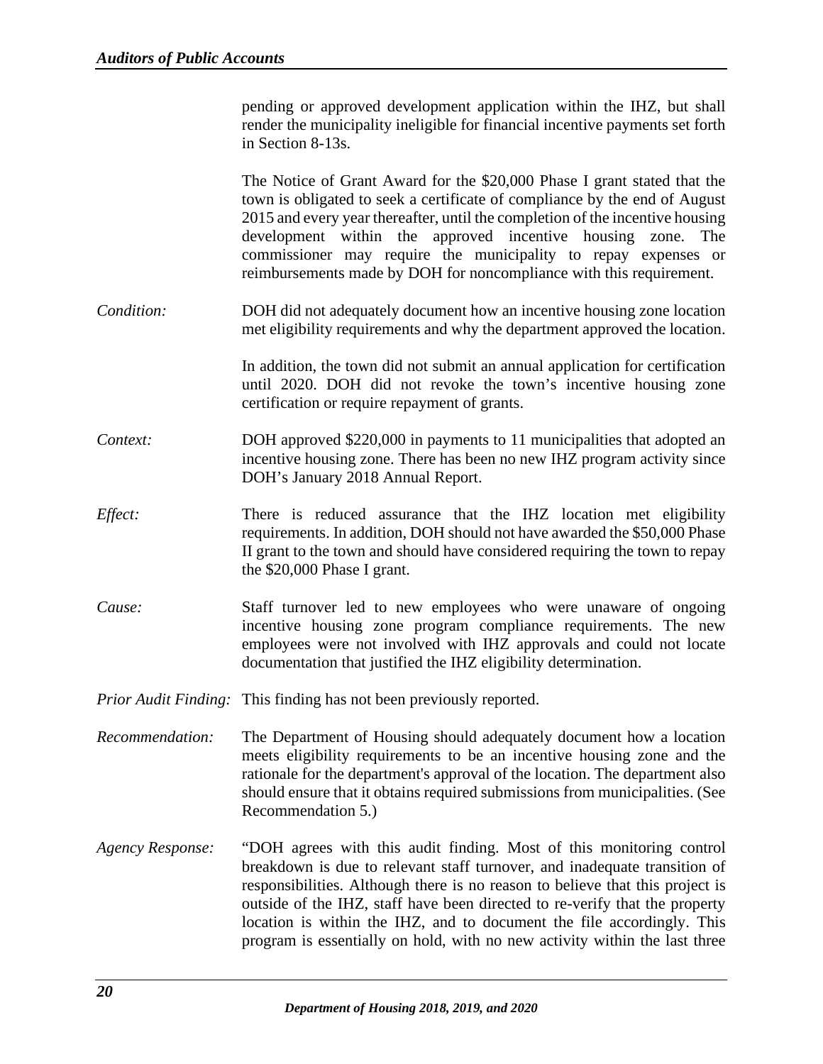pending or approved development application within the IHZ, but shall render the municipality ineligible for financial incentive payments set forth in Section 8-13s.

The Notice of Grant Award for the $20,000 Phase I grant stated that the town is obligated to seek a certificate of compliance by the end of August 2015 and every year thereafter, until the completion of the incentive housing development within the approved incentive housing zone. The commissioner may require the municipality to repay expenses or reimbursements made by DOH for noncompliance with this requirement.

*Condition:* DOH did not adequately document how an incentive housing zone location met eligibility requirements and why the department approved the location.

In addition, the town did not submit an annual application for certification until 2020. DOH did not revoke the town's incentive housing zone certification or require repayment of grants.

*Context:* DOH approved $220,000 in payments to 11 municipalities that adopted an incentive housing zone. There has been no new IHZ program activity since DOH's January 2018 Annual Report.

*Effect:* There is reduced assurance that the IHZ location met eligibility requirements. In addition, DOH should not have awarded the $50,000 Phase II grant to the town and should have considered requiring the town to repay the $20,000 Phase I grant.

*Cause:* Staff turnover led to new employees who were unaware of ongoing incentive housing zone program compliance requirements. The new employees were not involved with IHZ approvals and could not locate documentation that justified the IHZ eligibility determination.

*Prior Audit Finding:* This finding has not been previously reported.

*Recommendation:* The Department of Housing should adequately document how a location meets eligibility requirements to be an incentive housing zone and the rationale for the department's approval of the location. The department also should ensure that it obtains required submissions from municipalities. (See Recommendation 5.)

*Agency Response:* "DOH agrees with this audit finding. Most of this monitoring control breakdown is due to relevant staff turnover, and inadequate transition of responsibilities. Although there is no reason to believe that this project is outside of the IHZ, staff have been directed to re-verify that the property location is within the IHZ, and to document the file accordingly. This program is essentially on hold, with no new activity within the last three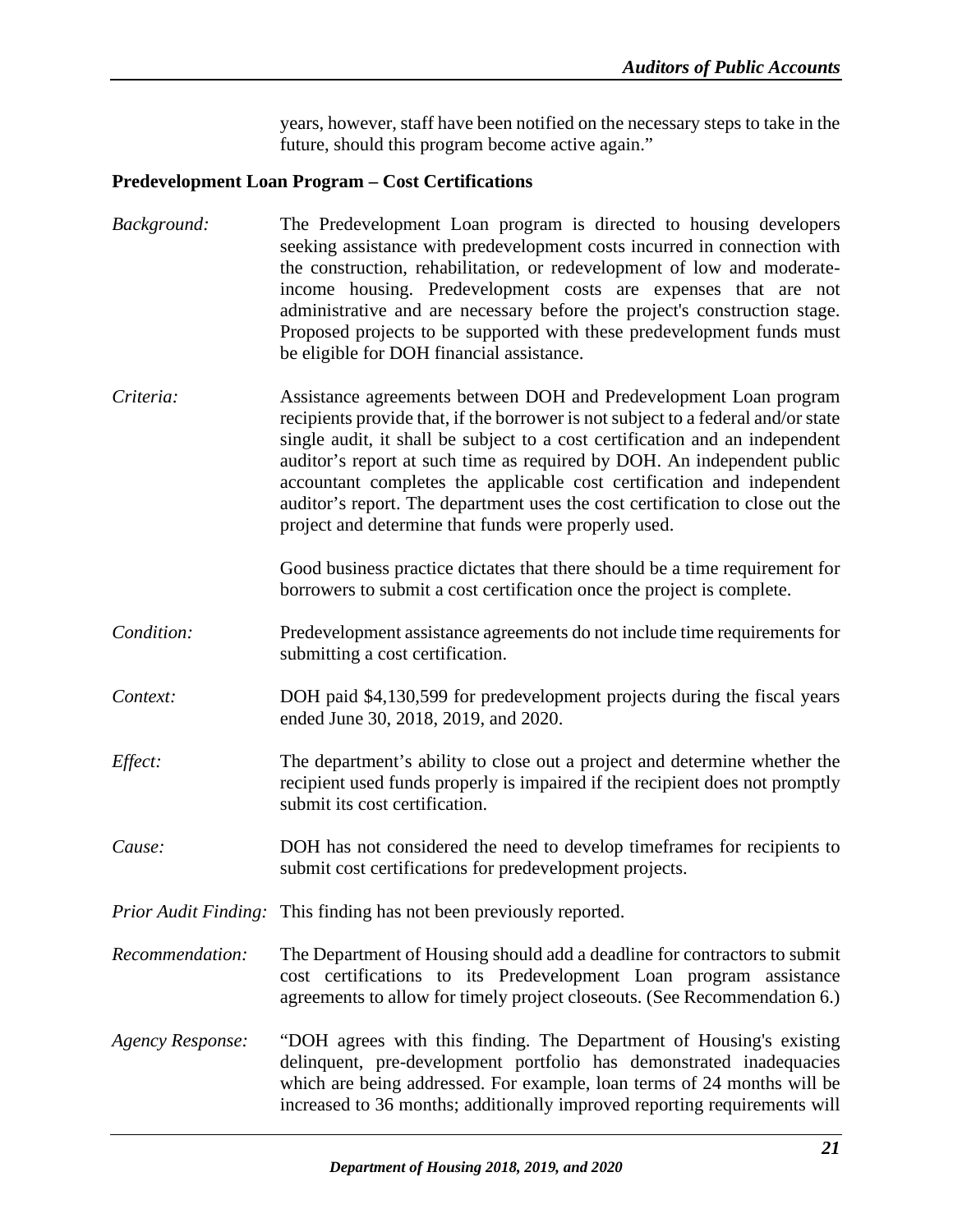years, however, staff have been notified on the necessary steps to take in the future, should this program become active again."

**Predevelopment Loan Program – Cost Certifications**

*Background:* The Predevelopment Loan program is directed to housing developers seeking assistance with predevelopment costs incurred in connection with the construction, rehabilitation, or redevelopment of low and moderate-income housing. Predevelopment costs are expenses that are not administrative and are necessary before the project's construction stage. Proposed projects to be supported with these predevelopment funds must be eligible for DOH financial assistance.

*Criteria:* Assistance agreements between DOH and Predevelopment Loan program recipients provide that, if the borrower is not subject to a federal and/or state single audit, it shall be subject to a cost certification and an independent auditor's report at such time as required by DOH. An independent public accountant completes the applicable cost certification and independent auditor's report. The department uses the cost certification to close out the project and determine that funds were properly used.

Good business practice dictates that there should be a time requirement for borrowers to submit a cost certification once the project is complete.

*Condition:* Predevelopment assistance agreements do not include time requirements for submitting a cost certification.

*Context:* DOH paid $4,130,599 for predevelopment projects during the fiscal years ended June 30, 2018, 2019, and 2020.

*Effect:* The department's ability to close out a project and determine whether the recipient used funds properly is impaired if the recipient does not promptly submit its cost certification.

*Cause:* DOH has not considered the need to develop timeframes for recipients to submit cost certifications for predevelopment projects.

*Prior Audit Finding:* This finding has not been previously reported.

*Recommendation:* The Department of Housing should add a deadline for contractors to submit cost certifications to its Predevelopment Loan program assistance agreements to allow for timely project closeouts. (See Recommendation 6.)

*Agency Response:* "DOH agrees with this finding. The Department of Housing's existing delinquent, pre-development portfolio has demonstrated inadequacies which are being addressed. For example, loan terms of 24 months will be increased to 36 months; additionally improved reporting requirements will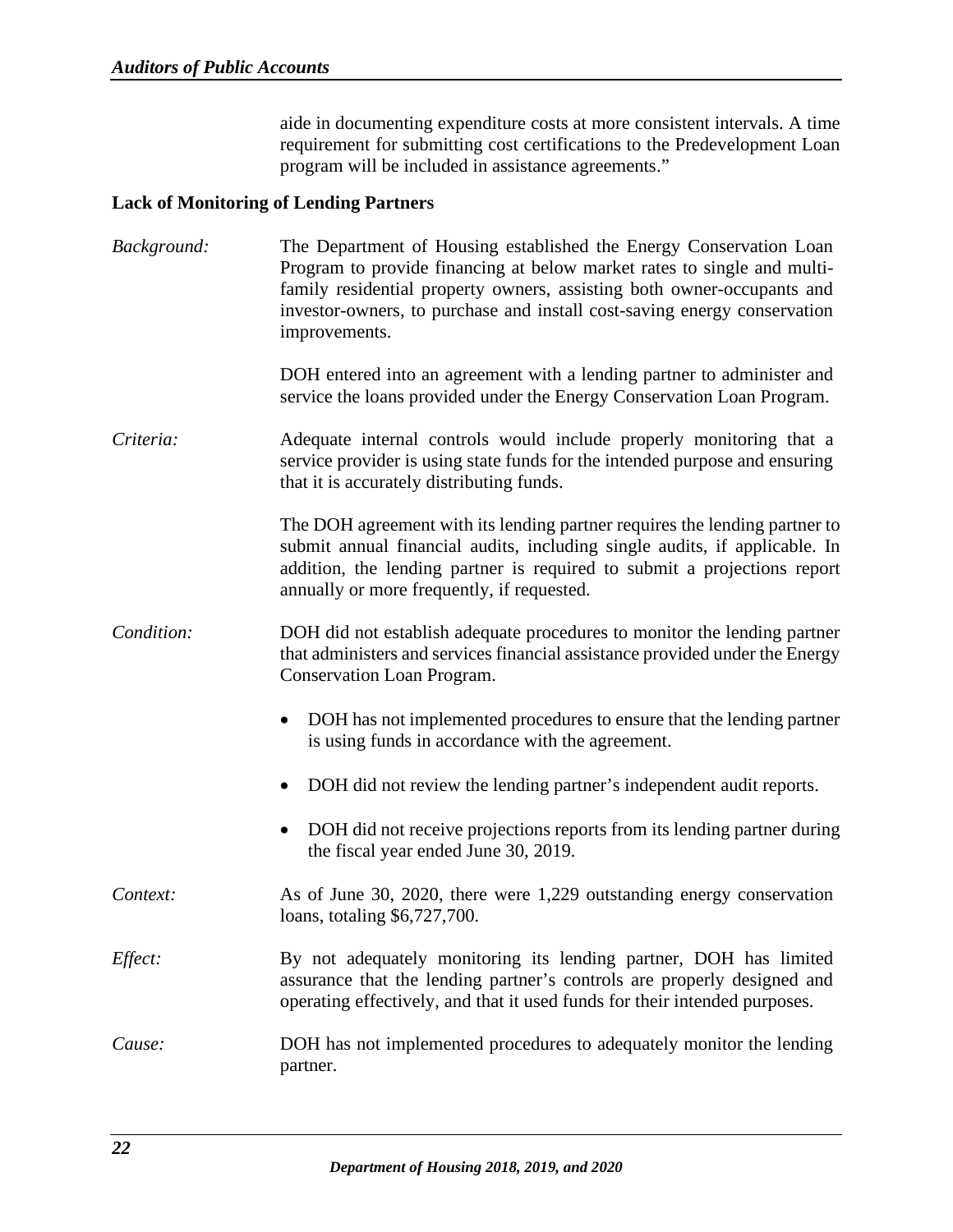aide in documenting expenditure costs at more consistent intervals. A time requirement for submitting cost certifications to the Predevelopment Loan program will be included in assistance agreements."

**Lack of Monitoring of Lending Partners**

*Background:* The Department of Housing established the Energy Conservation Loan Program to provide financing at below market rates to single and multi-family residential property owners, assisting both owner-occupants and investor-owners, to purchase and install cost-saving energy conservation improvements.

DOH entered into an agreement with a lending partner to administer and service the loans provided under the Energy Conservation Loan Program.

*Criteria:* Adequate internal controls would include properly monitoring that a service provider is using state funds for the intended purpose and ensuring that it is accurately distributing funds.

The DOH agreement with its lending partner requires the lending partner to submit annual financial audits, including single audits, if applicable. In addition, the lending partner is required to submit a projections report annually or more frequently, if requested.

*Condition:* DOH did not establish adequate procedures to monitor the lending partner that administers and services financial assistance provided under the Energy Conservation Loan Program.

- DOH has not implemented procedures to ensure that the lending partner is using funds in accordance with the agreement.
- DOH did not review the lending partner's independent audit reports.
- DOH did not receive projections reports from its lending partner during the fiscal year ended June 30, 2019.

*Context:* As of June 30, 2020, there were 1,229 outstanding energy conservation loans, totaling $6,727,700.

*Effect:* By not adequately monitoring its lending partner, DOH has limited assurance that the lending partner's controls are properly designed and operating effectively, and that it used funds for their intended purposes.

*Cause:* DOH has not implemented procedures to adequately monitor the lending partner.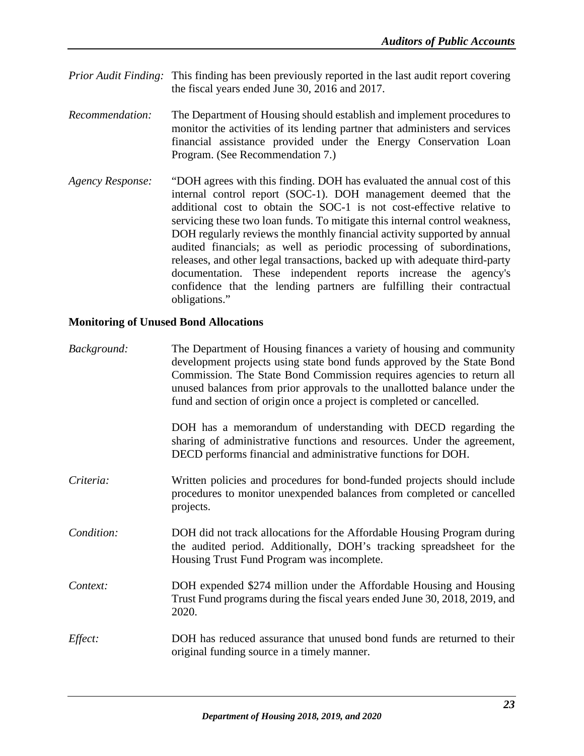*Prior Audit Finding:* This finding has been previously reported in the last audit report covering the fiscal years ended June 30, 2016 and 2017.

*Recommendation:* The Department of Housing should establish and implement procedures to monitor the activities of its lending partner that administers and services financial assistance provided under the Energy Conservation Loan Program. (See Recommendation 7.)

*Agency Response:* "DOH agrees with this finding. DOH has evaluated the annual cost of this internal control report (SOC-1). DOH management deemed that the additional cost to obtain the SOC-1 is not cost-effective relative to servicing these two loan funds. To mitigate this internal control weakness, DOH regularly reviews the monthly financial activity supported by annual audited financials; as well as periodic processing of subordinations, releases, and other legal transactions, backed up with adequate third-party documentation. These independent reports increase the agency's confidence that the lending partners are fulfilling their contractual obligations."

**Monitoring of Unused Bond Allocations**

*Background:* The Department of Housing finances a variety of housing and community development projects using state bond funds approved by the State Bond Commission. The State Bond Commission requires agencies to return all unused balances from prior approvals to the unallotted balance under the fund and section of origin once a project is completed or cancelled.

DOH has a memorandum of understanding with DECD regarding the sharing of administrative functions and resources. Under the agreement, DECD performs financial and administrative functions for DOH.

*Criteria:* Written policies and procedures for bond-funded projects should include procedures to monitor unexpended balances from completed or cancelled projects.

*Condition:* DOH did not track allocations for the Affordable Housing Program during the audited period. Additionally, DOH's tracking spreadsheet for the Housing Trust Fund Program was incomplete.

*Context:* DOH expended $274 million under the Affordable Housing and Housing Trust Fund programs during the fiscal years ended June 30, 2018, 2019, and 2020.

*Effect:* DOH has reduced assurance that unused bond funds are returned to their original funding source in a timely manner.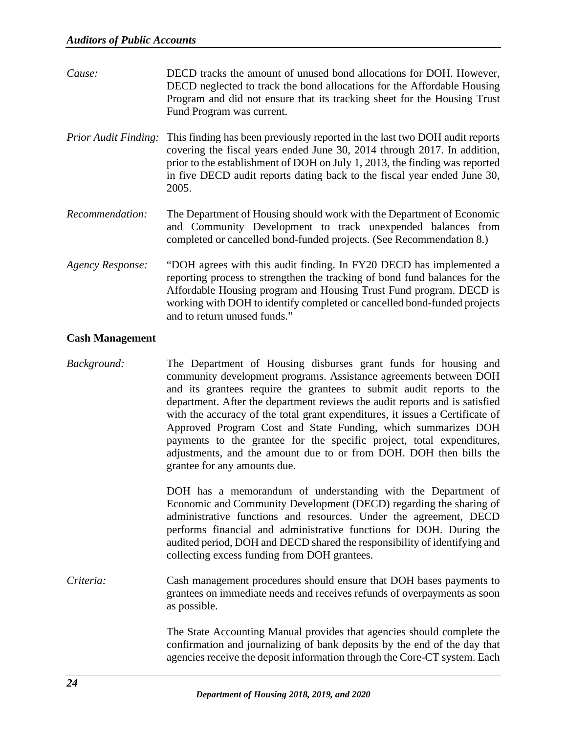*Cause:* DECD tracks the amount of unused bond allocations for DOH. However, DECD neglected to track the bond allocations for the Affordable Housing Program and did not ensure that its tracking sheet for the Housing Trust Fund Program was current.

*Prior Audit Finding:* This finding has been previously reported in the last two DOH audit reports covering the fiscal years ended June 30, 2014 through 2017. In addition, prior to the establishment of DOH on July 1, 2013, the finding was reported in five DECD audit reports dating back to the fiscal year ended June 30, 2005.

*Recommendation:* The Department of Housing should work with the Department of Economic and Community Development to track unexpended balances from completed or cancelled bond-funded projects. (See Recommendation 8.)

*Agency Response:* "DOH agrees with this audit finding. In FY20 DECD has implemented a reporting process to strengthen the tracking of bond fund balances for the Affordable Housing program and Housing Trust Fund program. DECD is working with DOH to identify completed or cancelled bond-funded projects and to return unused funds."

**Cash Management**

*Background:* The Department of Housing disburses grant funds for housing and community development programs. Assistance agreements between DOH and its grantees require the grantees to submit audit reports to the department. After the department reviews the audit reports and is satisfied with the accuracy of the total grant expenditures, it issues a Certificate of Approved Program Cost and State Funding, which summarizes DOH payments to the grantee for the specific project, total expenditures, adjustments, and the amount due to or from DOH. DOH then bills the grantee for any amounts due.

DOH has a memorandum of understanding with the Department of Economic and Community Development (DECD) regarding the sharing of administrative functions and resources. Under the agreement, DECD performs financial and administrative functions for DOH. During the audited period, DOH and DECD shared the responsibility of identifying and collecting excess funding from DOH grantees.

*Criteria:* Cash management procedures should ensure that DOH bases payments to grantees on immediate needs and receives refunds of overpayments as soon as possible.

The State Accounting Manual provides that agencies should complete the confirmation and journalizing of bank deposits by the end of the day that agencies receive the deposit information through the Core-CT system. Each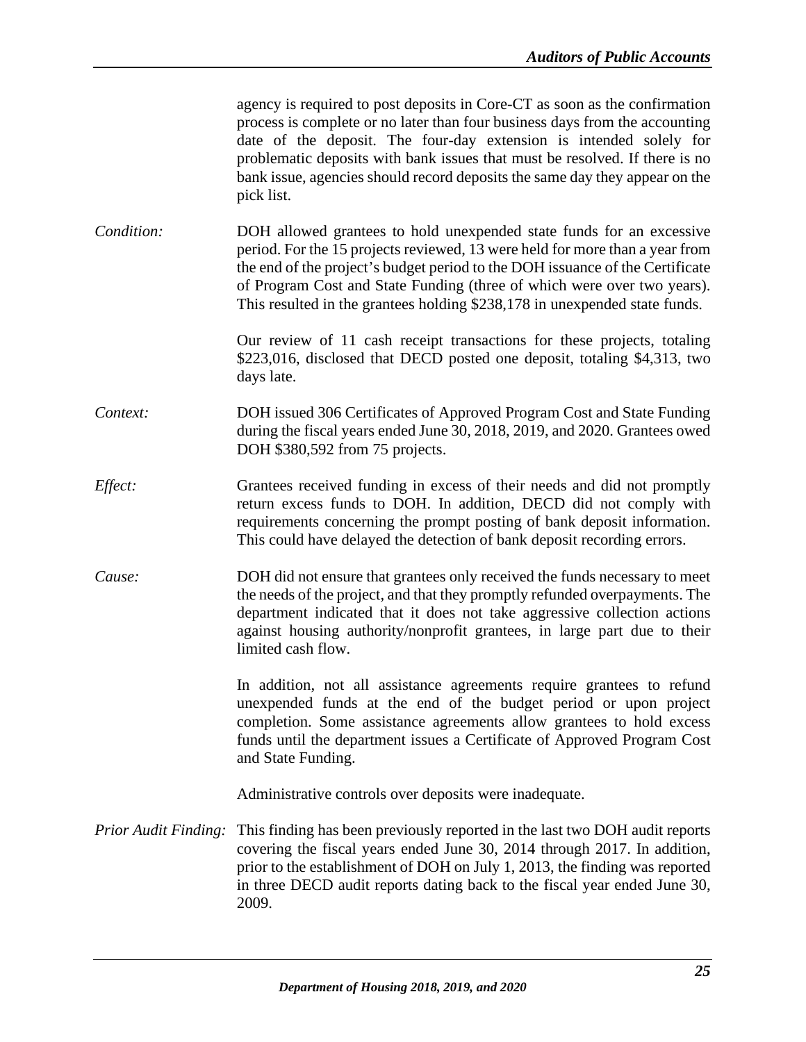agency is required to post deposits in Core-CT as soon as the confirmation process is complete or no later than four business days from the accounting date of the deposit. The four-day extension is intended solely for problematic deposits with bank issues that must be resolved. If there is no bank issue, agencies should record deposits the same day they appear on the pick list.

*Condition:* DOH allowed grantees to hold unexpended state funds for an excessive period. For the 15 projects reviewed, 13 were held for more than a year from the end of the project's budget period to the DOH issuance of the Certificate of Program Cost and State Funding (three of which were over two years). This resulted in the grantees holding $238,178 in unexpended state funds.

Our review of 11 cash receipt transactions for these projects, totaling $223,016, disclosed that DECD posted one deposit, totaling $4,313, two days late.

*Context:* DOH issued 306 Certificates of Approved Program Cost and State Funding during the fiscal years ended June 30, 2018, 2019, and 2020. Grantees owed DOH $380,592 from 75 projects.

*Effect:* Grantees received funding in excess of their needs and did not promptly return excess funds to DOH. In addition, DECD did not comply with requirements concerning the prompt posting of bank deposit information. This could have delayed the detection of bank deposit recording errors.

*Cause:* DOH did not ensure that grantees only received the funds necessary to meet the needs of the project, and that they promptly refunded overpayments. The department indicated that it does not take aggressive collection actions against housing authority/nonprofit grantees, in large part due to their limited cash flow.

In addition, not all assistance agreements require grantees to refund unexpended funds at the end of the budget period or upon project completion. Some assistance agreements allow grantees to hold excess funds until the department issues a Certificate of Approved Program Cost and State Funding.

Administrative controls over deposits were inadequate.

*Prior Audit Finding:* This finding has been previously reported in the last two DOH audit reports covering the fiscal years ended June 30, 2014 through 2017. In addition, prior to the establishment of DOH on July 1, 2013, the finding was reported in three DECD audit reports dating back to the fiscal year ended June 30, 2009.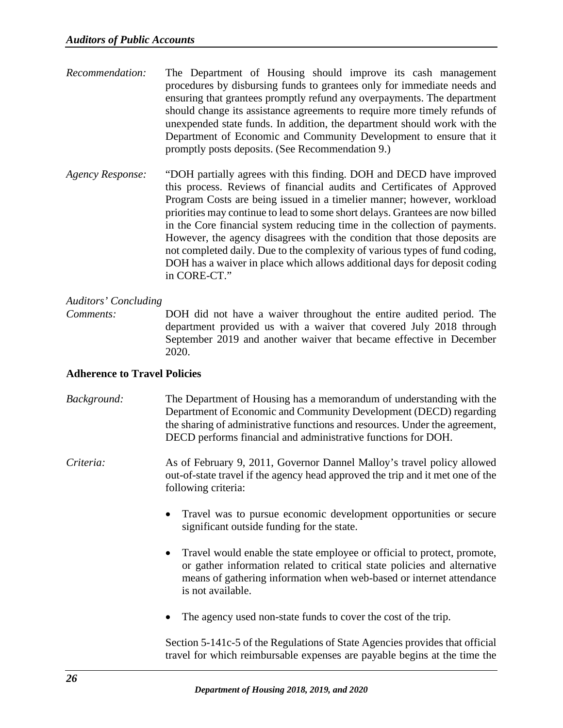*Recommendation:* The Department of Housing should improve its cash management procedures by disbursing funds to grantees only for immediate needs and ensuring that grantees promptly refund any overpayments. The department should change its assistance agreements to require more timely refunds of unexpended state funds. In addition, the department should work with the Department of Economic and Community Development to ensure that it promptly posts deposits. (See Recommendation 9.)

*Agency Response:* "DOH partially agrees with this finding. DOH and DECD have improved this process. Reviews of financial audits and Certificates of Approved Program Costs are being issued in a timelier manner; however, workload priorities may continue to lead to some short delays. Grantees are now billed in the Core financial system reducing time in the collection of payments. However, the agency disagrees with the condition that those deposits are not completed daily. Due to the complexity of various types of fund coding, DOH has a waiver in place which allows additional days for deposit coding in CORE-CT."

*Auditors' Concluding Comments:* DOH did not have a waiver throughout the entire audited period. The department provided us with a waiver that covered July 2018 through September 2019 and another waiver that became effective in December 2020.

**Adherence to Travel Policies**

*Background:* The Department of Housing has a memorandum of understanding with the Department of Economic and Community Development (DECD) regarding the sharing of administrative functions and resources. Under the agreement, DECD performs financial and administrative functions for DOH.

*Criteria:* As of February 9, 2011, Governor Dannel Malloy's travel policy allowed out-of-state travel if the agency head approved the trip and it met one of the following criteria:

- Travel was to pursue economic development opportunities or secure significant outside funding for the state.
- Travel would enable the state employee or official to protect, promote, or gather information related to critical state policies and alternative means of gathering information when web-based or internet attendance is not available.
- The agency used non-state funds to cover the cost of the trip.

Section 5-141c-5 of the Regulations of State Agencies provides that official travel for which reimbursable expenses are payable begins at the time the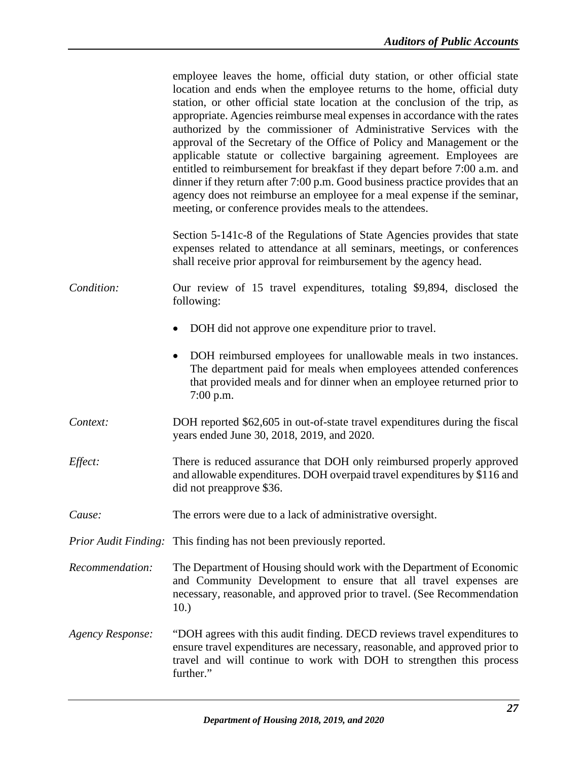employee leaves the home, official duty station, or other official state location and ends when the employee returns to the home, official duty station, or other official state location at the conclusion of the trip, as appropriate. Agencies reimburse meal expenses in accordance with the rates authorized by the commissioner of Administrative Services with the approval of the Secretary of the Office of Policy and Management or the applicable statute or collective bargaining agreement. Employees are entitled to reimbursement for breakfast if they depart before 7:00 a.m. and dinner if they return after 7:00 p.m. Good business practice provides that an agency does not reimburse an employee for a meal expense if the seminar, meeting, or conference provides meals to the attendees.

Section 5-141c-8 of the Regulations of State Agencies provides that state expenses related to attendance at all seminars, meetings, or conferences shall receive prior approval for reimbursement by the agency head.

*Condition:* Our review of 15 travel expenditures, totaling $9,894, disclosed the following:

- DOH did not approve one expenditure prior to travel.
- DOH reimbursed employees for unallowable meals in two instances. The department paid for meals when employees attended conferences that provided meals and for dinner when an employee returned prior to 7:00 p.m.

*Context:* DOH reported $62,605 in out-of-state travel expenditures during the fiscal years ended June 30, 2018, 2019, and 2020.

*Effect:* There is reduced assurance that DOH only reimbursed properly approved and allowable expenditures. DOH overpaid travel expenditures by $116 and did not preapprove $36.

*Cause:* The errors were due to a lack of administrative oversight.

*Prior Audit Finding:* This finding has not been previously reported.

*Recommendation:* The Department of Housing should work with the Department of Economic and Community Development to ensure that all travel expenses are necessary, reasonable, and approved prior to travel. (See Recommendation 10.)

*Agency Response:* "DOH agrees with this audit finding. DECD reviews travel expenditures to ensure travel expenditures are necessary, reasonable, and approved prior to travel and will continue to work with DOH to strengthen this process further."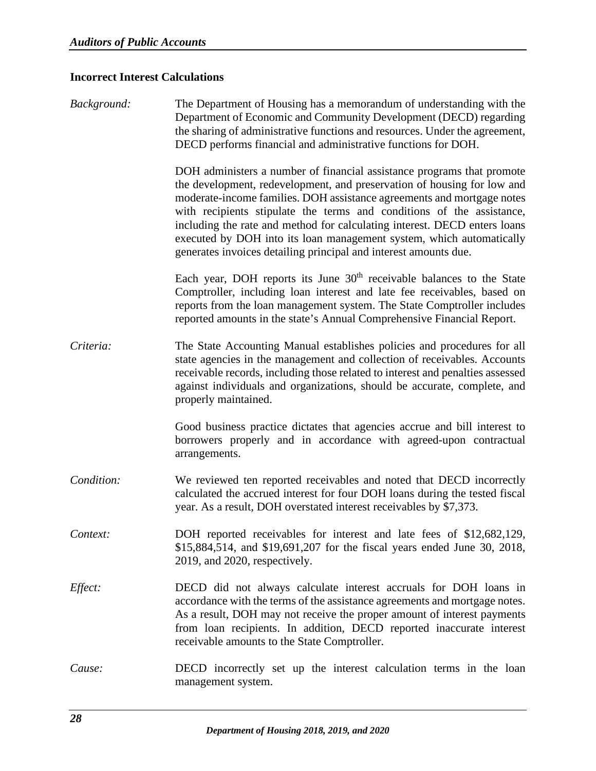### Incorrect Interest Calculations

*Background:* The Department of Housing has a memorandum of understanding with the Department of Economic and Community Development (DECD) regarding the sharing of administrative functions and resources. Under the agreement, DECD performs financial and administrative functions for DOH.

DOH administers a number of financial assistance programs that promote the development, redevelopment, and preservation of housing for low and moderate-income families. DOH assistance agreements and mortgage notes with recipients stipulate the terms and conditions of the assistance, including the rate and method for calculating interest. DECD enters loans executed by DOH into its loan management system, which automatically generates invoices detailing principal and interest amounts due.

Each year, DOH reports its June 30th receivable balances to the State Comptroller, including loan interest and late fee receivables, based on reports from the loan management system. The State Comptroller includes reported amounts in the state's Annual Comprehensive Financial Report.

*Criteria:* The State Accounting Manual establishes policies and procedures for all state agencies in the management and collection of receivables. Accounts receivable records, including those related to interest and penalties assessed against individuals and organizations, should be accurate, complete, and properly maintained.

Good business practice dictates that agencies accrue and bill interest to borrowers properly and in accordance with agreed-upon contractual arrangements.

*Condition:* We reviewed ten reported receivables and noted that DECD incorrectly calculated the accrued interest for four DOH loans during the tested fiscal year. As a result, DOH overstated interest receivables by $7,373.

*Context:* DOH reported receivables for interest and late fees of $12,682,129, $15,884,514, and $19,691,207 for the fiscal years ended June 30, 2018, 2019, and 2020, respectively.

*Effect:* DECD did not always calculate interest accruals for DOH loans in accordance with the terms of the assistance agreements and mortgage notes. As a result, DOH may not receive the proper amount of interest payments from loan recipients. In addition, DECD reported inaccurate interest receivable amounts to the State Comptroller.

*Cause:* DECD incorrectly set up the interest calculation terms in the loan management system.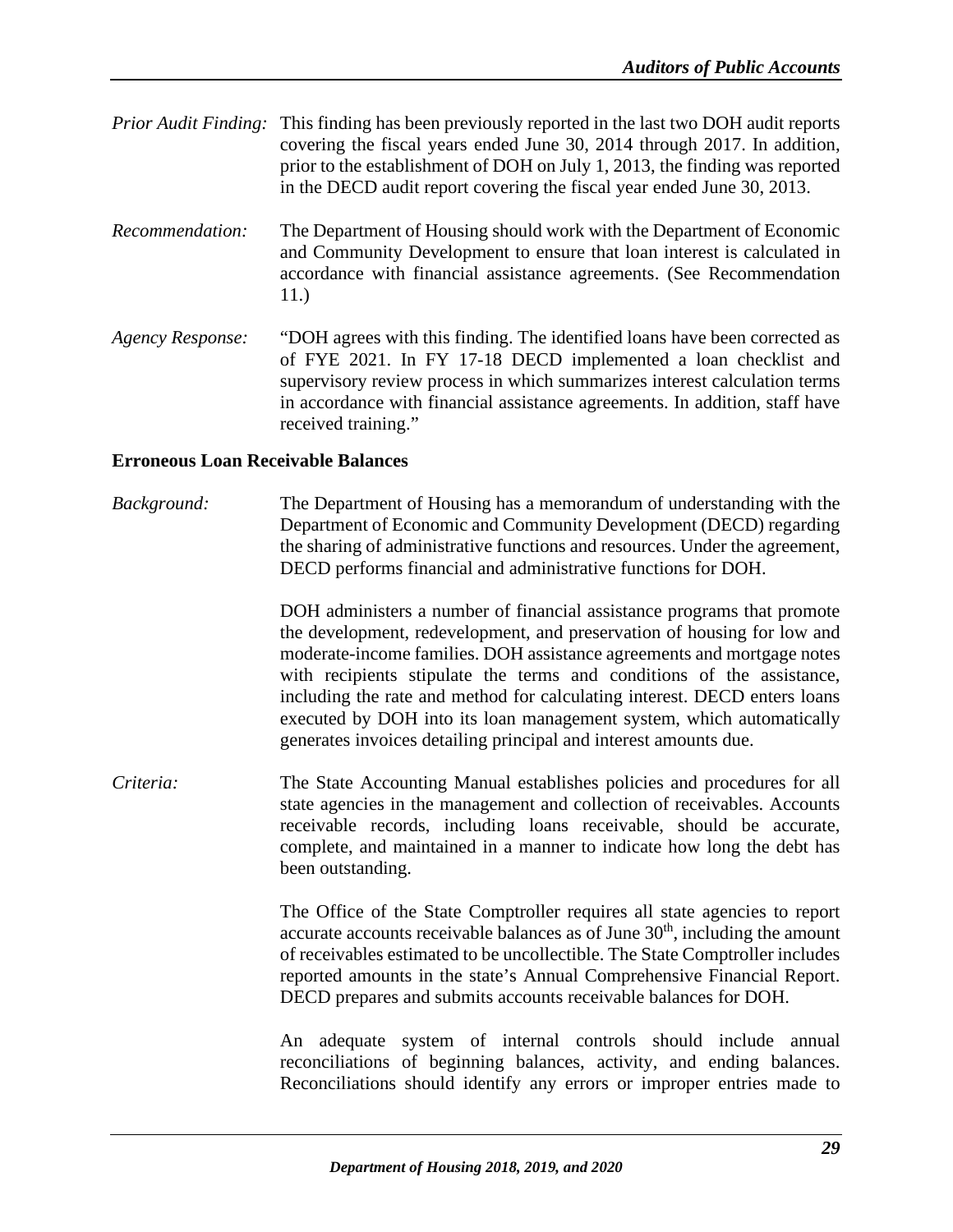*Prior Audit Finding:* This finding has been previously reported in the last two DOH audit reports covering the fiscal years ended June 30, 2014 through 2017. In addition, prior to the establishment of DOH on July 1, 2013, the finding was reported in the DECD audit report covering the fiscal year ended June 30, 2013.

*Recommendation:* The Department of Housing should work with the Department of Economic and Community Development to ensure that loan interest is calculated in accordance with financial assistance agreements. (See Recommendation 11.)

*Agency Response:* "DOH agrees with this finding. The identified loans have been corrected as of FYE 2021. In FY 17-18 DECD implemented a loan checklist and supervisory review process in which summarizes interest calculation terms in accordance with financial assistance agreements. In addition, staff have received training."

**Erroneous Loan Receivable Balances**

*Background:* The Department of Housing has a memorandum of understanding with the Department of Economic and Community Development (DECD) regarding the sharing of administrative functions and resources. Under the agreement, DECD performs financial and administrative functions for DOH.

DOH administers a number of financial assistance programs that promote the development, redevelopment, and preservation of housing for low and moderate-income families. DOH assistance agreements and mortgage notes with recipients stipulate the terms and conditions of the assistance, including the rate and method for calculating interest. DECD enters loans executed by DOH into its loan management system, which automatically generates invoices detailing principal and interest amounts due.

*Criteria:* The State Accounting Manual establishes policies and procedures for all state agencies in the management and collection of receivables. Accounts receivable records, including loans receivable, should be accurate, complete, and maintained in a manner to indicate how long the debt has been outstanding.

The Office of the State Comptroller requires all state agencies to report accurate accounts receivable balances as of June 30th, including the amount of receivables estimated to be uncollectible. The State Comptroller includes reported amounts in the state's Annual Comprehensive Financial Report. DECD prepares and submits accounts receivable balances for DOH.

An adequate system of internal controls should include annual reconciliations of beginning balances, activity, and ending balances. Reconciliations should identify any errors or improper entries made to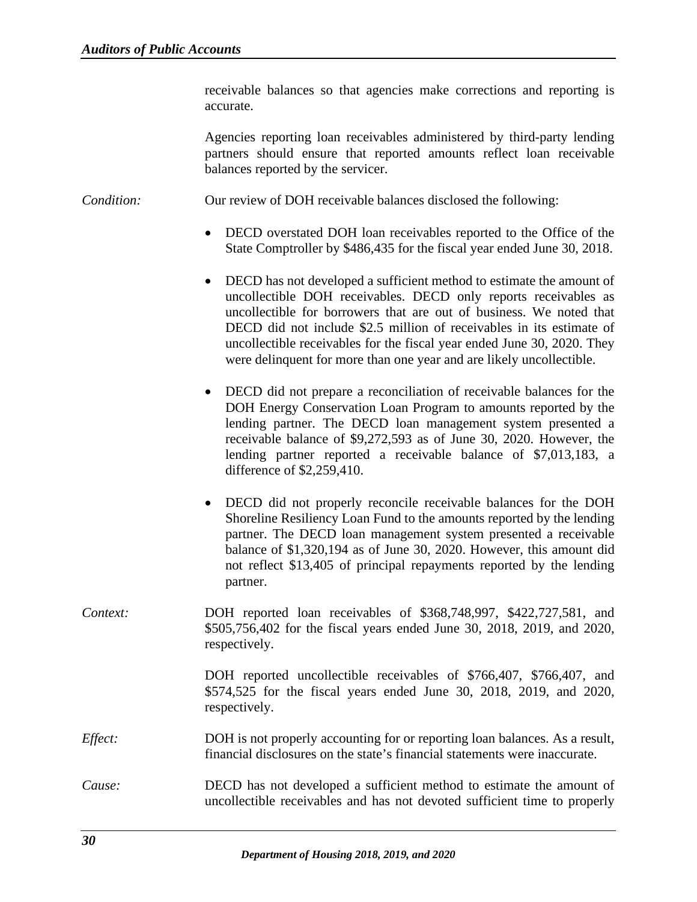receivable balances so that agencies make corrections and reporting is accurate.

Agencies reporting loan receivables administered by third-party lending partners should ensure that reported amounts reflect loan receivable balances reported by the servicer.

*Condition:* Our review of DOH receivable balances disclosed the following:

- DECD overstated DOH loan receivables reported to the Office of the State Comptroller by $486,435 for the fiscal year ended June 30, 2018.
- DECD has not developed a sufficient method to estimate the amount of uncollectible DOH receivables. DECD only reports receivables as uncollectible for borrowers that are out of business. We noted that DECD did not include $2.5 million of receivables in its estimate of uncollectible receivables for the fiscal year ended June 30, 2020. They were delinquent for more than one year and are likely uncollectible.
- DECD did not prepare a reconciliation of receivable balances for the DOH Energy Conservation Loan Program to amounts reported by the lending partner. The DECD loan management system presented a receivable balance of $9,272,593 as of June 30, 2020. However, the lending partner reported a receivable balance of $7,013,183, a difference of $2,259,410.
- DECD did not properly reconcile receivable balances for the DOH Shoreline Resiliency Loan Fund to the amounts reported by the lending partner. The DECD loan management system presented a receivable balance of $1,320,194 as of June 30, 2020. However, this amount did not reflect $13,405 of principal repayments reported by the lending partner.

*Context:* DOH reported loan receivables of $368,748,997, $422,727,581, and $505,756,402 for the fiscal years ended June 30, 2018, 2019, and 2020, respectively.

DOH reported uncollectible receivables of $766,407, $766,407, and $574,525 for the fiscal years ended June 30, 2018, 2019, and 2020, respectively.

*Effect:* DOH is not properly accounting for or reporting loan balances. As a result, financial disclosures on the state's financial statements were inaccurate.

*Cause:* DECD has not developed a sufficient method to estimate the amount of uncollectible receivables and has not devoted sufficient time to properly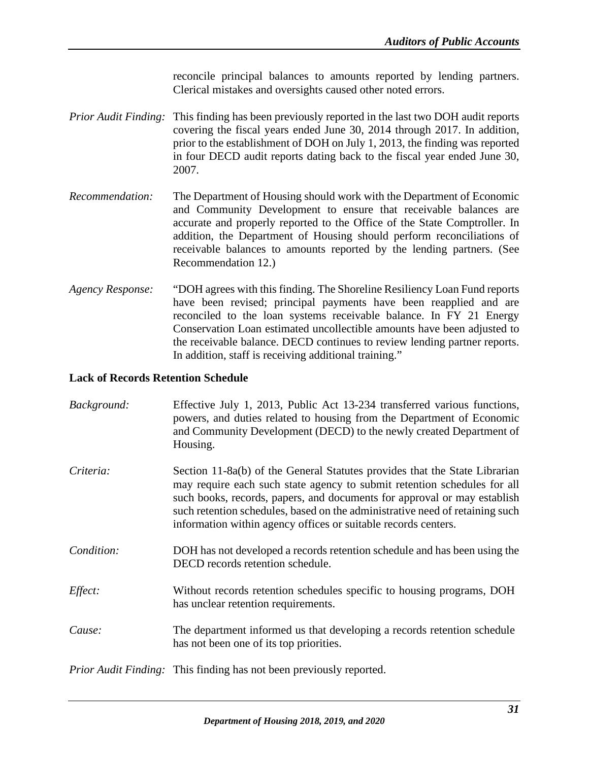reconcile principal balances to amounts reported by lending partners. Clerical mistakes and oversights caused other noted errors.

*Prior Audit Finding:* This finding has been previously reported in the last two DOH audit reports covering the fiscal years ended June 30, 2014 through 2017. In addition, prior to the establishment of DOH on July 1, 2013, the finding was reported in four DECD audit reports dating back to the fiscal year ended June 30, 2007.

*Recommendation:* The Department of Housing should work with the Department of Economic and Community Development to ensure that receivable balances are accurate and properly reported to the Office of the State Comptroller. In addition, the Department of Housing should perform reconciliations of receivable balances to amounts reported by the lending partners. (See Recommendation 12.)

*Agency Response:* "DOH agrees with this finding. The Shoreline Resiliency Loan Fund reports have been revised; principal payments have been reapplied and are reconciled to the loan systems receivable balance. In FY 21 Energy Conservation Loan estimated uncollectible amounts have been adjusted to the receivable balance. DECD continues to review lending partner reports. In addition, staff is receiving additional training."

**Lack of Records Retention Schedule**

*Background:* Effective July 1, 2013, Public Act 13-234 transferred various functions, powers, and duties related to housing from the Department of Economic and Community Development (DECD) to the newly created Department of Housing.

*Criteria:* Section 11-8a(b) of the General Statutes provides that the State Librarian may require each such state agency to submit retention schedules for all such books, records, papers, and documents for approval or may establish such retention schedules, based on the administrative need of retaining such information within agency offices or suitable records centers.

*Condition:* DOH has not developed a records retention schedule and has been using the DECD records retention schedule.

*Effect:* Without records retention schedules specific to housing programs, DOH has unclear retention requirements.

*Cause:* The department informed us that developing a records retention schedule has not been one of its top priorities.

*Prior Audit Finding:* This finding has not been previously reported.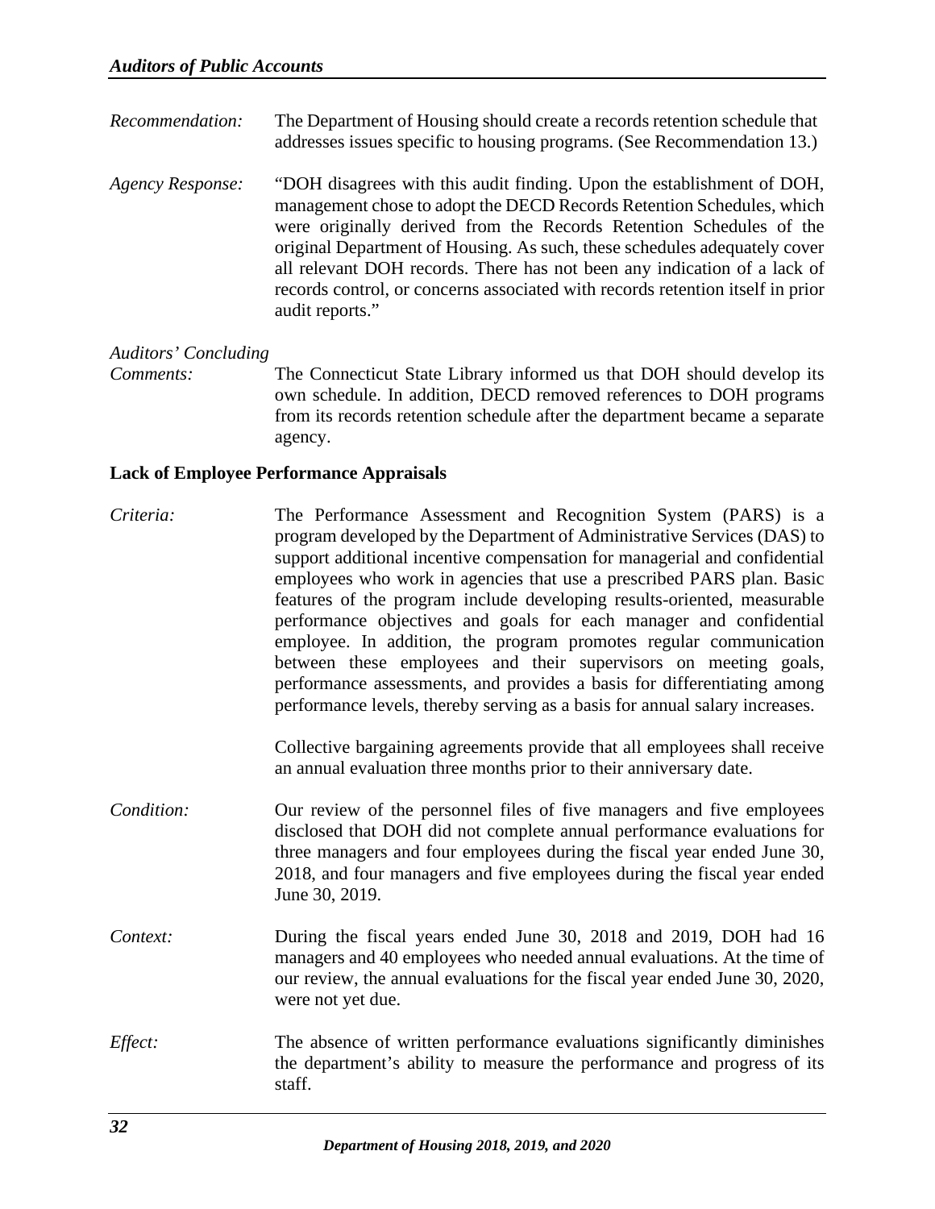*Recommendation:* The Department of Housing should create a records retention schedule that addresses issues specific to housing programs. (See Recommendation 13.)

*Agency Response:* "DOH disagrees with this audit finding. Upon the establishment of DOH, management chose to adopt the DECD Records Retention Schedules, which were originally derived from the Records Retention Schedules of the original Department of Housing. As such, these schedules adequately cover all relevant DOH records. There has not been any indication of a lack of records control, or concerns associated with records retention itself in prior audit reports."

*Auditors' Concluding Comments:* The Connecticut State Library informed us that DOH should develop its own schedule. In addition, DECD removed references to DOH programs from its records retention schedule after the department became a separate agency.

**Lack of Employee Performance Appraisals**

*Criteria:* The Performance Assessment and Recognition System (PARS) is a program developed by the Department of Administrative Services (DAS) to support additional incentive compensation for managerial and confidential employees who work in agencies that use a prescribed PARS plan. Basic features of the program include developing results-oriented, measurable performance objectives and goals for each manager and confidential employee. In addition, the program promotes regular communication between these employees and their supervisors on meeting goals, performance assessments, and provides a basis for differentiating among performance levels, thereby serving as a basis for annual salary increases.

Collective bargaining agreements provide that all employees shall receive an annual evaluation three months prior to their anniversary date.

*Condition:* Our review of the personnel files of five managers and five employees disclosed that DOH did not complete annual performance evaluations for three managers and four employees during the fiscal year ended June 30, 2018, and four managers and five employees during the fiscal year ended June 30, 2019.

*Context:* During the fiscal years ended June 30, 2018 and 2019, DOH had 16 managers and 40 employees who needed annual evaluations. At the time of our review, the annual evaluations for the fiscal year ended June 30, 2020, were not yet due.

*Effect:* The absence of written performance evaluations significantly diminishes the department's ability to measure the performance and progress of its staff.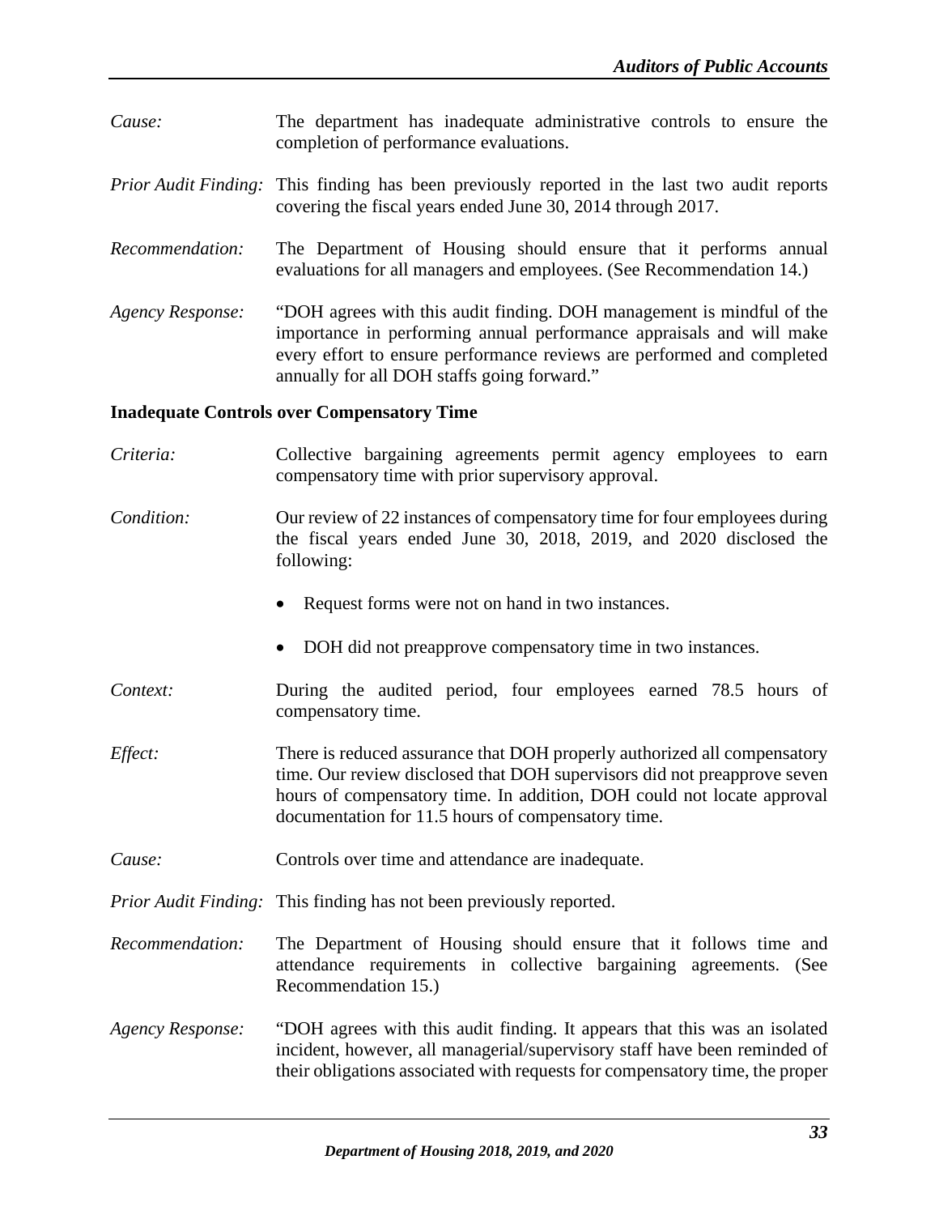*Cause:* The department has inadequate administrative controls to ensure the completion of performance evaluations.

*Prior Audit Finding:* This finding has been previously reported in the last two audit reports covering the fiscal years ended June 30, 2014 through 2017.

*Recommendation:* The Department of Housing should ensure that it performs annual evaluations for all managers and employees. (See Recommendation 14.)

*Agency Response:* "DOH agrees with this audit finding. DOH management is mindful of the importance in performing annual performance appraisals and will make every effort to ensure performance reviews are performed and completed annually for all DOH staffs going forward."

**Inadequate Controls over Compensatory Time**

*Criteria:* Collective bargaining agreements permit agency employees to earn compensatory time with prior supervisory approval.

*Condition:* Our review of 22 instances of compensatory time for four employees during the fiscal years ended June 30, 2018, 2019, and 2020 disclosed the following:

- Request forms were not on hand in two instances.
- DOH did not preapprove compensatory time in two instances.

*Context:* During the audited period, four employees earned 78.5 hours of compensatory time.

*Effect:* There is reduced assurance that DOH properly authorized all compensatory time. Our review disclosed that DOH supervisors did not preapprove seven hours of compensatory time. In addition, DOH could not locate approval documentation for 11.5 hours of compensatory time.

*Cause:* Controls over time and attendance are inadequate.

*Prior Audit Finding:* This finding has not been previously reported.

*Recommendation:* The Department of Housing should ensure that it follows time and attendance requirements in collective bargaining agreements. (See Recommendation 15.)

*Agency Response:* "DOH agrees with this audit finding. It appears that this was an isolated incident, however, all managerial/supervisory staff have been reminded of their obligations associated with requests for compensatory time, the proper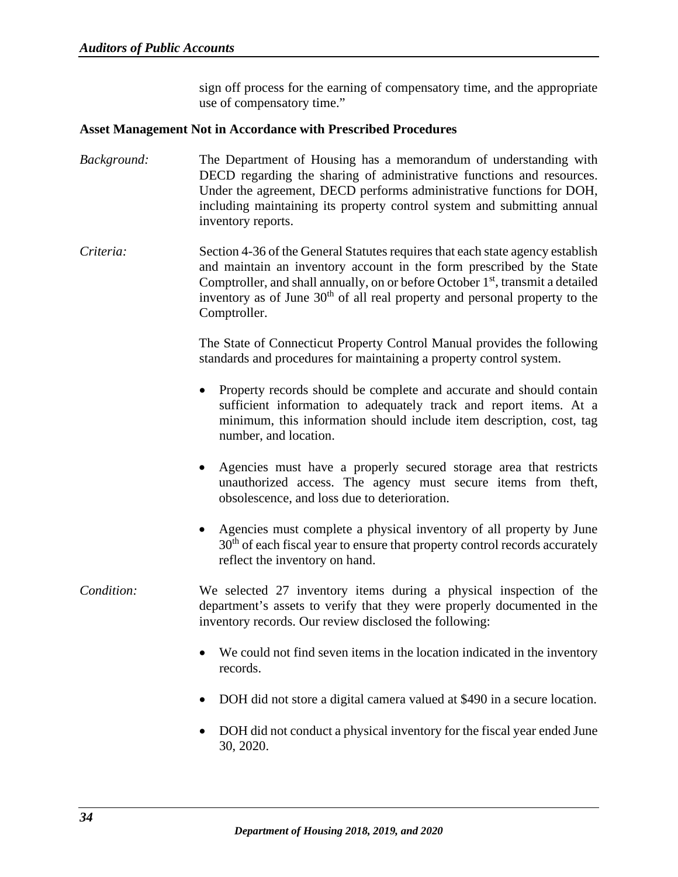sign off process for the earning of compensatory time, and the appropriate use of compensatory time."

**Asset Management Not in Accordance with Prescribed Procedures**

*Background:* The Department of Housing has a memorandum of understanding with DECD regarding the sharing of administrative functions and resources. Under the agreement, DECD performs administrative functions for DOH, including maintaining its property control system and submitting annual inventory reports.

*Criteria:* Section 4-36 of the General Statutes requires that each state agency establish and maintain an inventory account in the form prescribed by the State Comptroller, and shall annually, on or before October 1st, transmit a detailed inventory as of June 30th of all real property and personal property to the Comptroller.

The State of Connecticut Property Control Manual provides the following standards and procedures for maintaining a property control system.

- Property records should be complete and accurate and should contain sufficient information to adequately track and report items. At a minimum, this information should include item description, cost, tag number, and location.
- Agencies must have a properly secured storage area that restricts unauthorized access. The agency must secure items from theft, obsolescence, and loss due to deterioration.
- Agencies must complete a physical inventory of all property by June 30th of each fiscal year to ensure that property control records accurately reflect the inventory on hand.

*Condition:* We selected 27 inventory items during a physical inspection of the department's assets to verify that they were properly documented in the inventory records. Our review disclosed the following:

- We could not find seven items in the location indicated in the inventory records.
- DOH did not store a digital camera valued at $490 in a secure location.
- DOH did not conduct a physical inventory for the fiscal year ended June 30, 2020.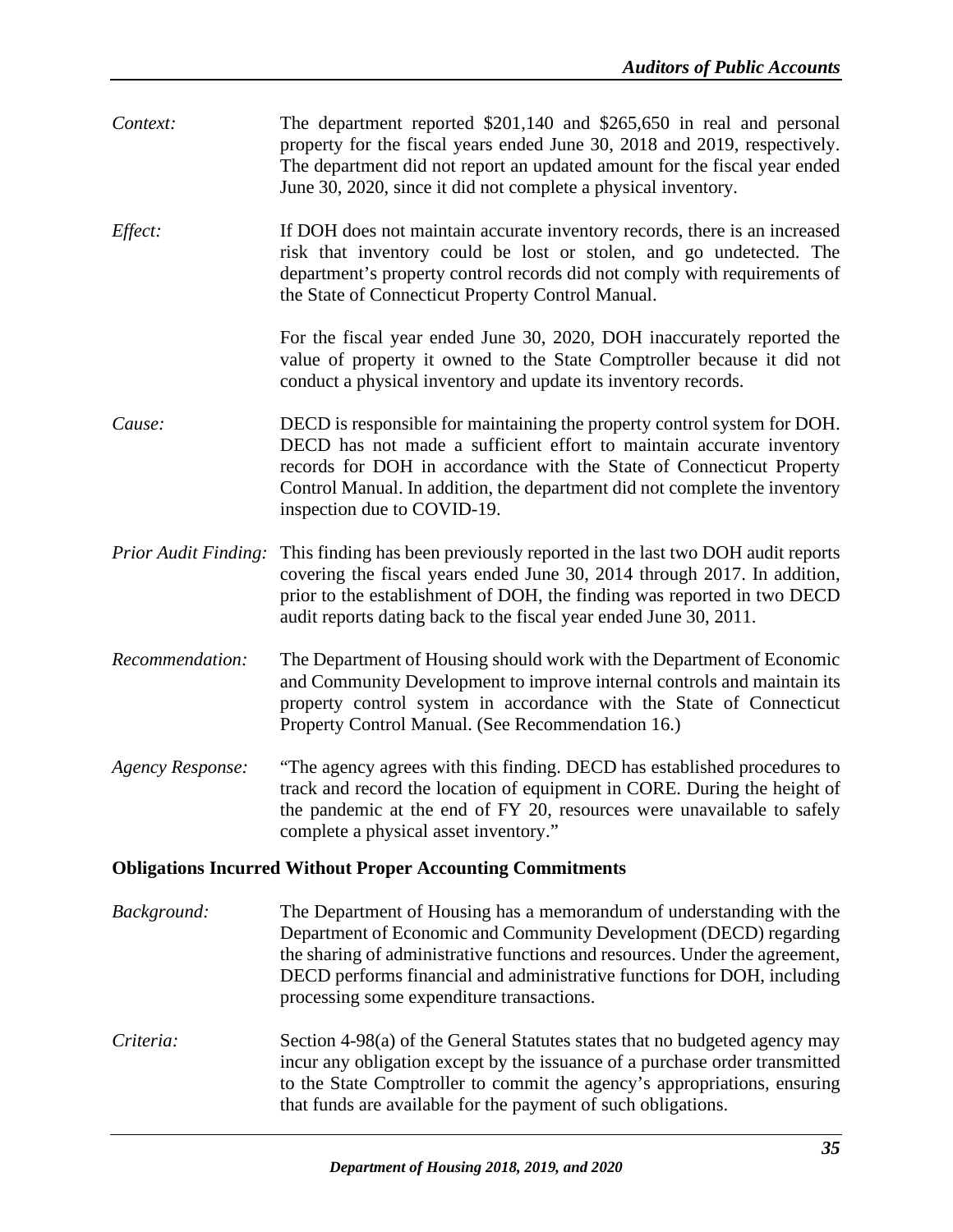*Context:* The department reported $201,140 and $265,650 in real and personal property for the fiscal years ended June 30, 2018 and 2019, respectively. The department did not report an updated amount for the fiscal year ended June 30, 2020, since it did not complete a physical inventory.

*Effect:* If DOH does not maintain accurate inventory records, there is an increased risk that inventory could be lost or stolen, and go undetected. The department's property control records did not comply with requirements of the State of Connecticut Property Control Manual.

For the fiscal year ended June 30, 2020, DOH inaccurately reported the value of property it owned to the State Comptroller because it did not conduct a physical inventory and update its inventory records.

*Cause:* DECD is responsible for maintaining the property control system for DOH. DECD has not made a sufficient effort to maintain accurate inventory records for DOH in accordance with the State of Connecticut Property Control Manual. In addition, the department did not complete the inventory inspection due to COVID-19.

*Prior Audit Finding:* This finding has been previously reported in the last two DOH audit reports covering the fiscal years ended June 30, 2014 through 2017. In addition, prior to the establishment of DOH, the finding was reported in two DECD audit reports dating back to the fiscal year ended June 30, 2011.

*Recommendation:* The Department of Housing should work with the Department of Economic and Community Development to improve internal controls and maintain its property control system in accordance with the State of Connecticut Property Control Manual. (See Recommendation 16.)

*Agency Response:* "The agency agrees with this finding. DECD has established procedures to track and record the location of equipment in CORE. During the height of the pandemic at the end of FY 20, resources were unavailable to safely complete a physical asset inventory."

**Obligations Incurred Without Proper Accounting Commitments**

*Background:* The Department of Housing has a memorandum of understanding with the Department of Economic and Community Development (DECD) regarding the sharing of administrative functions and resources. Under the agreement, DECD performs financial and administrative functions for DOH, including processing some expenditure transactions.

*Criteria:* Section 4-98(a) of the General Statutes states that no budgeted agency may incur any obligation except by the issuance of a purchase order transmitted to the State Comptroller to commit the agency's appropriations, ensuring that funds are available for the payment of such obligations.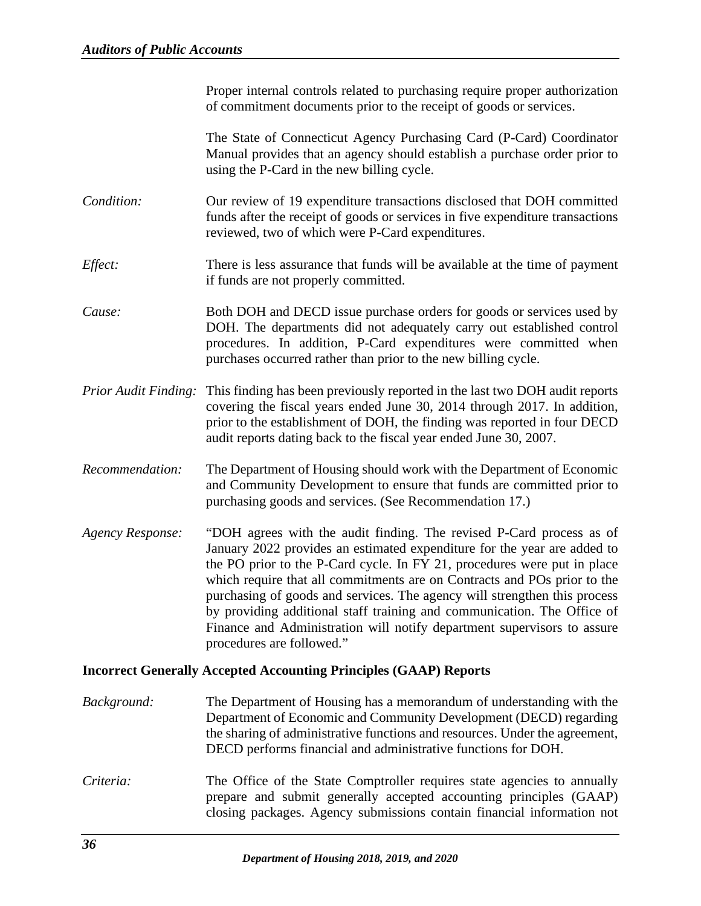Proper internal controls related to purchasing require proper authorization of commitment documents prior to the receipt of goods or services.

The State of Connecticut Agency Purchasing Card (P-Card) Coordinator Manual provides that an agency should establish a purchase order prior to using the P-Card in the new billing cycle.

*Condition:* Our review of 19 expenditure transactions disclosed that DOH committed funds after the receipt of goods or services in five expenditure transactions reviewed, two of which were P-Card expenditures.

*Effect:* There is less assurance that funds will be available at the time of payment if funds are not properly committed.

*Cause:* Both DOH and DECD issue purchase orders for goods or services used by DOH. The departments did not adequately carry out established control procedures. In addition, P-Card expenditures were committed when purchases occurred rather than prior to the new billing cycle.

*Prior Audit Finding:* This finding has been previously reported in the last two DOH audit reports covering the fiscal years ended June 30, 2014 through 2017. In addition, prior to the establishment of DOH, the finding was reported in four DECD audit reports dating back to the fiscal year ended June 30, 2007.

*Recommendation:* The Department of Housing should work with the Department of Economic and Community Development to ensure that funds are committed prior to purchasing goods and services. (See Recommendation 17.)

*Agency Response:* "DOH agrees with the audit finding. The revised P-Card process as of January 2022 provides an estimated expenditure for the year are added to the PO prior to the P-Card cycle. In FY 21, procedures were put in place which require that all commitments are on Contracts and POs prior to the purchasing of goods and services. The agency will strengthen this process by providing additional staff training and communication. The Office of Finance and Administration will notify department supervisors to assure procedures are followed."

**Incorrect Generally Accepted Accounting Principles (GAAP) Reports**

*Background:* The Department of Housing has a memorandum of understanding with the Department of Economic and Community Development (DECD) regarding the sharing of administrative functions and resources. Under the agreement, DECD performs financial and administrative functions for DOH.

*Criteria:* The Office of the State Comptroller requires state agencies to annually prepare and submit generally accepted accounting principles (GAAP) closing packages. Agency submissions contain financial information not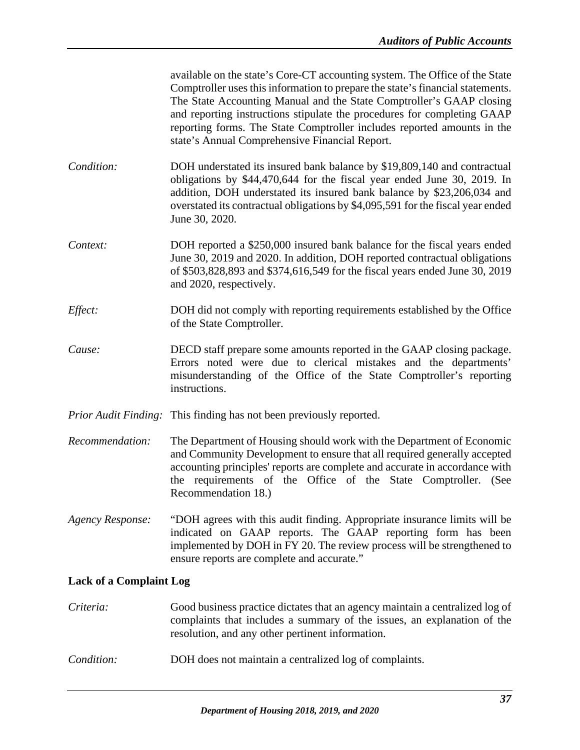available on the state's Core-CT accounting system. The Office of the State Comptroller uses this information to prepare the state's financial statements. The State Accounting Manual and the State Comptroller's GAAP closing and reporting instructions stipulate the procedures for completing GAAP reporting forms. The State Comptroller includes reported amounts in the state's Annual Comprehensive Financial Report.

*Condition:* DOH understated its insured bank balance by $19,809,140 and contractual obligations by $44,470,644 for the fiscal year ended June 30, 2019. In addition, DOH understated its insured bank balance by $23,206,034 and overstated its contractual obligations by $4,095,591 for the fiscal year ended June 30, 2020.

*Context:* DOH reported a $250,000 insured bank balance for the fiscal years ended June 30, 2019 and 2020. In addition, DOH reported contractual obligations of $503,828,893 and $374,616,549 for the fiscal years ended June 30, 2019 and 2020, respectively.

*Effect:* DOH did not comply with reporting requirements established by the Office of the State Comptroller.

*Cause:* DECD staff prepare some amounts reported in the GAAP closing package. Errors noted were due to clerical mistakes and the departments' misunderstanding of the Office of the State Comptroller's reporting instructions.

*Prior Audit Finding:* This finding has not been previously reported.

*Recommendation:* The Department of Housing should work with the Department of Economic and Community Development to ensure that all required generally accepted accounting principles' reports are complete and accurate in accordance with the requirements of the Office of the State Comptroller. (See Recommendation 18.)

*Agency Response:* "DOH agrees with this audit finding. Appropriate insurance limits will be indicated on GAAP reports. The GAAP reporting form has been implemented by DOH in FY 20. The review process will be strengthened to ensure reports are complete and accurate."

**Lack of a Complaint Log**

*Criteria:* Good business practice dictates that an agency maintain a centralized log of complaints that includes a summary of the issues, an explanation of the resolution, and any other pertinent information.

*Condition:* DOH does not maintain a centralized log of complaints.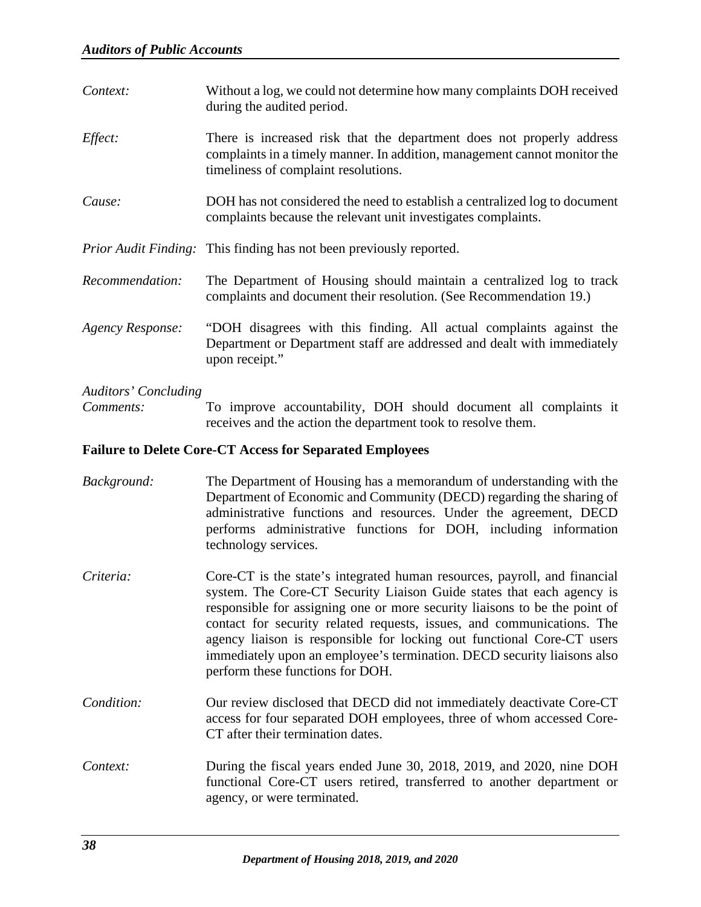*Context:* Without a log, we could not determine how many complaints DOH received during the audited period.

*Effect:* There is increased risk that the department does not properly address complaints in a timely manner. In addition, management cannot monitor the timeliness of complaint resolutions.

*Cause:* DOH has not considered the need to establish a centralized log to document complaints because the relevant unit investigates complaints.

*Prior Audit Finding:* This finding has not been previously reported.

*Recommendation:* The Department of Housing should maintain a centralized log to track complaints and document their resolution. (See Recommendation 19.)

*Agency Response:* "DOH disagrees with this finding. All actual complaints against the Department or Department staff are addressed and dealt with immediately upon receipt."

*Auditors' Concluding Comments:* To improve accountability, DOH should document all complaints it receives and the action the department took to resolve them.

**Failure to Delete Core-CT Access for Separated Employees**

*Background:* The Department of Housing has a memorandum of understanding with the Department of Economic and Community (DECD) regarding the sharing of administrative functions and resources. Under the agreement, DECD performs administrative functions for DOH, including information technology services.

*Criteria:* Core-CT is the state's integrated human resources, payroll, and financial system. The Core-CT Security Liaison Guide states that each agency is responsible for assigning one or more security liaisons to be the point of contact for security related requests, issues, and communications. The agency liaison is responsible for locking out functional Core-CT users immediately upon an employee's termination. DECD security liaisons also perform these functions for DOH.

*Condition:* Our review disclosed that DECD did not immediately deactivate Core-CT access for four separated DOH employees, three of whom accessed Core-CT after their termination dates.

*Context:* During the fiscal years ended June 30, 2018, 2019, and 2020, nine DOH functional Core-CT users retired, transferred to another department or agency, or were terminated.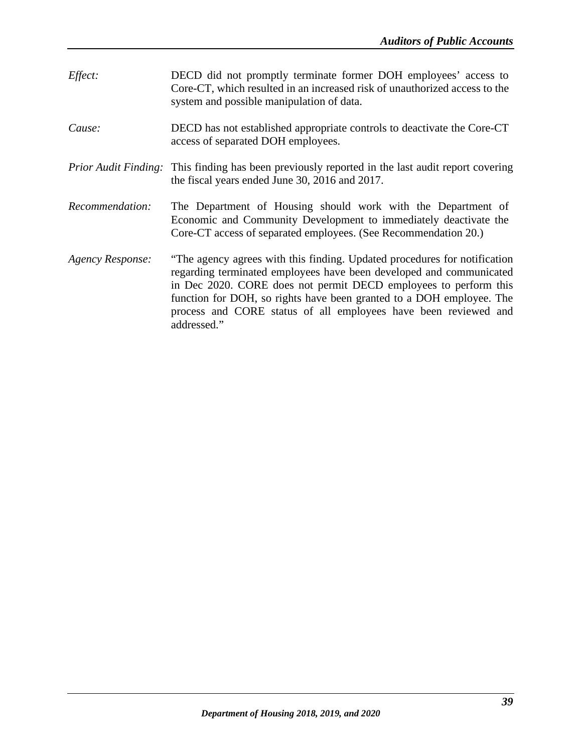*Effect:* DECD did not promptly terminate former DOH employees' access to Core-CT, which resulted in an increased risk of unauthorized access to the system and possible manipulation of data.

*Cause:* DECD has not established appropriate controls to deactivate the Core-CT access of separated DOH employees.

*Prior Audit Finding:* This finding has been previously reported in the last audit report covering the fiscal years ended June 30, 2016 and 2017.

*Recommendation:* The Department of Housing should work with the Department of Economic and Community Development to immediately deactivate the Core-CT access of separated employees. (See Recommendation 20.)

*Agency Response:* "The agency agrees with this finding. Updated procedures for notification regarding terminated employees have been developed and communicated in Dec 2020. CORE does not permit DECD employees to perform this function for DOH, so rights have been granted to a DOH employee. The process and CORE status of all employees have been reviewed and addressed."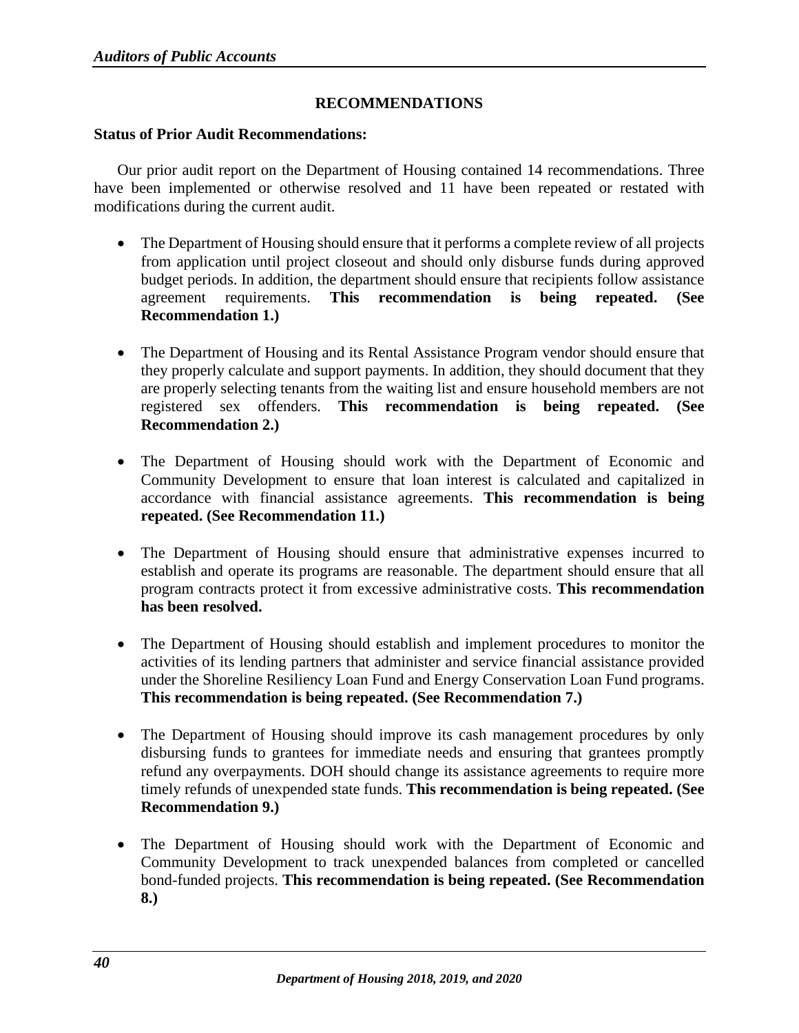## RECOMMENDATIONS

**Status of Prior Audit Recommendations:**

Our prior audit report on the Department of Housing contained 14 recommendations. Three have been implemented or otherwise resolved and 11 have been repeated or restated with modifications during the current audit.

- The Department of Housing should ensure that it performs a complete review of all projects from application until project closeout and should only disburse funds during approved budget periods. In addition, the department should ensure that recipients follow assistance agreement requirements. **This recommendation is being repeated. (See Recommendation 1.)**

- The Department of Housing and its Rental Assistance Program vendor should ensure that they properly calculate and support payments. In addition, they should document that they are properly selecting tenants from the waiting list and ensure household members are not registered sex offenders. **This recommendation is being repeated. (See Recommendation 2.)**

- The Department of Housing should work with the Department of Economic and Community Development to ensure that loan interest is calculated and capitalized in accordance with financial assistance agreements. **This recommendation is being repeated. (See Recommendation 11.)**

- The Department of Housing should ensure that administrative expenses incurred to establish and operate its programs are reasonable. The department should ensure that all program contracts protect it from excessive administrative costs. **This recommendation has been resolved.**

- The Department of Housing should establish and implement procedures to monitor the activities of its lending partners that administer and service financial assistance provided under the Shoreline Resiliency Loan Fund and Energy Conservation Loan Fund programs. **This recommendation is being repeated. (See Recommendation 7.)**

- The Department of Housing should improve its cash management procedures by only disbursing funds to grantees for immediate needs and ensuring that grantees promptly refund any overpayments. DOH should change its assistance agreements to require more timely refunds of unexpended state funds. **This recommendation is being repeated. (See Recommendation 9.)**

- The Department of Housing should work with the Department of Economic and Community Development to track unexpended balances from completed or cancelled bond-funded projects. **This recommendation is being repeated. (See Recommendation 8.)**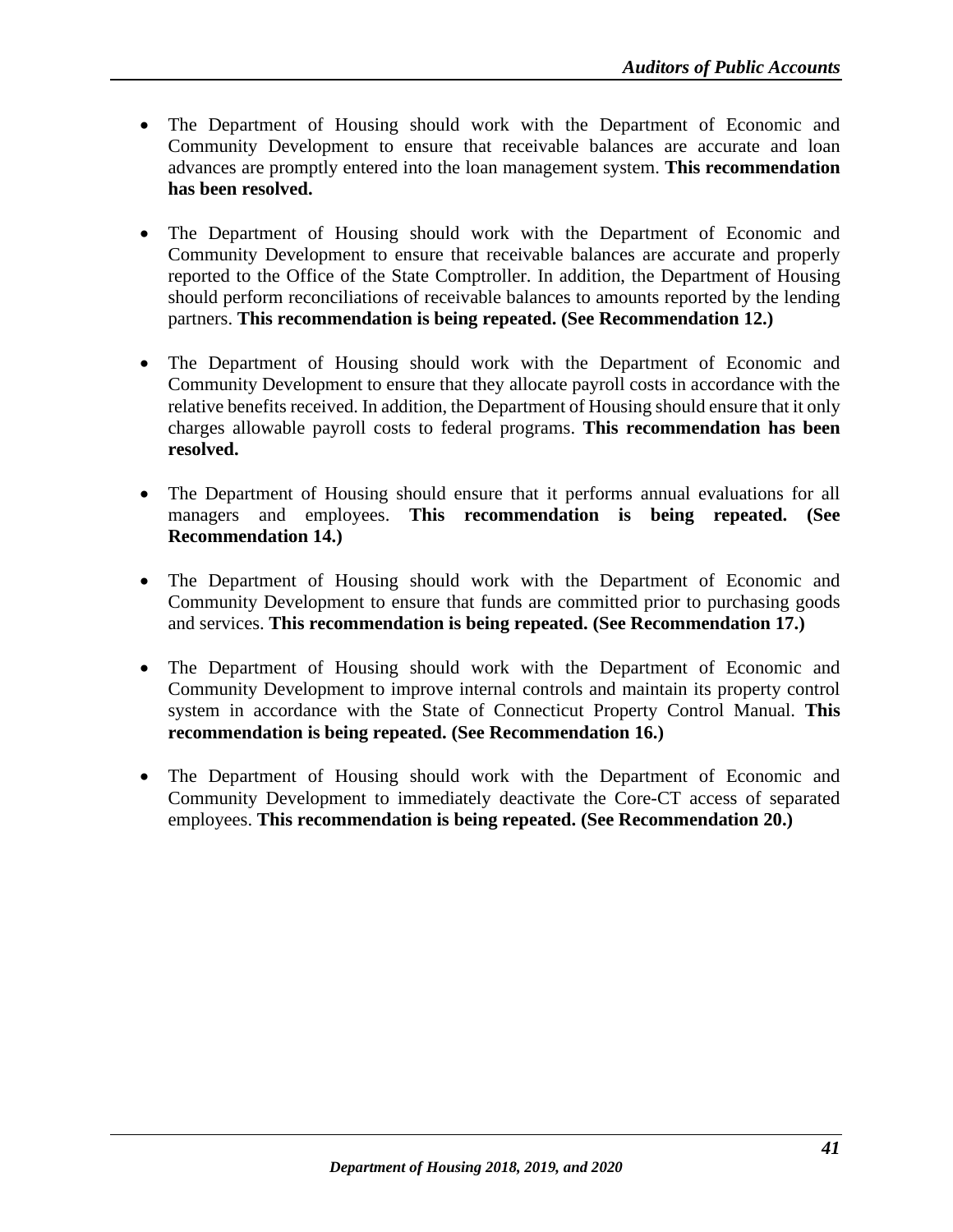- The Department of Housing should work with the Department of Economic and Community Development to ensure that receivable balances are accurate and loan advances are promptly entered into the loan management system. **This recommendation has been resolved.**

- The Department of Housing should work with the Department of Economic and Community Development to ensure that receivable balances are accurate and properly reported to the Office of the State Comptroller. In addition, the Department of Housing should perform reconciliations of receivable balances to amounts reported by the lending partners. **This recommendation is being repeated. (See Recommendation 12.)**

- The Department of Housing should work with the Department of Economic and Community Development to ensure that they allocate payroll costs in accordance with the relative benefits received. In addition, the Department of Housing should ensure that it only charges allowable payroll costs to federal programs. **This recommendation has been resolved.**

- The Department of Housing should ensure that it performs annual evaluations for all managers and employees. **This recommendation is being repeated. (See Recommendation 14.)**

- The Department of Housing should work with the Department of Economic and Community Development to ensure that funds are committed prior to purchasing goods and services. **This recommendation is being repeated. (See Recommendation 17.)**

- The Department of Housing should work with the Department of Economic and Community Development to improve internal controls and maintain its property control system in accordance with the State of Connecticut Property Control Manual. **This recommendation is being repeated. (See Recommendation 16.)**

- The Department of Housing should work with the Department of Economic and Community Development to immediately deactivate the Core-CT access of separated employees. **This recommendation is being repeated. (See Recommendation 20.)**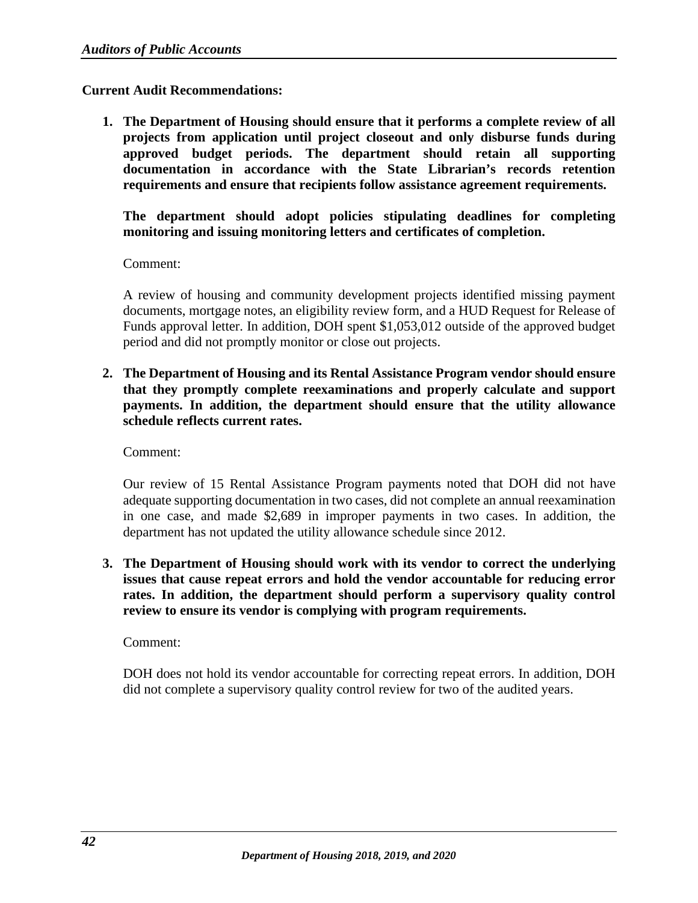**Current Audit Recommendations:**

1. **The Department of Housing should ensure that it performs a complete review of all projects from application until project closeout and only disburse funds during approved budget periods. The department should retain all supporting documentation in accordance with the State Librarian's records retention requirements and ensure that recipients follow assistance agreement requirements.**

   **The department should adopt policies stipulating deadlines for completing monitoring and issuing monitoring letters and certificates of completion.**

   Comment:

   A review of housing and community development projects identified missing payment documents, mortgage notes, an eligibility review form, and a HUD Request for Release of Funds approval letter. In addition, DOH spent $1,053,012 outside of the approved budget period and did not promptly monitor or close out projects.

2. **The Department of Housing and its Rental Assistance Program vendor should ensure that they promptly complete reexaminations and properly calculate and support payments. In addition, the department should ensure that the utility allowance schedule reflects current rates.**

   Comment:

   Our review of 15 Rental Assistance Program payments noted that DOH did not have adequate supporting documentation in two cases, did not complete an annual reexamination in one case, and made $2,689 in improper payments in two cases. In addition, the department has not updated the utility allowance schedule since 2012.

3. **The Department of Housing should work with its vendor to correct the underlying issues that cause repeat errors and hold the vendor accountable for reducing error rates. In addition, the department should perform a supervisory quality control review to ensure its vendor is complying with program requirements.**

   Comment:

   DOH does not hold its vendor accountable for correcting repeat errors. In addition, DOH did not complete a supervisory quality control review for two of the audited years.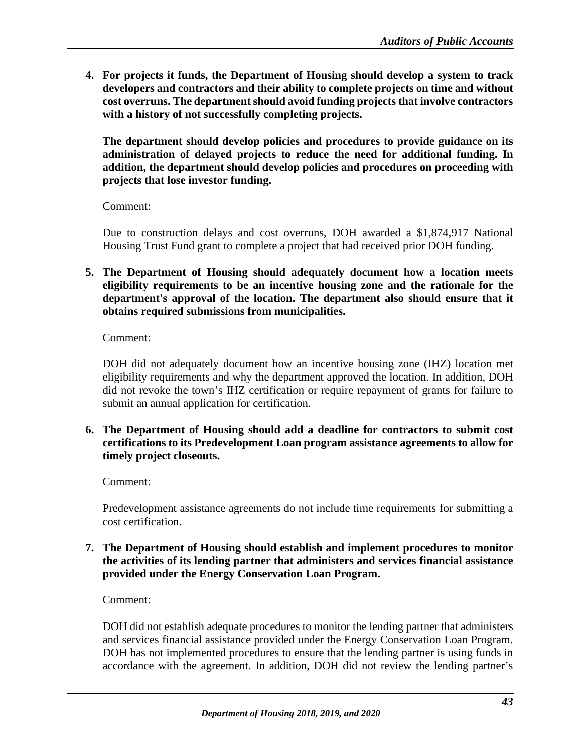4. **For projects it funds, the Department of Housing should develop a system to track developers and contractors and their ability to complete projects on time and without cost overruns. The department should avoid funding projects that involve contractors with a history of not successfully completing projects.**

   **The department should develop policies and procedures to provide guidance on its administration of delayed projects to reduce the need for additional funding. In addition, the department should develop policies and procedures on proceeding with projects that lose investor funding.**

   Comment:

   Due to construction delays and cost overruns, DOH awarded a $1,874,917 National Housing Trust Fund grant to complete a project that had received prior DOH funding.

5. **The Department of Housing should adequately document how a location meets eligibility requirements to be an incentive housing zone and the rationale for the department's approval of the location. The department also should ensure that it obtains required submissions from municipalities.**

   Comment:

   DOH did not adequately document how an incentive housing zone (IHZ) location met eligibility requirements and why the department approved the location. In addition, DOH did not revoke the town's IHZ certification or require repayment of grants for failure to submit an annual application for certification.

6. **The Department of Housing should add a deadline for contractors to submit cost certifications to its Predevelopment Loan program assistance agreements to allow for timely project closeouts.**

   Comment:

   Predevelopment assistance agreements do not include time requirements for submitting a cost certification.

7. **The Department of Housing should establish and implement procedures to monitor the activities of its lending partner that administers and services financial assistance provided under the Energy Conservation Loan Program.**

   Comment:

   DOH did not establish adequate procedures to monitor the lending partner that administers and services financial assistance provided under the Energy Conservation Loan Program. DOH has not implemented procedures to ensure that the lending partner is using funds in accordance with the agreement. In addition, DOH did not review the lending partner's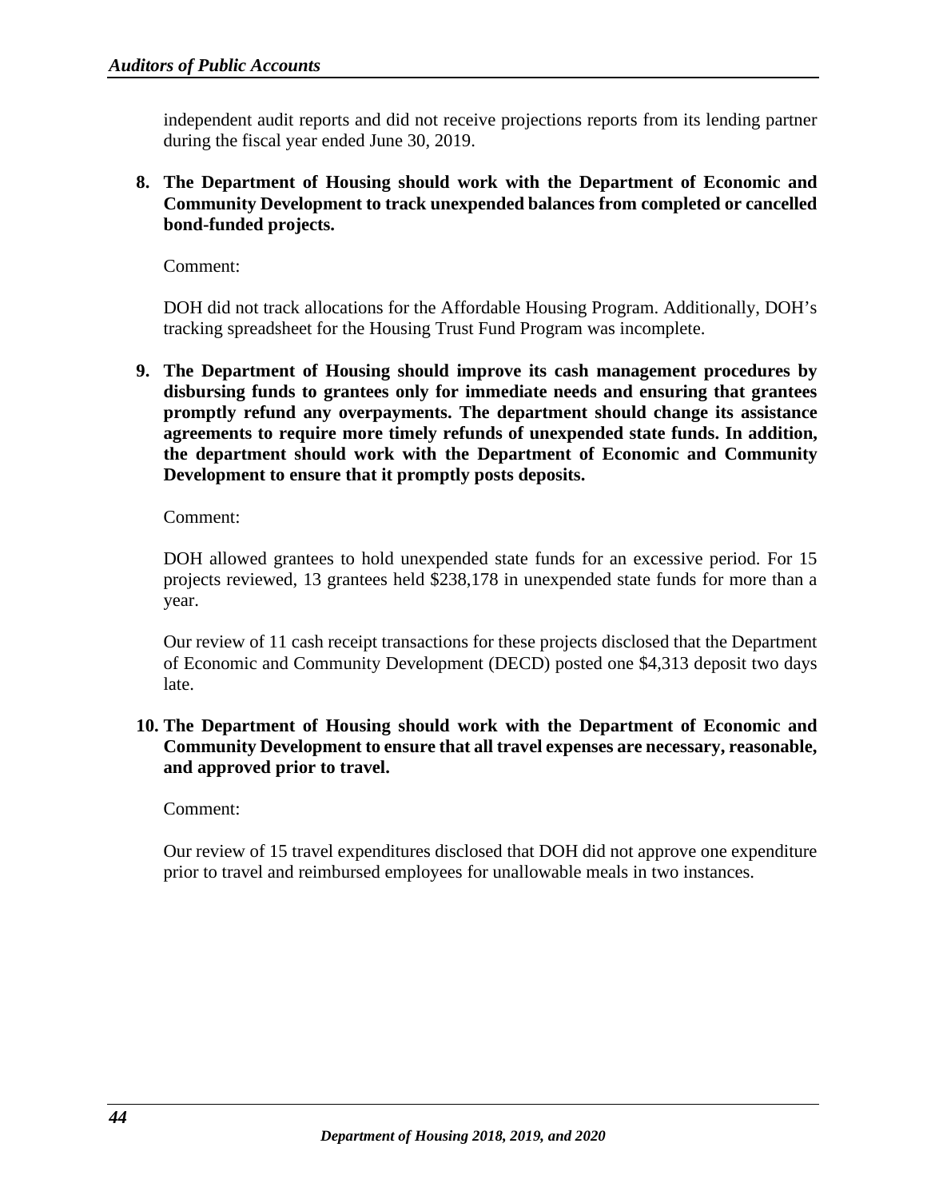independent audit reports and did not receive projections reports from its lending partner during the fiscal year ended June 30, 2019.

8. **The Department of Housing should work with the Department of Economic and Community Development to track unexpended balances from completed or cancelled bond-funded projects.**

   Comment:

   DOH did not track allocations for the Affordable Housing Program. Additionally, DOH's tracking spreadsheet for the Housing Trust Fund Program was incomplete.

9. **The Department of Housing should improve its cash management procedures by disbursing funds to grantees only for immediate needs and ensuring that grantees promptly refund any overpayments. The department should change its assistance agreements to require more timely refunds of unexpended state funds. In addition, the department should work with the Department of Economic and Community Development to ensure that it promptly posts deposits.**

   Comment:

   DOH allowed grantees to hold unexpended state funds for an excessive period. For 15 projects reviewed, 13 grantees held $238,178 in unexpended state funds for more than a year.

   Our review of 11 cash receipt transactions for these projects disclosed that the Department of Economic and Community Development (DECD) posted one $4,313 deposit two days late.

10. **The Department of Housing should work with the Department of Economic and Community Development to ensure that all travel expenses are necessary, reasonable, and approved prior to travel.**

    Comment:

    Our review of 15 travel expenditures disclosed that DOH did not approve one expenditure prior to travel and reimbursed employees for unallowable meals in two instances.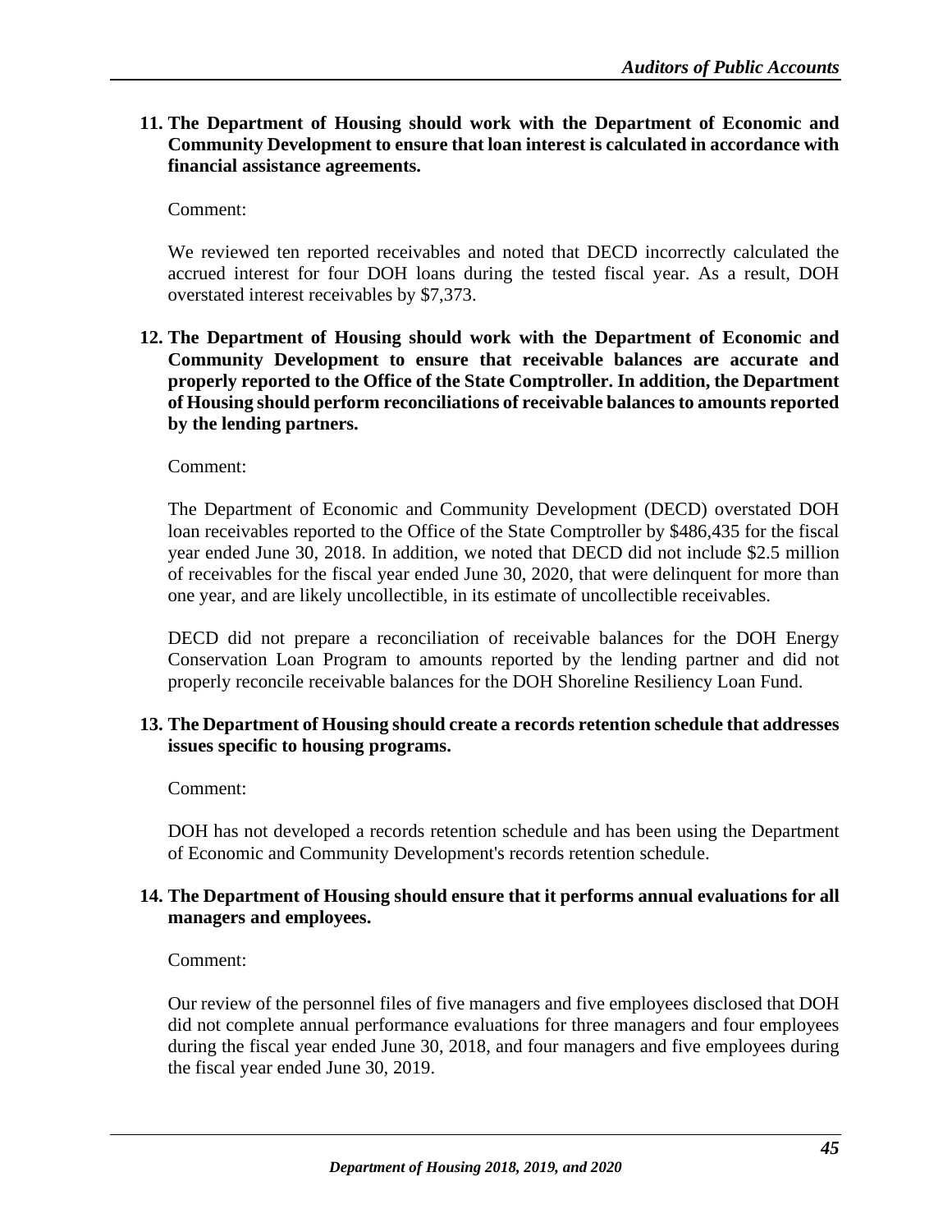11. **The Department of Housing should work with the Department of Economic and Community Development to ensure that loan interest is calculated in accordance with financial assistance agreements.**

    Comment:

    We reviewed ten reported receivables and noted that DECD incorrectly calculated the accrued interest for four DOH loans during the tested fiscal year. As a result, DOH overstated interest receivables by $7,373.

12. **The Department of Housing should work with the Department of Economic and Community Development to ensure that receivable balances are accurate and properly reported to the Office of the State Comptroller. In addition, the Department of Housing should perform reconciliations of receivable balances to amounts reported by the lending partners.**

    Comment:

    The Department of Economic and Community Development (DECD) overstated DOH loan receivables reported to the Office of the State Comptroller by $486,435 for the fiscal year ended June 30, 2018. In addition, we noted that DECD did not include $2.5 million of receivables for the fiscal year ended June 30, 2020, that were delinquent for more than one year, and are likely uncollectible, in its estimate of uncollectible receivables.

    DECD did not prepare a reconciliation of receivable balances for the DOH Energy Conservation Loan Program to amounts reported by the lending partner and did not properly reconcile receivable balances for the DOH Shoreline Resiliency Loan Fund.

13. **The Department of Housing should create a records retention schedule that addresses issues specific to housing programs.**

    Comment:

    DOH has not developed a records retention schedule and has been using the Department of Economic and Community Development's records retention schedule.

14. **The Department of Housing should ensure that it performs annual evaluations for all managers and employees.**

    Comment:

    Our review of the personnel files of five managers and five employees disclosed that DOH did not complete annual performance evaluations for three managers and four employees during the fiscal year ended June 30, 2018, and four managers and five employees during the fiscal year ended June 30, 2019.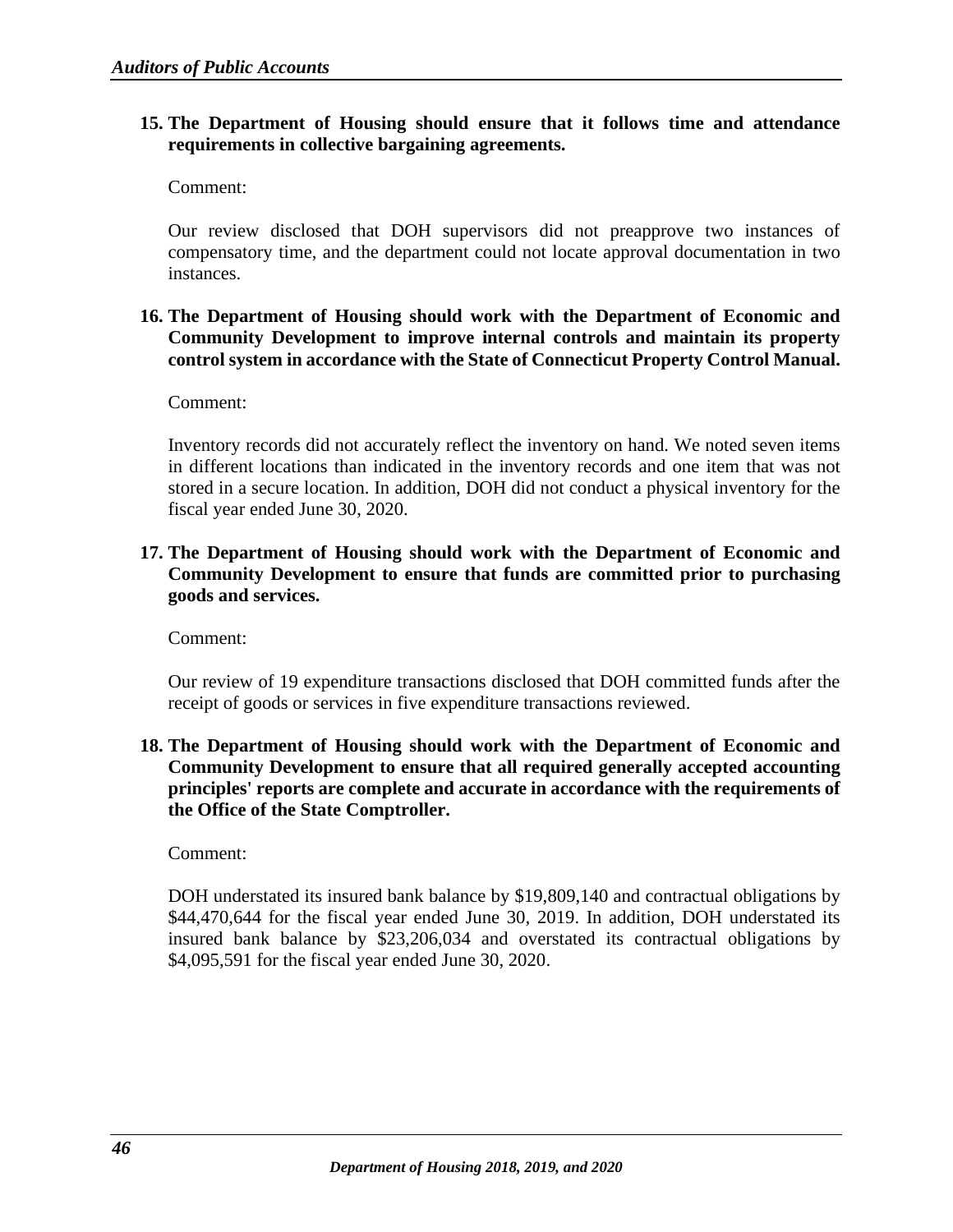**15. The Department of Housing should ensure that it follows time and attendance requirements in collective bargaining agreements.**

Comment:

Our review disclosed that DOH supervisors did not preapprove two instances of compensatory time, and the department could not locate approval documentation in two instances.

**16. The Department of Housing should work with the Department of Economic and Community Development to improve internal controls and maintain its property control system in accordance with the State of Connecticut Property Control Manual.**

Comment:

Inventory records did not accurately reflect the inventory on hand. We noted seven items in different locations than indicated in the inventory records and one item that was not stored in a secure location. In addition, DOH did not conduct a physical inventory for the fiscal year ended June 30, 2020.

**17. The Department of Housing should work with the Department of Economic and Community Development to ensure that funds are committed prior to purchasing goods and services.**

Comment:

Our review of 19 expenditure transactions disclosed that DOH committed funds after the receipt of goods or services in five expenditure transactions reviewed.

**18. The Department of Housing should work with the Department of Economic and Community Development to ensure that all required generally accepted accounting principles' reports are complete and accurate in accordance with the requirements of the Office of the State Comptroller.**

Comment:

DOH understated its insured bank balance by $19,809,140 and contractual obligations by $44,470,644 for the fiscal year ended June 30, 2019. In addition, DOH understated its insured bank balance by $23,206,034 and overstated its contractual obligations by $4,095,591 for the fiscal year ended June 30, 2020.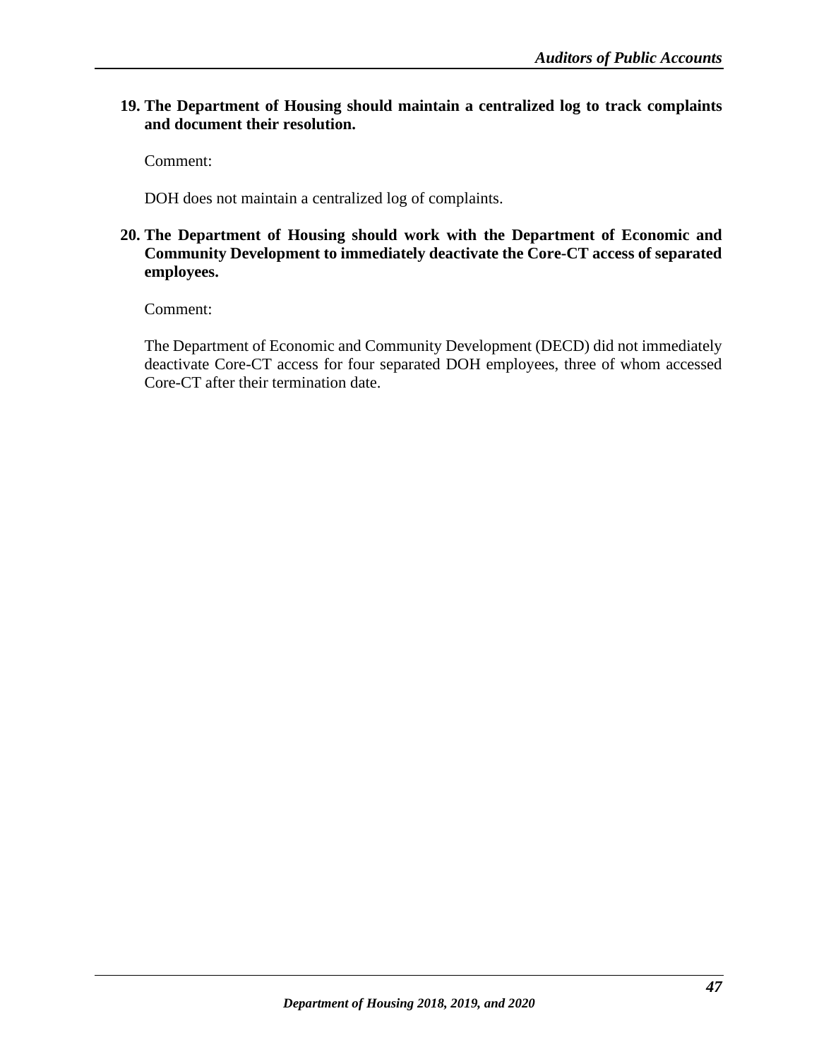**19. The Department of Housing should maintain a centralized log to track complaints and document their resolution.**

Comment:

DOH does not maintain a centralized log of complaints.

**20. The Department of Housing should work with the Department of Economic and Community Development to immediately deactivate the Core-CT access of separated employees.**

Comment:

The Department of Economic and Community Development (DECD) did not immediately deactivate Core-CT access for four separated DOH employees, three of whom accessed Core-CT after their termination date.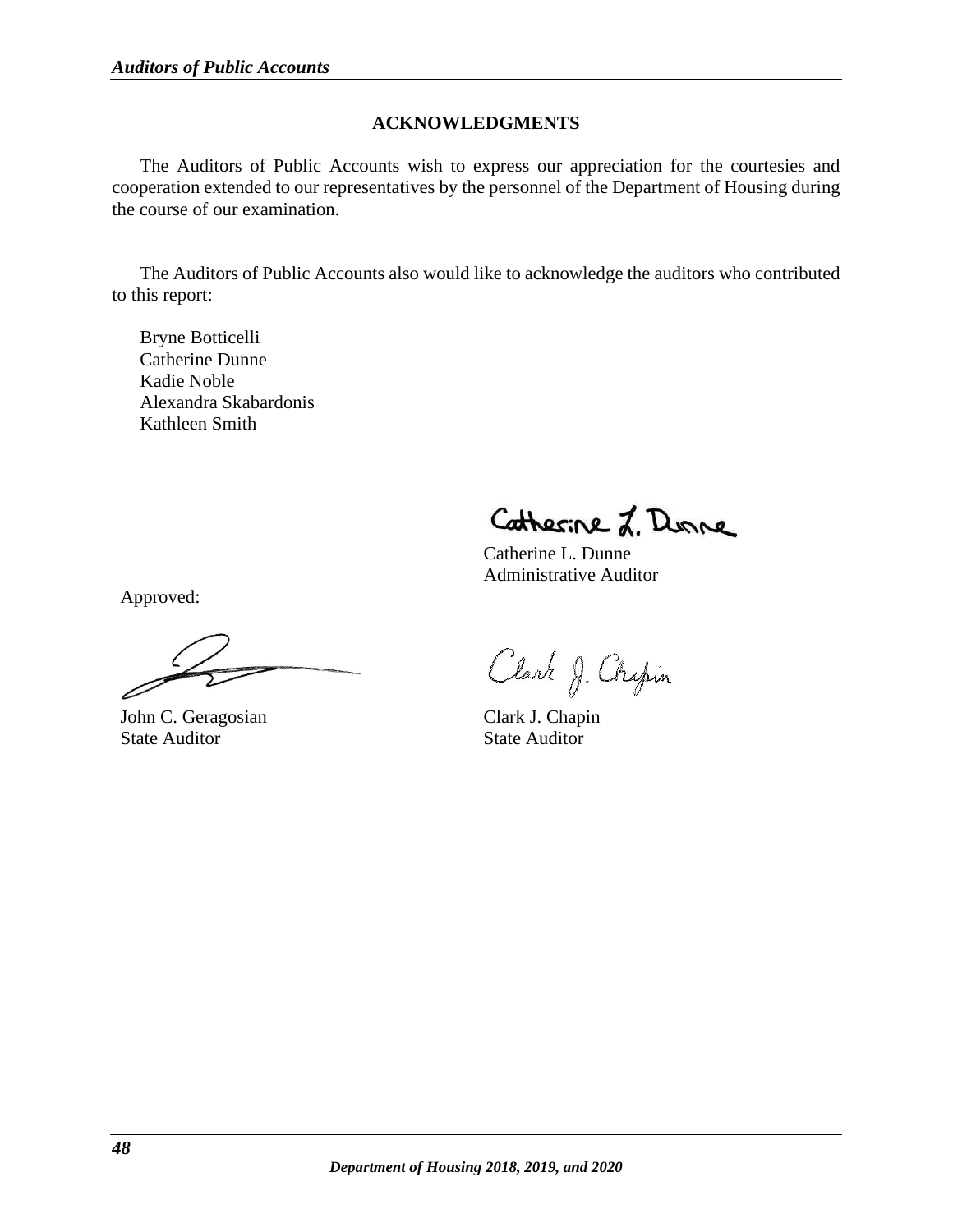## ACKNOWLEDGMENTS

The Auditors of Public Accounts wish to express our appreciation for the courtesies and cooperation extended to our representatives by the personnel of the Department of Housing during the course of our examination.

The Auditors of Public Accounts also would like to acknowledge the auditors who contributed to this report:

Bryne Botticelli
Catherine Dunne
Kadie Noble
Alexandra Skabardonis
Kathleen Smith

Catherine L. Dunne
Administrative Auditor

Approved:

John C. Geragosian
State Auditor

Clark J. Chapin
State Auditor